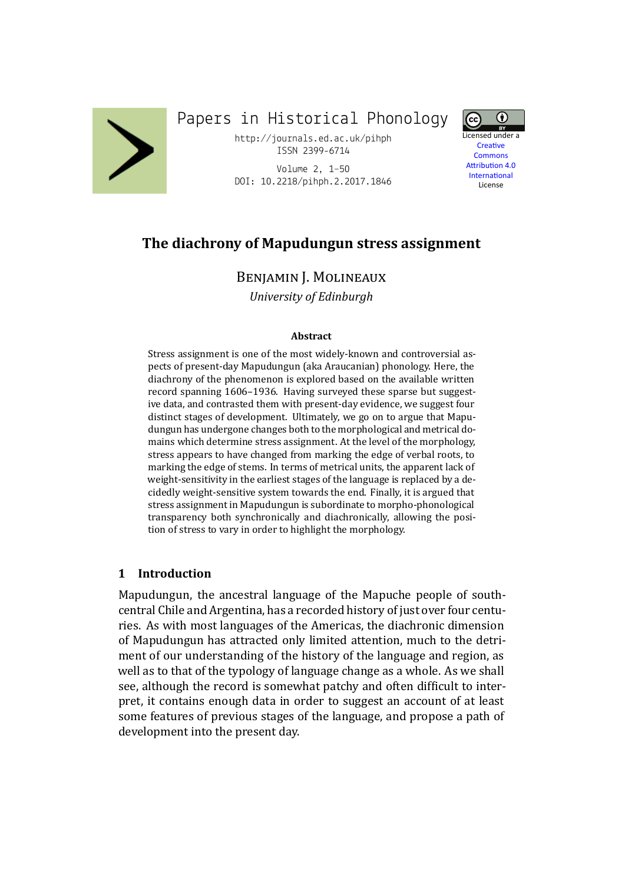Papers in Historical Phonology

http://journals.ed.ac.uk/pihph
ISSN 2399-6714

Volume 2, 1-50
DOI: 10.2218/pihph.2.2017.1846

Licensed under a Creative Commons Attribution 4.0 International License

# The diachrony of Mapudungun stress assignment

Benjamin J. Molineaux

*University of Edinburgh*

### Abstract

Stress assignment is one of the most widely-known and controversial aspects of present-day Mapudungun (aka Araucanian) phonology. Here, the diachrony of the phenomenon is explored based on the available written record spanning 1606–1936. Having surveyed these sparse but suggestive data, and contrasted them with present-day evidence, we suggest four distinct stages of development. Ultimately, we go on to argue that Mapudungun has undergone changes both to the morphological and metrical domains which determine stress assignment. At the level of the morphology, stress appears to have changed from marking the edge of verbal roots, to marking the edge of stems. In terms of metrical units, the apparent lack of weight-sensitivity in the earliest stages of the language is replaced by a decidedly weight-sensitive system towards the end. Finally, it is argued that stress assignment in Mapudungun is subordinate to morpho-phonological transparency both synchronically and diachronically, allowing the position of stress to vary in order to highlight the morphology.

## 1 Introduction

Mapudungun, the ancestral language of the Mapuche people of south-central Chile and Argentina, has a recorded history of just over four centuries. As with most languages of the Americas, the diachronic dimension of Mapudungun has attracted only limited attention, much to the detriment of our understanding of the history of the language and region, as well as to that of the typology of language change as a whole. As we shall see, although the record is somewhat patchy and often difficult to interpret, it contains enough data in order to suggest an account of at least some features of previous stages of the language, and propose a path of development into the present day.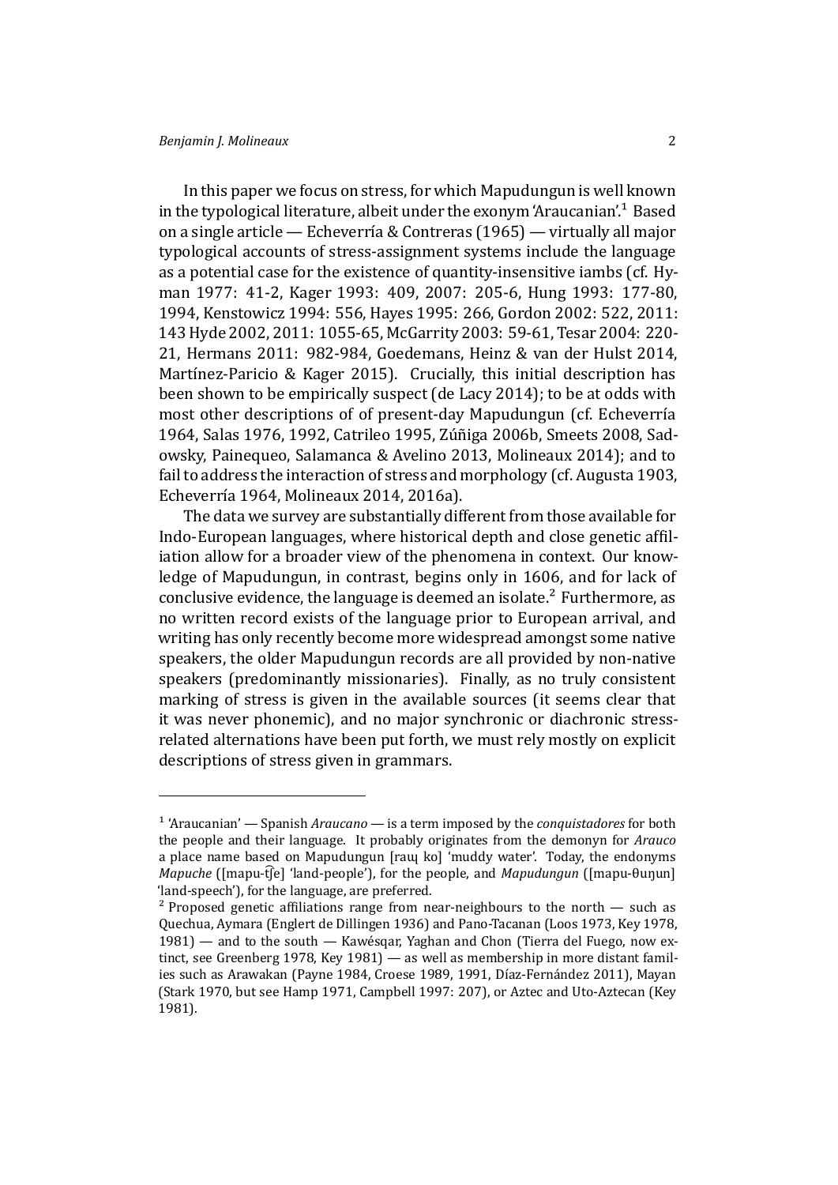In this paper we focus on stress, for which Mapudungun is well known in the typological literature, albeit under the exonym 'Araucanian'.[1] Based on a single article — Echeverría & Contreras (1965) — virtually all major typological accounts of stress-assignment systems include the language as a potential case for the existence of quantity-insensitive iambs (cf. Hyman 1977: 41-2, Kager 1993: 409, 2007: 205-6, Hung 1993: 177-80, 1994, Kenstowicz 1994: 556, Hayes 1995: 266, Gordon 2002: 522, 2011: 143 Hyde 2002, 2011: 1055-65, McGarrity 2003: 59-61, Tesar 2004: 220-21, Hermans 2011: 982-984, Goedemans, Heinz & van der Hulst 2014, Martínez-Paricio & Kager 2015). Crucially, this initial description has been shown to be empirically suspect (de Lacy 2014); to be at odds with most other descriptions of of present-day Mapudungun (cf. Echeverría 1964, Salas 1976, 1992, Catrileo 1995, Zúñiga 2006b, Smeets 2008, Sadowsky, Painequeo, Salamanca & Avelino 2013, Molineaux 2014); and to fail to address the interaction of stress and morphology (cf. Augusta 1903, Echeverría 1964, Molineaux 2014, 2016a).

The data we survey are substantially different from those available for Indo-European languages, where historical depth and close genetic affiliation allow for a broader view of the phenomena in context. Our knowledge of Mapudungun, in contrast, begins only in 1606, and for lack of conclusive evidence, the language is deemed an isolate.[2] Furthermore, as no written record exists of the language prior to European arrival, and writing has only recently become more widespread amongst some native speakers, the older Mapudungun records are all provided by non-native speakers (predominantly missionaries). Finally, as no truly consistent marking of stress is given in the available sources (it seems clear that it was never phonemic), and no major synchronic or diachronic stress-related alternations have been put forth, we must rely mostly on explicit descriptions of stress given in grammars.

---

[1] 'Araucanian' — Spanish *Araucano* — is a term imposed by the *conquistadores* for both the people and their language. It probably originates from the demonyn for *Arauco* a place name based on Mapudungun [raɰ ko] 'muddy water'. Today, the endonyms *Mapuche* ([mapu-t͡ʃe] 'land-people'), for the people, and *Mapudungun* ([mapu-θuŋun] 'land-speech'), for the language, are preferred.

[2] Proposed genetic affiliations range from near-neighbours to the north — such as Quechua, Aymara (Englert de Dillingen 1936) and Pano-Tacanan (Loos 1973, Key 1978, 1981) — and to the south — Kawésqar, Yaghan and Chon (Tierra del Fuego, now extinct, see Greenberg 1978, Key 1981) — as well as membership in more distant families such as Arawakan (Payne 1984, Croese 1989, 1991, Díaz-Fernández 2011), Mayan (Stark 1970, but see Hamp 1971, Campbell 1997: 207), or Aztec and Uto-Aztecan (Key 1981).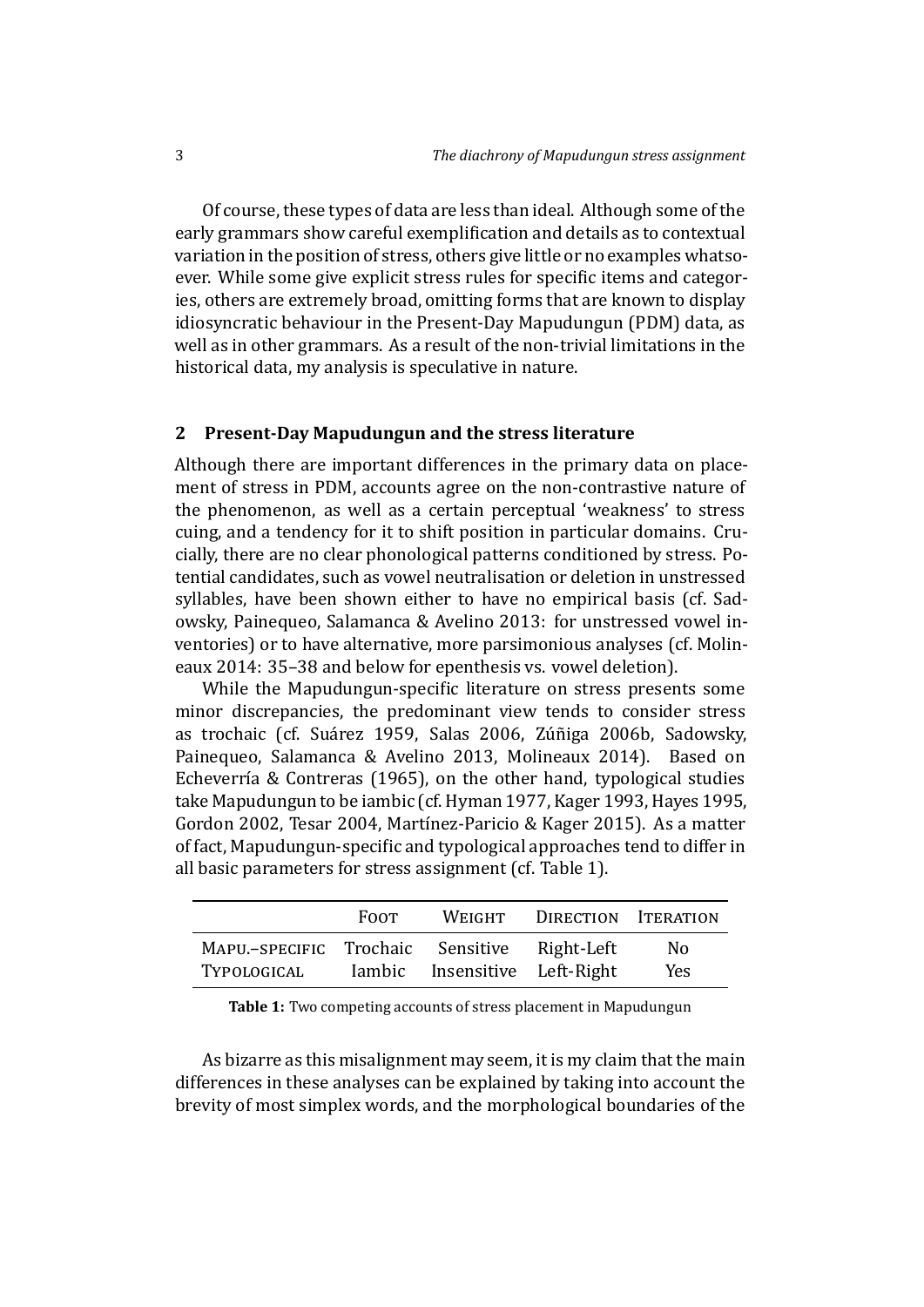Of course, these types of data are less than ideal. Although some of the early grammars show careful exemplification and details as to contextual variation in the position of stress, others give little or no examples whatsoever. While some give explicit stress rules for specific items and categories, others are extremely broad, omitting forms that are known to display idiosyncratic behaviour in the Present-Day Mapudungun (PDM) data, as well as in other grammars. As a result of the non-trivial limitations in the historical data, my analysis is speculative in nature.

## 2 Present-Day Mapudungun and the stress literature

Although there are important differences in the primary data on placement of stress in PDM, accounts agree on the non-contrastive nature of the phenomenon, as well as a certain perceptual 'weakness' to stress cuing, and a tendency for it to shift position in particular domains. Crucially, there are no clear phonological patterns conditioned by stress. Potential candidates, such as vowel neutralisation or deletion in unstressed syllables, have been shown either to have no empirical basis (cf. Sadowsky, Painequeo, Salamanca & Avelino 2013: for unstressed vowel inventories) or to have alternative, more parsimonious analyses (cf. Molineaux 2014: 35–38 and below for epenthesis vs. vowel deletion).

While the Mapudungun-specific literature on stress presents some minor discrepancies, the predominant view tends to consider stress as trochaic (cf. Suárez 1959, Salas 2006, Zúñiga 2006b, Sadowsky, Painequeo, Salamanca & Avelino 2013, Molineaux 2014). Based on Echeverría & Contreras (1965), on the other hand, typological studies take Mapudungun to be iambic (cf. Hyman 1977, Kager 1993, Hayes 1995, Gordon 2002, Tesar 2004, Martínez-Paricio & Kager 2015). As a matter of fact, Mapudungun-specific and typological approaches tend to differ in all basic parameters for stress assignment (cf. Table 1).

| | Foot | Weight | Direction | Iteration |
|---|---|---|---|---|
| Mapu.–specific | Trochaic | Sensitive | Right-Left | No |
| Typological | Iambic | Insensitive | Left-Right | Yes |

**Table 1:** Two competing accounts of stress placement in Mapudungun

As bizarre as this misalignment may seem, it is my claim that the main differences in these analyses can be explained by taking into account the brevity of most simplex words, and the morphological boundaries of the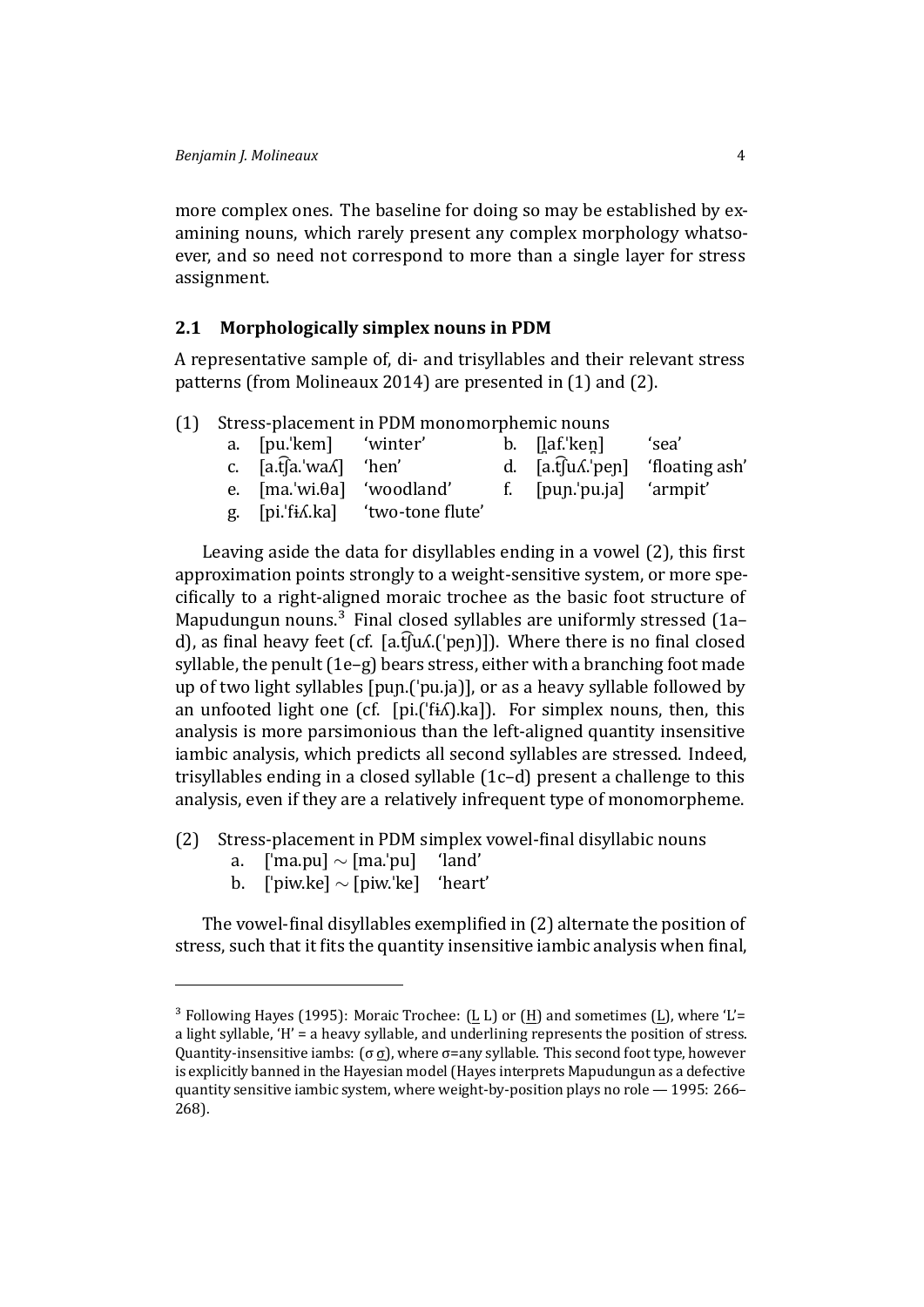more complex ones. The baseline for doing so may be established by examining nouns, which rarely present any complex morphology whatsoever, and so need not correspond to more than a single layer for stress assignment.

### 2.1 Morphologically simplex nouns in PDM

A representative sample of, di- and trisyllables and their relevant stress patterns (from Molineaux 2014) are presented in (1) and (2).

(1) Stress-placement in PDM monomorphemic nouns

| | | | | | |
|---|---|---|---|---|---|
| a. | [pu.ˈkem] | ‘winter’ | b. | [l̪af.ˈken̪] | ‘sea’ |
| c. | [a.t͡ʃa.ˈwaʎ] | ‘hen’ | d. | [a.t͡ʃuʎ.ˈpeɲ] | ‘floating ash’ |
| e. | [ma.ˈwi.θa] | ‘woodland’ | f. | [puɲ.ˈpu.ja] | ‘armpit’ |
| g. | [pi.ˈfɨʎ.ka] | ‘two-tone flute’ | | | |

Leaving aside the data for disyllables ending in a vowel (2), this first approximation points strongly to a weight-sensitive system, or more specifically to a right-aligned moraic trochee as the basic foot structure of Mapudungun nouns.[3] Final closed syllables are uniformly stressed (1a–d), as final heavy feet (cf. [a.t͡ʃuʎ.(ˈpeɲ)]). Where there is no final closed syllable, the penult (1e–g) bears stress, either with a branching foot made up of two light syllables [puɲ.(ˈpu.ja)], or as a heavy syllable followed by an unfooted light one (cf. [pi.(ˈfɨʎ).ka]). For simplex nouns, then, this analysis is more parsimonious than the left-aligned quantity insensitive iambic analysis, which predicts all second syllables are stressed. Indeed, trisyllables ending in a closed syllable (1c–d) present a challenge to this analysis, even if they are a relatively infrequent type of monomorpheme.

(2) Stress-placement in PDM simplex vowel-final disyllabic nouns
  a. [ˈma.pu] ∼ [ma.ˈpu] ‘land’
  b. [ˈpiw.ke] ∼ [piw.ˈke] ‘heart’

The vowel-final disyllables exemplified in (2) alternate the position of stress, such that it fits the quantity insensitive iambic analysis when final,

---

[3] Following Hayes (1995): Moraic Trochee: (L̲ L) or (H̲) and sometimes (L̲), where ‘L’= a light syllable, ‘H’ = a heavy syllable, and underlining represents the position of stress. Quantity-insensitive iambs: (σ σ̲), where σ=any syllable. This second foot type, however is explicitly banned in the Hayesian model (Hayes interprets Mapudungun as a defective quantity sensitive iambic system, where weight-by-position plays no role — 1995: 266–268).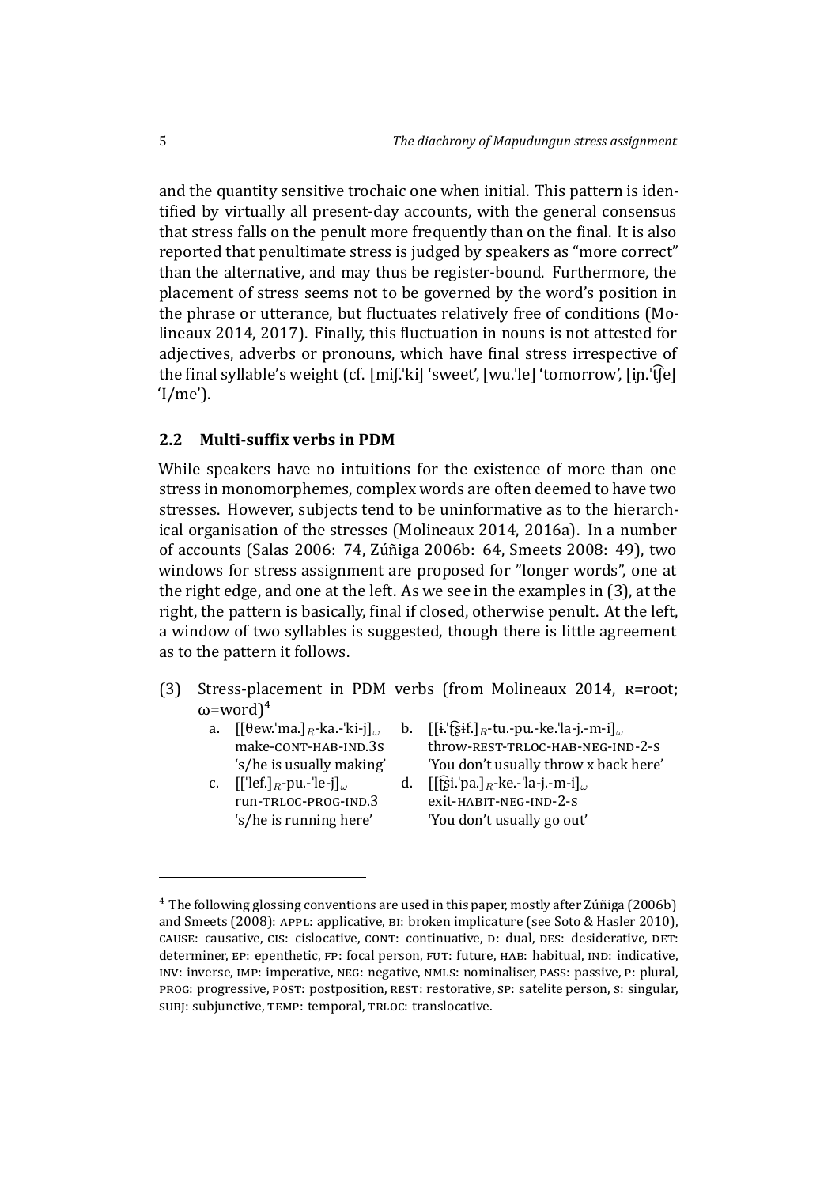and the quantity sensitive trochaic one when initial. This pattern is identified by virtually all present-day accounts, with the general consensus that stress falls on the penult more frequently than on the final. It is also reported that penultimate stress is judged by speakers as "more correct" than the alternative, and may thus be register-bound. Furthermore, the placement of stress seems not to be governed by the word's position in the phrase or utterance, but fluctuates relatively free of conditions (Molineaux 2014, 2017). Finally, this fluctuation in nouns is not attested for adjectives, adverbs or pronouns, which have final stress irrespective of the final syllable's weight (cf. [miʃ.ˈki] 'sweet', [wu.ˈle] 'tomorrow', [iɲ.ˈt͡ʃe] 'I/me').

### 2.2 Multi-suffix verbs in PDM

While speakers have no intuitions for the existence of more than one stress in monomorphemes, complex words are often deemed to have two stresses. However, subjects tend to be uninformative as to the hierarchical organisation of the stresses (Molineaux 2014, 2016a). In a number of accounts (Salas 2006: 74, Zúñiga 2006b: 64, Smeets 2008: 49), two windows for stress assignment are proposed for "longer words", one at the right edge, and one at the left. As we see in the examples in (3), at the right, the pattern is basically, final if closed, otherwise penult. At the left, a window of two syllables is suggested, though there is little agreement as to the pattern it follows.

(3) Stress-placement in PDM verbs (from Molineaux 2014, R=root; ω=word)[4]

a. $[[$θew.ˈma.$]_R$-ka.-ˈki-j$]_\omega$
make-CONT-HAB-IND.3S
's/he is usually making'

b. $[[$ɨ.ˈt͡ʂɨf.$]_R$-tu.-pu.-ke.ˈla-j.-m-i$]_\omega$
throw-REST-TRLOC-HAB-NEG-IND-2-S
'You don't usually throw x back here'

c. $[[$ˈlef.$]_R$-pu.-ˈle-j$]_\omega$
run-TRLOC-PROG-IND.3
's/he is running here'

d. $[[$t͡ʂi.ˈpa.$]_R$-ke.-ˈla-j.-m-i$]_\omega$
exit-HABIT-NEG-IND-2-S
'You don't usually go out'

---

[4] The following glossing conventions are used in this paper, mostly after Zúñiga (2006b) and Smeets (2008): APPL: applicative, BI: broken implicature (see Soto & Hasler 2010), CAUSE: causative, CIS: cislocative, CONT: continuative, D: dual, DES: desiderative, DET: determiner, EP: epenthetic, FP: focal person, FUT: future, HAB: habitual, IND: indicative, INV: inverse, IMP: imperative, NEG: negative, NMLS: nominaliser, PASS: passive, P: plural, PROG: progressive, POST: postposition, REST: restorative, SP: satelite person, S: singular, SUBJ: subjunctive, TEMP: temporal, TRLOC: translocative.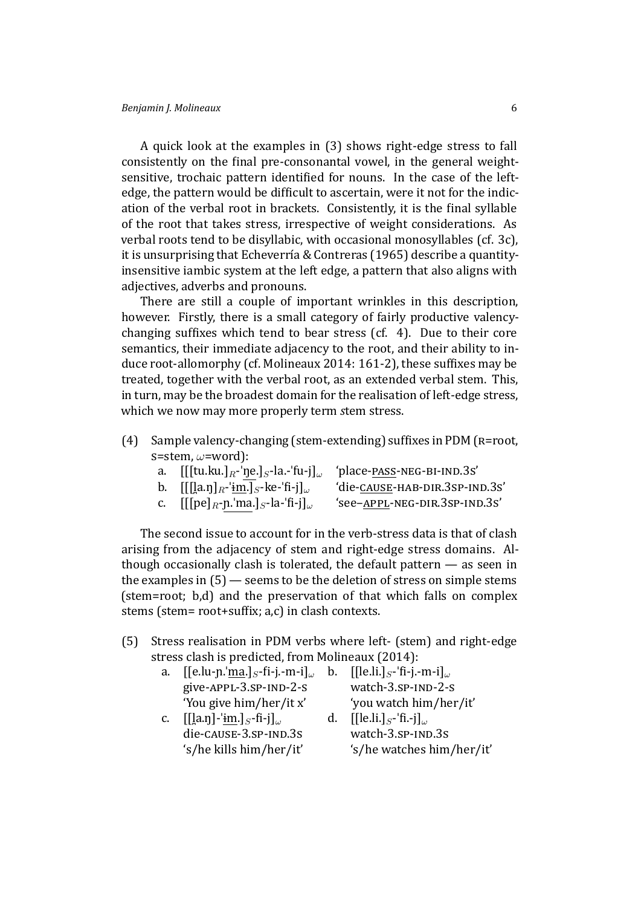A quick look at the examples in (3) shows right-edge stress to fall consistently on the final pre-consonantal vowel, in the general weight-sensitive, trochaic pattern identified for nouns. In the case of the left-edge, the pattern would be difficult to ascertain, were it not for the indication of the verbal root in brackets. Consistently, it is the final syllable of the root that takes stress, irrespective of weight considerations. As verbal roots tend to be disyllabic, with occasional monosyllables (cf. 3c), it is unsurprising that Echeverría & Contreras (1965) describe a quantity-insensitive iambic system at the left edge, a pattern that also aligns with adjectives, adverbs and pronouns.

There are still a couple of important wrinkles in this description, however. Firstly, there is a small category of fairly productive valency-changing suffixes which tend to bear stress (cf. 4). Due to their core semantics, their immediate adjacency to the root, and their ability to induce root-allomorphy (cf. Molineaux 2014: 161-2), these suffixes may be treated, together with the verbal root, as an extended verbal stem. This, in turn, may be the broadest domain for the realisation of left-edge stress, which we now may more properly term *s*tem stress.

(4) Sample valency-changing (stem-extending) suffixes in PDM (R=root, S=stem, ω=word):

a. $[[[$tu.ku.$]_R$-ˈŋe.$]_S$-la.-ˈfu-j$]_\omega$ 'place-PASS-NEG-BI-IND.3S'

b. $[[[$l̥a.ŋ$]_R$-ˈɨm.$]_S$-ke-ˈfi-j$]_\omega$ 'die-CAUSE-HAB-DIR.3SP-IND.3S'

c. $[[[$pe$]_R$-ɲ.ˈma.$]_S$-la-ˈfi-j$]_\omega$ 'see–APPL-NEG-DIR.3SP-IND.3S'

The second issue to account for in the verb-stress data is that of clash arising from the adjacency of stem and right-edge stress domains. Although occasionally clash is tolerated, the default pattern — as seen in the examples in (5) — seems to be the deletion of stress on simple stems (stem=root; b,d) and the preservation of that which falls on complex stems (stem= root+suffix; a,c) in clash contexts.

(5) Stress realisation in PDM verbs where left- (stem) and right-edge stress clash is predicted, from Molineaux (2014):

a. $[[$e.lu-ɲ.ˈma.$]_S$-fi-j.-m-i$]_\omega$
give-APPL-3.SP-IND-2-S
'You give him/her/it x'

b. $[[$le.li.$]_S$-ˈfi-j.-m-i$]_\omega$
watch-3.SP-IND-2-S
'you watch him/her/it'

c. $[[[$l̥a.ŋ$]$-ˈɨm.$]_S$-fi-j$]_\omega$
die-CAUSE-3.SP-IND.3S
's/he kills him/her/it'

d. $[[$le.li.$]_S$-ˈfi.-j$]_\omega$
watch-3.SP-IND.3S
's/he watches him/her/it'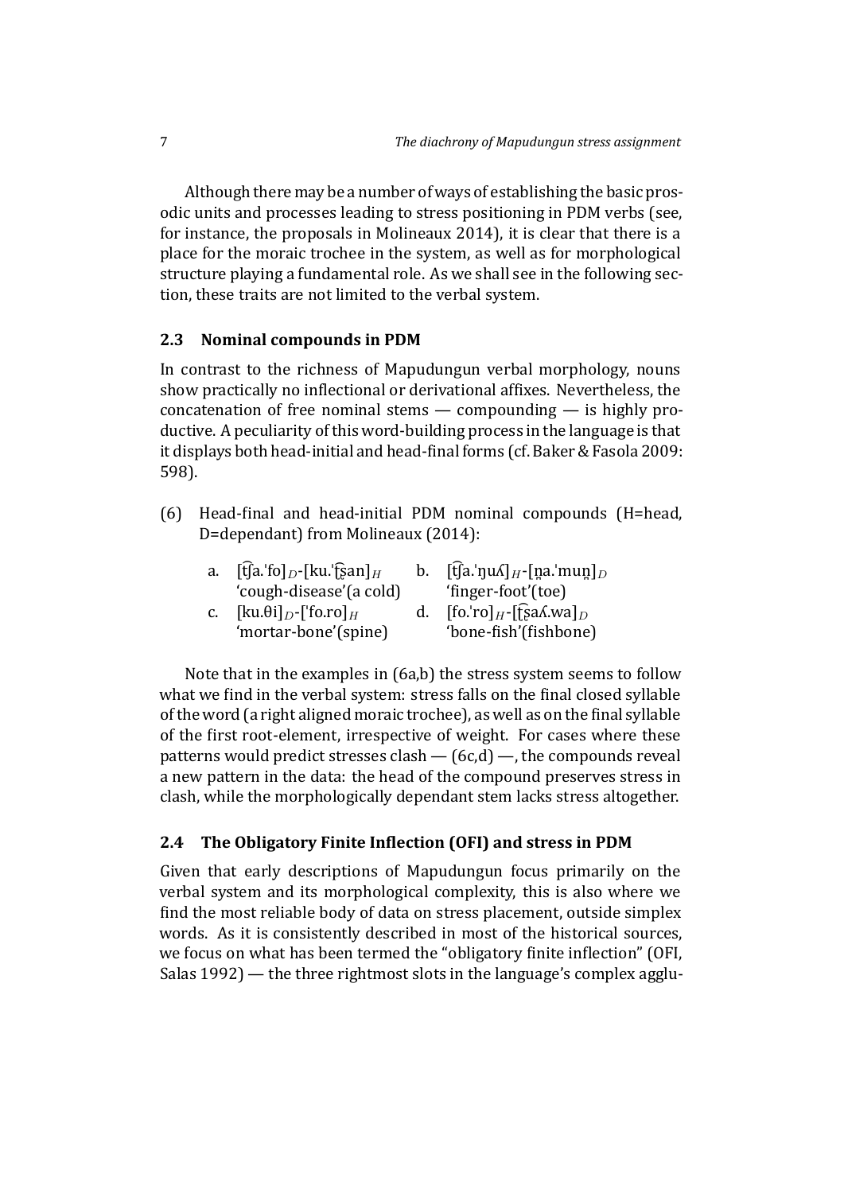Although there may be a number of ways of establishing the basic prosodic units and processes leading to stress positioning in PDM verbs (see, for instance, the proposals in Molineaux 2014), it is clear that there is a place for the moraic trochee in the system, as well as for morphological structure playing a fundamental role. As we shall see in the following section, these traits are not limited to the verbal system.

### 2.3 Nominal compounds in PDM

In contrast to the richness of Mapudungun verbal morphology, nouns show practically no inflectional or derivational affixes. Nevertheless, the concatenation of free nominal stems — compounding — is highly productive. A peculiarity of this word-building process in the language is that it displays both head-initial and head-final forms (cf. Baker & Fasola 2009: 598).

(6) Head-final and head-initial PDM nominal compounds (H=head, D=dependant) from Molineaux (2014):

a. [t͡ʃa.ˈfo]$_D$-[ku.ˈt͡ʂan]$_H$
'cough-disease'(a cold)

b. [t͡ʃa.ˈŋuʎ]$_H$-[n̪a.ˈmun̪]$_D$
'finger-foot'(toe)

c. [ku.θi]$_D$-[ˈfo.ro]$_H$
'mortar-bone'(spine)

d. [fo.ˈro]$_H$-[t͡ʂaʎ.wa]$_D$
'bone-fish'(fishbone)

Note that in the examples in (6a,b) the stress system seems to follow what we find in the verbal system: stress falls on the final closed syllable of the word (a right aligned moraic trochee), as well as on the final syllable of the first root-element, irrespective of weight. For cases where these patterns would predict stresses clash — (6c,d) —, the compounds reveal a new pattern in the data: the head of the compound preserves stress in clash, while the morphologically dependant stem lacks stress altogether.

### 2.4 The Obligatory Finite Inflection (OFI) and stress in PDM

Given that early descriptions of Mapudungun focus primarily on the verbal system and its morphological complexity, this is also where we find the most reliable body of data on stress placement, outside simplex words. As it is consistently described in most of the historical sources, we focus on what has been termed the "obligatory finite inflection" (OFI, Salas 1992) — the three rightmost slots in the language's complex agglu-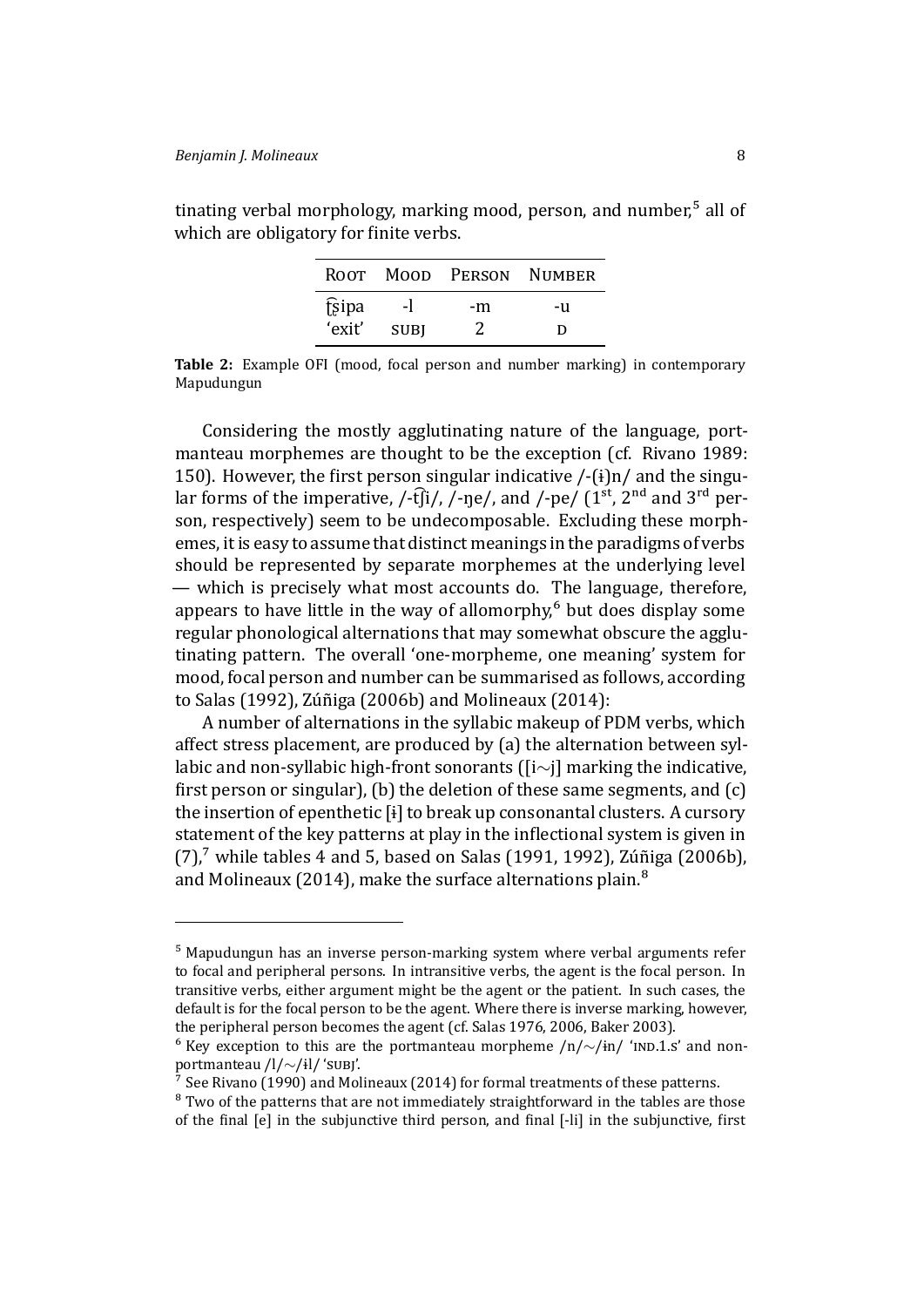tinating verbal morphology, marking mood, person, and number,[5] all of which are obligatory for finite verbs.

| ROOT | MOOD | PERSON | NUMBER |
|---|---|---|---|
| t͡ʂipa | -l | -m | -u |
| 'exit' | SUBJ | 2 | D |

**Table 2:** Example OFI (mood, focal person and number marking) in contemporary Mapudungun

Considering the mostly agglutinating nature of the language, portmanteau morphemes are thought to be the exception (cf. Rivano 1989: 150). However, the first person singular indicative /-(ɨ)n/ and the singular forms of the imperative, /-t͡ʃi/, /-ŋe/, and /-pe/ (1[st], 2[nd] and 3[rd] person, respectively) seem to be undecomposable. Excluding these morphemes, it is easy to assume that distinct meanings in the paradigms of verbs should be represented by separate morphemes at the underlying level — which is precisely what most accounts do. The language, therefore, appears to have little in the way of allomorphy,[6] but does display some regular phonological alternations that may somewhat obscure the agglutinating pattern. The overall 'one-morpheme, one meaning' system for mood, focal person and number can be summarised as follows, according to Salas (1992), Zúñiga (2006b) and Molineaux (2014):

A number of alternations in the syllabic makeup of PDM verbs, which affect stress placement, are produced by (a) the alternation between syllabic and non-syllabic high-front sonorants ([i∼j] marking the indicative, first person or singular), (b) the deletion of these same segments, and (c) the insertion of epenthetic [ɨ] to break up consonantal clusters. A cursory statement of the key patterns at play in the inflectional system is given in (7),[7] while tables 4 and 5, based on Salas (1991, 1992), Zúñiga (2006b), and Molineaux (2014), make the surface alternations plain.[8]

---

[5] Mapudungun has an inverse person-marking system where verbal arguments refer to focal and peripheral persons. In intransitive verbs, the agent is the focal person. In transitive verbs, either argument might be the agent or the patient. In such cases, the default is for the focal person to be the agent. Where there is inverse marking, however, the peripheral person becomes the agent (cf. Salas 1976, 2006, Baker 2003).

[6] Key exception to this are the portmanteau morpheme /n/∼/ɨn/ 'IND.1.S' and non-portmanteau /l/∼/ɨl/ 'SUBJ'.

[7] See Rivano (1990) and Molineaux (2014) for formal treatments of these patterns.

[8] Two of the patterns that are not immediately straightforward in the tables are those of the final [e] in the subjunctive third person, and final [-li] in the subjunctive, first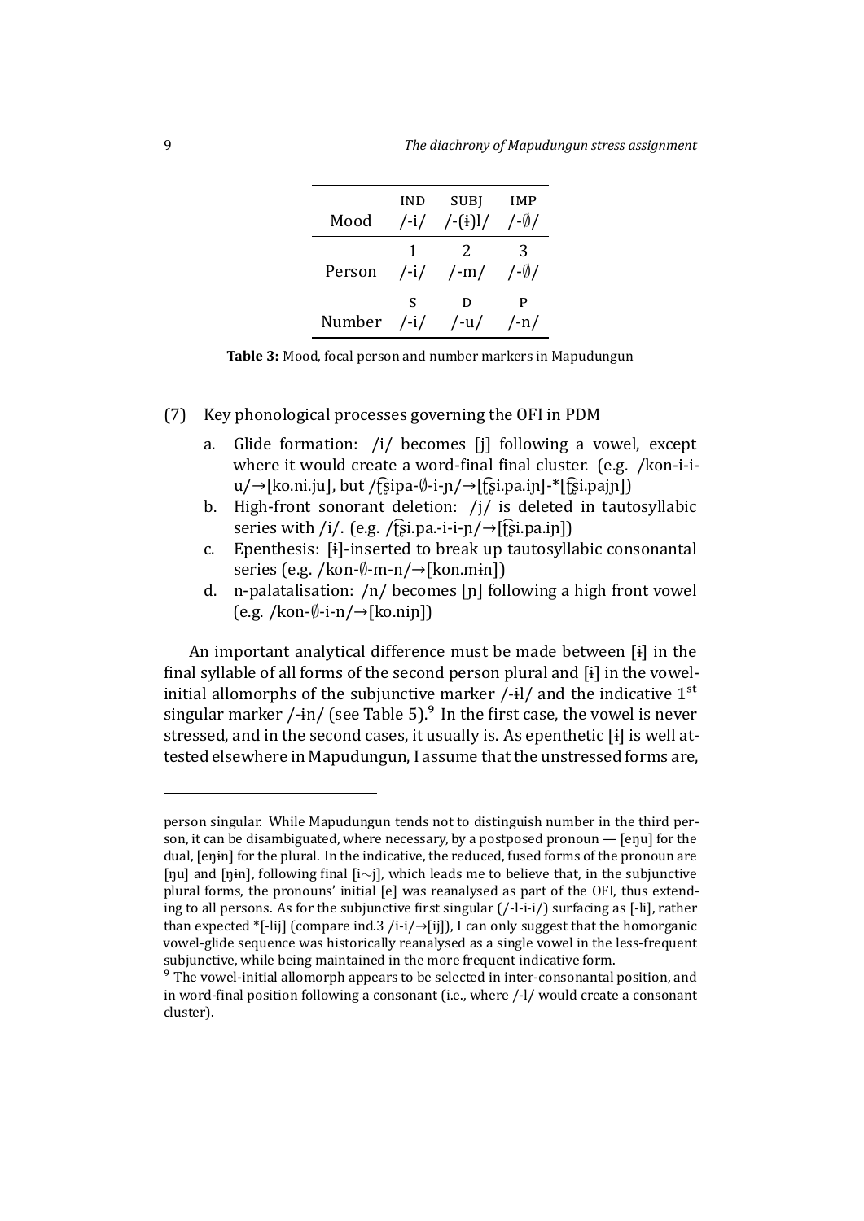| | IND | SUBJ | IMP |
|---|---|---|---|
| Mood | /-i/ | /-(ɨ)l/ | /-∅/ |
| | 1 | 2 | 3 |
| Person | /-i/ | /-m/ | /-∅/ |
| | S | D | P |
| Number | /-i/ | /-u/ | /-n/ |

**Table 3:** Mood, focal person and number markers in Mapudungun

(7) Key phonological processes governing the OFI in PDM

a. Glide formation: /i/ becomes [j] following a vowel, except where it would create a word-final final cluster. (e.g. /kon-i-i-u/→[ko.ni.ju], but /t͡ʂipa-∅-i-ɲ/→[t͡ʂi.pa.iɲ]-*[t͡ʂi.pajɲ])

b. High-front sonorant deletion: /j/ is deleted in tautosyllabic series with /i/. (e.g. /t͡ʂi.pa.-i-i-ɲ/→[t͡ʂi.pa.iɲ])

c. Epenthesis: [ɨ]-inserted to break up tautosyllabic consonantal series (e.g. /kon-∅-m-n/→[kon.mɨn])

d. n-palatalisation: /n/ becomes [ɲ] following a high front vowel (e.g. /kon-∅-i-n/→[ko.niɲ])

An important analytical difference must be made between [ɨ] in the final syllable of all forms of the second person plural and [ɨ] in the vowel-initial allomorphs of the subjunctive marker /-ɨl/ and the indicative 1[st] singular marker /-ɨn/ (see Table 5).[9] In the first case, the vowel is never stressed, and in the second cases, it usually is. As epenthetic [ɨ] is well attested elsewhere in Mapudungun, I assume that the unstressed forms are,

---

person singular. While Mapudungun tends not to distinguish number in the third person, it can be disambiguated, where necessary, by a postposed pronoun — [eŋu] for the dual, [eŋɨn] for the plural. In the indicative, the reduced, fused forms of the pronoun are [ŋu] and [ŋɨn], following final [i∼j], which leads me to believe that, in the subjunctive plural forms, the pronouns' initial [e] was reanalysed as part of the OFI, thus extending to all persons. As for the subjunctive first singular (/-l-i-i/) surfacing as [-li], rather than expected *[-lij] (compare ind.3 /i-i/→[ij]), I can only suggest that the homorganic vowel-glide sequence was historically reanalysed as a single vowel in the less-frequent subjunctive, while being maintained in the more frequent indicative form.

[9] The vowel-initial allomorph appears to be selected in inter-consonantal position, and in word-final position following a consonant (i.e., where /-l/ would create a consonant cluster).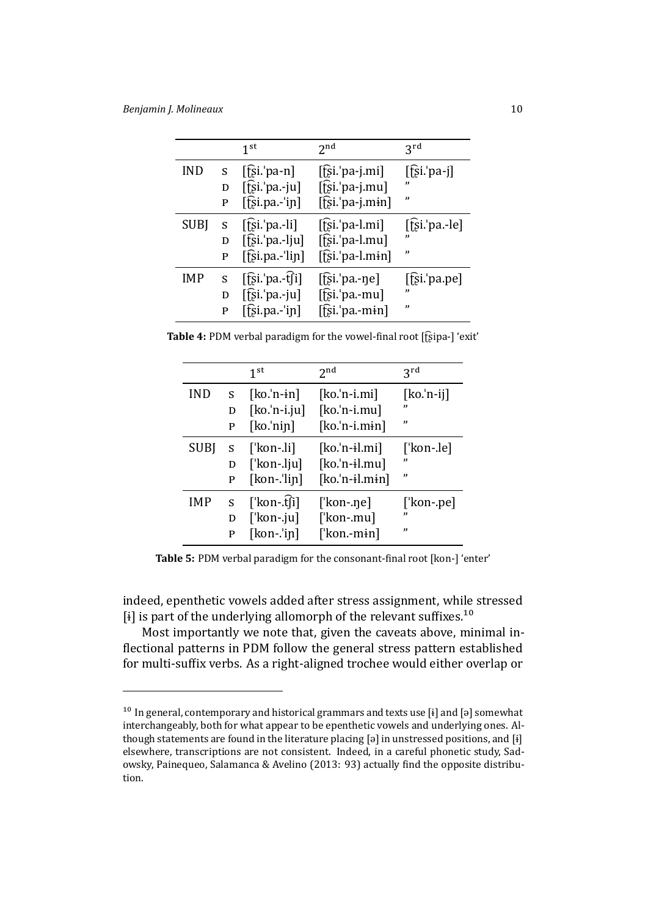| | | 1st | 2nd | 3rd |
|---|---|---|---|---|
| IND | S | [t͡ʂi.ˈpa-n] | [t͡ʂi.ˈpa-j.mi] | [t͡ʂi.ˈpa-j] |
| | D | [t͡ʂi.ˈpa.-ju] | [t͡ʂi.ˈpa-j.mu] | ” |
| | P | [t͡ʂi.pa.-ˈiɲ] | [t͡ʂi.ˈpa-j.mɨn] | ” |
| SUBJ | S | [t͡ʂi.ˈpa.-li] | [t͡ʂi.ˈpa-l.mi] | [t͡ʂi.ˈpa.-le] |
| | D | [t͡ʂi.ˈpa.-lju] | [t͡ʂi.ˈpa-l.mu] | ” |
| | P | [t͡ʂi.pa.-ˈliɲ] | [t͡ʂi.ˈpa-l.mɨn] | ” |
| IMP | S | [t͡ʂi.ˈpa.-t͡ʃi] | [t͡ʂi.ˈpa.-ɲe] | [t͡ʂi.ˈpa.pe] |
| | D | [t͡ʂi.ˈpa.-ju] | [t͡ʂi.ˈpa.-mu] | ” |
| | P | [t͡ʂi.pa.-ˈiɲ] | [t͡ʂi.ˈpa.-mɨn] | ” |

**Table 4:** PDM verbal paradigm for the vowel-final root [t͡ʂipa-] ‘exit’

| | | 1st | 2nd | 3rd |
|---|---|---|---|---|
| IND | S | [ko.ˈn-ɨn] | [ko.ˈn-i.mi] | [ko.ˈn-ij] |
| | D | [ko.ˈn-i.ju] | [ko.ˈn-i.mu] | ” |
| | P | [ko.ˈniɲ] | [ko.ˈn-i.mɨn] | ” |
| SUBJ | S | [ˈkon-.li] | [ko.ˈn-ɨl.mi] | [ˈkon-.le] |
| | D | [ˈkon-.lju] | [ko.ˈn-ɨl.mu] | ” |
| | P | [kon-.ˈliɲ] | [ko.ˈn-ɨl.mɨn] | ” |
| IMP | S | [ˈkon-.t͡ʃi] | [ˈkon-.ɲe] | [ˈkon-.pe] |
| | D | [ˈkon-.ju] | [ˈkon-.mu] | ” |
| | P | [kon-.ˈiɲ] | [ˈkon.-mɨn] | ” |

**Table 5:** PDM verbal paradigm for the consonant-final root [kon-] ‘enter’

indeed, epenthetic vowels added after stress assignment, while stressed [ɨ] is part of the underlying allomorph of the relevant suffixes.[10]

Most importantly we note that, given the caveats above, minimal inflectional patterns in PDM follow the general stress pattern established for multi-suffix verbs. As a right-aligned trochee would either overlap or

[10] In general, contemporary and historical grammars and texts use [ɨ] and [ə] somewhat interchangeably, both for what appear to be epenthetic vowels and underlying ones. Although statements are found in the literature placing [ə] in unstressed positions, and [ɨ] elsewhere, transcriptions are not consistent. Indeed, in a careful phonetic study, Sadowsky, Painequeo, Salamanca & Avelino (2013: 93) actually find the opposite distribution.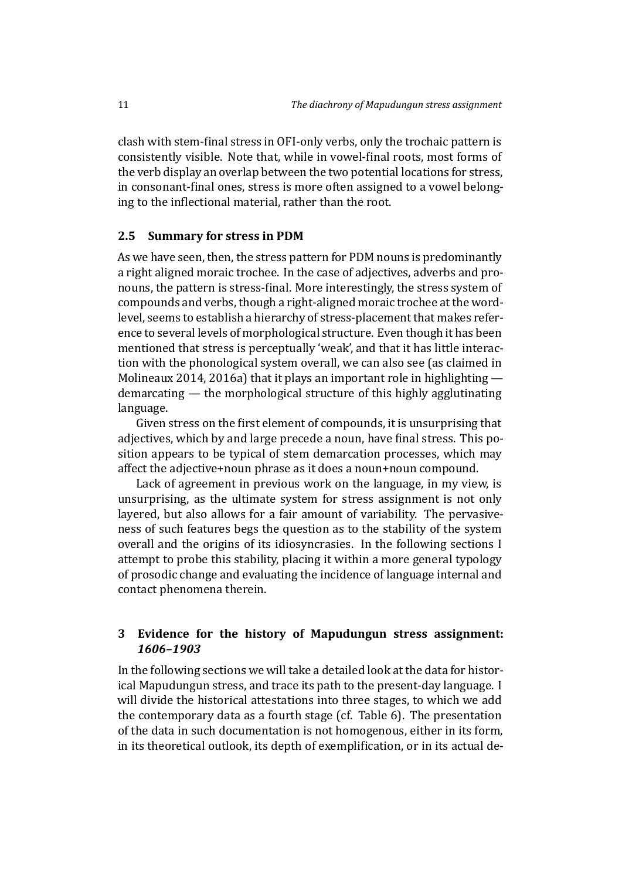clash with stem-final stress in OFI-only verbs, only the trochaic pattern is consistently visible. Note that, while in vowel-final roots, most forms of the verb display an overlap between the two potential locations for stress, in consonant-final ones, stress is more often assigned to a vowel belonging to the inflectional material, rather than the root.

### 2.5 Summary for stress in PDM

As we have seen, then, the stress pattern for PDM nouns is predominantly a right aligned moraic trochee. In the case of adjectives, adverbs and pronouns, the pattern is stress-final. More interestingly, the stress system of compounds and verbs, though a right-aligned moraic trochee at the word-level, seems to establish a hierarchy of stress-placement that makes reference to several levels of morphological structure. Even though it has been mentioned that stress is perceptually 'weak', and that it has little interaction with the phonological system overall, we can also see (as claimed in Molineaux 2014, 2016a) that it plays an important role in highlighting — demarcating — the morphological structure of this highly agglutinating language.

Given stress on the first element of compounds, it is unsurprising that adjectives, which by and large precede a noun, have final stress. This position appears to be typical of stem demarcation processes, which may affect the adjective+noun phrase as it does a noun+noun compound.

Lack of agreement in previous work on the language, in my view, is unsurprising, as the ultimate system for stress assignment is not only layered, but also allows for a fair amount of variability. The pervasiveness of such features begs the question as to the stability of the system overall and the origins of its idiosyncrasies. In the following sections I attempt to probe this stability, placing it within a more general typology of prosodic change and evaluating the incidence of language internal and contact phenomena therein.

## 3 Evidence for the history of Mapudungun stress assignment: *1606–1903*

In the following sections we will take a detailed look at the data for historical Mapudungun stress, and trace its path to the present-day language. I will divide the historical attestations into three stages, to which we add the contemporary data as a fourth stage (cf. Table 6). The presentation of the data in such documentation is not homogenous, either in its form, in its theoretical outlook, its depth of exemplification, or in its actual de-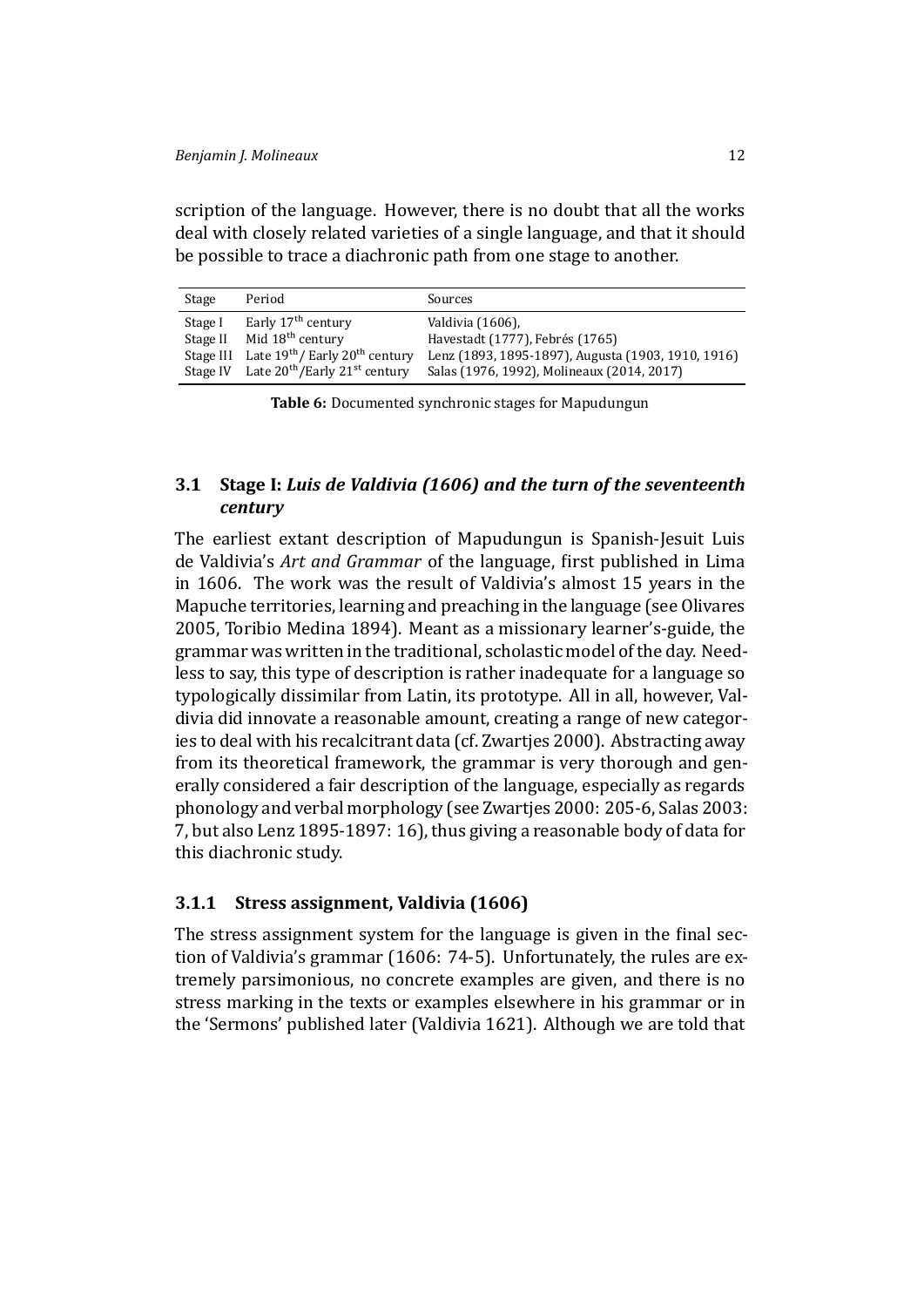scription of the language. However, there is no doubt that all the works deal with closely related varieties of a single language, and that it should be possible to trace a diachronic path from one stage to another.

| Stage | Period | Sources |
|---|---|---|
| Stage I | Early 17th century | Valdivia (1606), |
| Stage II | Mid 18th century | Havestadt (1777), Febrés (1765) |
| Stage III | Late 19th/ Early 20th century | Lenz (1893, 1895-1897), Augusta (1903, 1910, 1916) |
| Stage IV | Late 20th/Early 21st century | Salas (1976, 1992), Molineaux (2014, 2017) |

**Table 6:** Documented synchronic stages for Mapudungun

### 3.1 Stage I: *Luis de Valdivia (1606) and the turn of the seventeenth century*

The earliest extant description of Mapudungun is Spanish-Jesuit Luis de Valdivia's *Art and Grammar* of the language, first published in Lima in 1606. The work was the result of Valdivia's almost 15 years in the Mapuche territories, learning and preaching in the language (see Olivares 2005, Toribio Medina 1894). Meant as a missionary learner's-guide, the grammar was written in the traditional, scholastic model of the day. Needless to say, this type of description is rather inadequate for a language so typologically dissimilar from Latin, its prototype. All in all, however, Valdivia did innovate a reasonable amount, creating a range of new categories to deal with his recalcitrant data (cf. Zwartjes 2000). Abstracting away from its theoretical framework, the grammar is very thorough and generally considered a fair description of the language, especially as regards phonology and verbal morphology (see Zwartjes 2000: 205-6, Salas 2003: 7, but also Lenz 1895-1897: 16), thus giving a reasonable body of data for this diachronic study.

#### 3.1.1 Stress assignment, Valdivia (1606)

The stress assignment system for the language is given in the final section of Valdivia's grammar (1606: 74-5). Unfortunately, the rules are extremely parsimonious, no concrete examples are given, and there is no stress marking in the texts or examples elsewhere in his grammar or in the 'Sermons' published later (Valdivia 1621). Although we are told that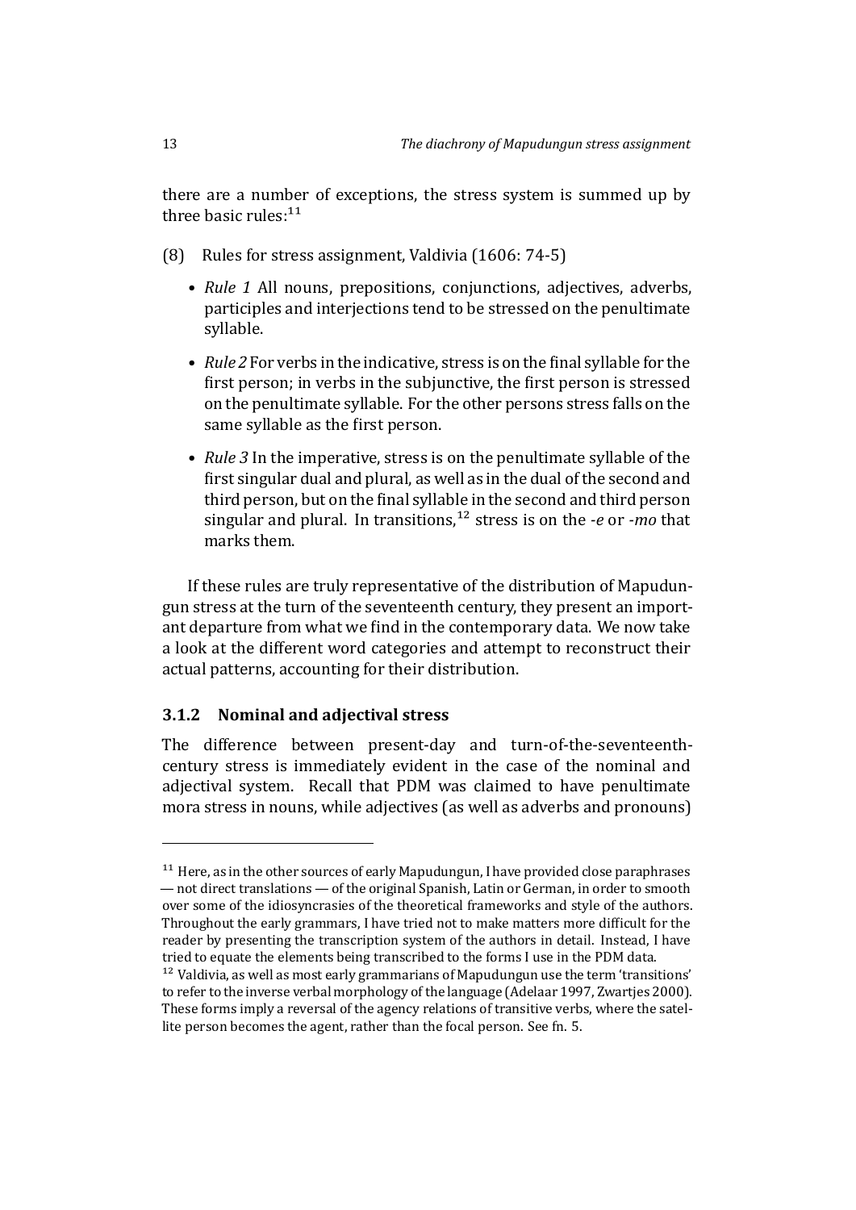there are a number of exceptions, the stress system is summed up by three basic rules:[11]

(8) Rules for stress assignment, Valdivia (1606: 74-5)

- *Rule 1* All nouns, prepositions, conjunctions, adjectives, adverbs, participles and interjections tend to be stressed on the penultimate syllable.
- *Rule 2* For verbs in the indicative, stress is on the final syllable for the first person; in verbs in the subjunctive, the first person is stressed on the penultimate syllable. For the other persons stress falls on the same syllable as the first person.
- *Rule 3* In the imperative, stress is on the penultimate syllable of the first singular dual and plural, as well as in the dual of the second and third person, but on the final syllable in the second and third person singular and plural. In transitions,[12] stress is on the *-e* or *-mo* that marks them.

If these rules are truly representative of the distribution of Mapudungun stress at the turn of the seventeenth century, they present an important departure from what we find in the contemporary data. We now take a look at the different word categories and attempt to reconstruct their actual patterns, accounting for their distribution.

### 3.1.2 Nominal and adjectival stress

The difference between present-day and turn-of-the-seventeenth-century stress is immediately evident in the case of the nominal and adjectival system. Recall that PDM was claimed to have penultimate mora stress in nouns, while adjectives (as well as adverbs and pronouns)

---

[11] Here, as in the other sources of early Mapudungun, I have provided close paraphrases — not direct translations — of the original Spanish, Latin or German, in order to smooth over some of the idiosyncrasies of the theoretical frameworks and style of the authors. Throughout the early grammars, I have tried not to make matters more difficult for the reader by presenting the transcription system of the authors in detail. Instead, I have tried to equate the elements being transcribed to the forms I use in the PDM data.

[12] Valdivia, as well as most early grammarians of Mapudungun use the term 'transitions' to refer to the inverse verbal morphology of the language (Adelaar 1997, Zwartjes 2000). These forms imply a reversal of the agency relations of transitive verbs, where the satellite person becomes the agent, rather than the focal person. See fn. 5.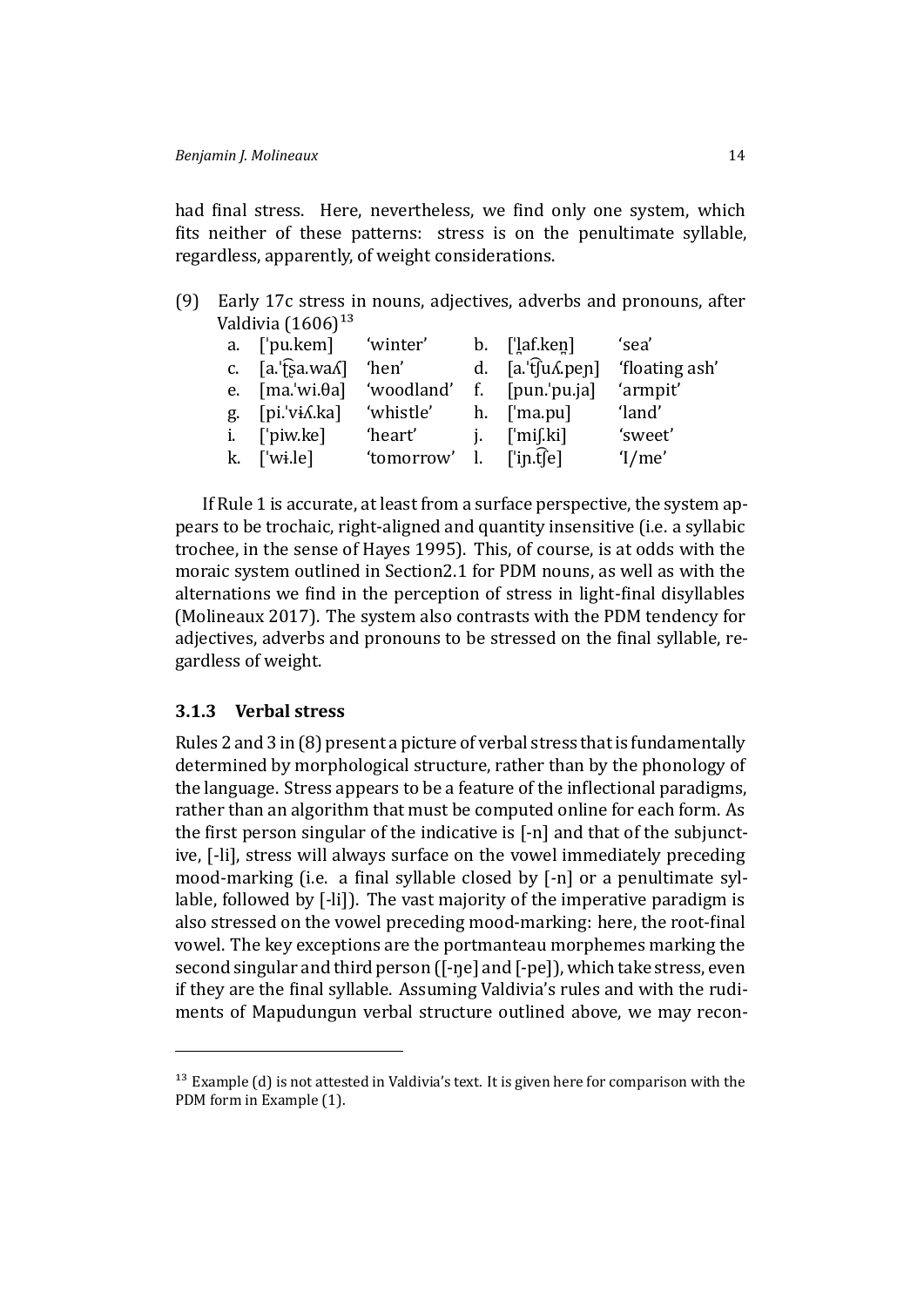had final stress. Here, nevertheless, we find only one system, which fits neither of these patterns: stress is on the penultimate syllable, regardless, apparently, of weight considerations.

(9) Early 17c stress in nouns, adjectives, adverbs and pronouns, after Valdivia (1606)[13]

| | | | | | |
|---|---|---|---|---|---|
| a. | [ˈpu.kem] | ‘winter’ | b. | [ˈl̪af.ken̪] | ‘sea’ |
| c. | [a.ˈt͡ʂa.waʎ] | ‘hen’ | d. | [a.ˈt͡ʃuʎ.peɲ] | ‘floating ash’ |
| e. | [ma.ˈwi.θa] | ‘woodland’ | f. | [pun.ˈpu.ja] | ‘armpit’ |
| g. | [pi.ˈvɨʎ.ka] | ‘whistle’ | h. | [ˈma.pu] | ‘land’ |
| i. | [ˈpiw.ke] | ‘heart’ | j. | [ˈmiʃ.ki] | ‘sweet’ |
| k. | [ˈwɨ.le] | ‘tomorrow’ | l. | [ˈiɲ.t͡ʃe] | ‘I/me’ |

If Rule 1 is accurate, at least from a surface perspective, the system appears to be trochaic, right-aligned and quantity insensitive (i.e. a syllabic trochee, in the sense of Hayes 1995). This, of course, is at odds with the moraic system outlined in Section2.1 for PDM nouns, as well as with the alternations we find in the perception of stress in light-final disyllables (Molineaux 2017). The system also contrasts with the PDM tendency for adjectives, adverbs and pronouns to be stressed on the final syllable, regardless of weight.

### 3.1.3 Verbal stress

Rules 2 and 3 in (8) present a picture of verbal stress that is fundamentally determined by morphological structure, rather than by the phonology of the language. Stress appears to be a feature of the inflectional paradigms, rather than an algorithm that must be computed online for each form. As the first person singular of the indicative is [-n] and that of the subjunctive, [-li], stress will always surface on the vowel immediately preceding mood-marking (i.e. a final syllable closed by [-n] or a penultimate syllable, followed by [-li]). The vast majority of the imperative paradigm is also stressed on the vowel preceding mood-marking: here, the root-final vowel. The key exceptions are the portmanteau morphemes marking the second singular and third person ([-ŋe] and [-pe]), which take stress, even if they are the final syllable. Assuming Valdivia’s rules and with the rudiments of Mapudungun verbal structure outlined above, we may recon-

[13] Example (d) is not attested in Valdivia’s text. It is given here for comparison with the PDM form in Example (1).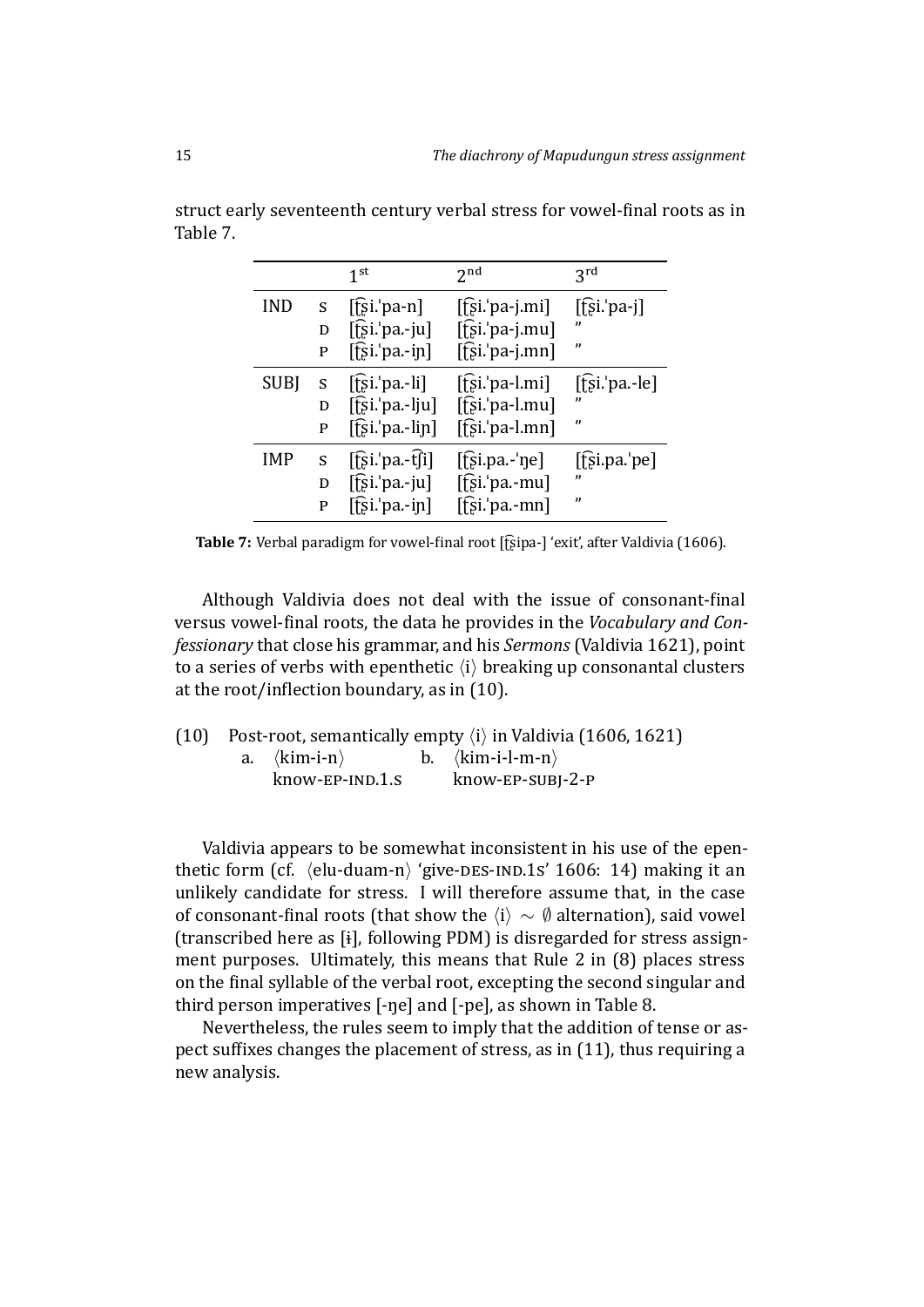struct early seventeenth century verbal stress for vowel-final roots as in Table 7.

| | | 1st | 2nd | 3rd |
|---|---|---|---|---|
| IND | S | [t͡ʂi.ˈpa-n] | [t͡ʂi.ˈpa-j.mi] | [t͡ʂi.ˈpa-j] |
| | D | [t͡ʂi.ˈpa.-ju] | [t͡ʂi.ˈpa-j.mu] | " |
| | P | [t͡ʂi.ˈpa.-iɲ] | [t͡ʂi.ˈpa-j.mn] | " |
| SUBJ | S | [t͡ʂi.ˈpa.-li] | [t͡ʂi.ˈpa-l.mi] | [t͡ʂi.ˈpa.-le] |
| | D | [t͡ʂi.ˈpa.-lju] | [t͡ʂi.ˈpa-l.mu] | " |
| | P | [t͡ʂi.ˈpa.-liɲ] | [t͡ʂi.ˈpa-l.mn] | " |
| IMP | S | [t͡ʂi.ˈpa.-t͡ʃi] | [t͡ʂi.pa.-ˈŋe] | [t͡ʂi.pa.ˈpe] |
| | D | [t͡ʂi.ˈpa.-ju] | [t͡ʂi.ˈpa.-mu] | " |
| | P | [t͡ʂi.ˈpa.-iɲ] | [t͡ʂi.ˈpa.-mn] | " |

**Table 7:** Verbal paradigm for vowel-final root [t͡ʂipa-] 'exit', after Valdivia (1606).

Although Valdivia does not deal with the issue of consonant-final versus vowel-final roots, the data he provides in the *Vocabulary and Confessionary* that close his grammar, and his *Sermons* (Valdivia 1621), point to a series of verbs with epenthetic ⟨i⟩ breaking up consonantal clusters at the root/inflection boundary, as in (10).

(10) Post-root, semantically empty ⟨i⟩ in Valdivia (1606, 1621)
  a. ⟨kim-i-n⟩
     know-EP-IND.1.S
  b. ⟨kim-i-l-m-n⟩
     know-EP-SUBJ-2-P

Valdivia appears to be somewhat inconsistent in his use of the epenthetic form (cf. ⟨elu-duam-n⟩ 'give-DES-IND.1S' 1606: 14) making it an unlikely candidate for stress. I will therefore assume that, in the case of consonant-final roots (that show the ⟨i⟩ $\sim \emptyset$ alternation), said vowel (transcribed here as [ɨ], following PDM) is disregarded for stress assignment purposes. Ultimately, this means that Rule 2 in (8) places stress on the final syllable of the verbal root, excepting the second singular and third person imperatives [-ŋe] and [-pe], as shown in Table 8.

Nevertheless, the rules seem to imply that the addition of tense or aspect suffixes changes the placement of stress, as in (11), thus requiring a new analysis.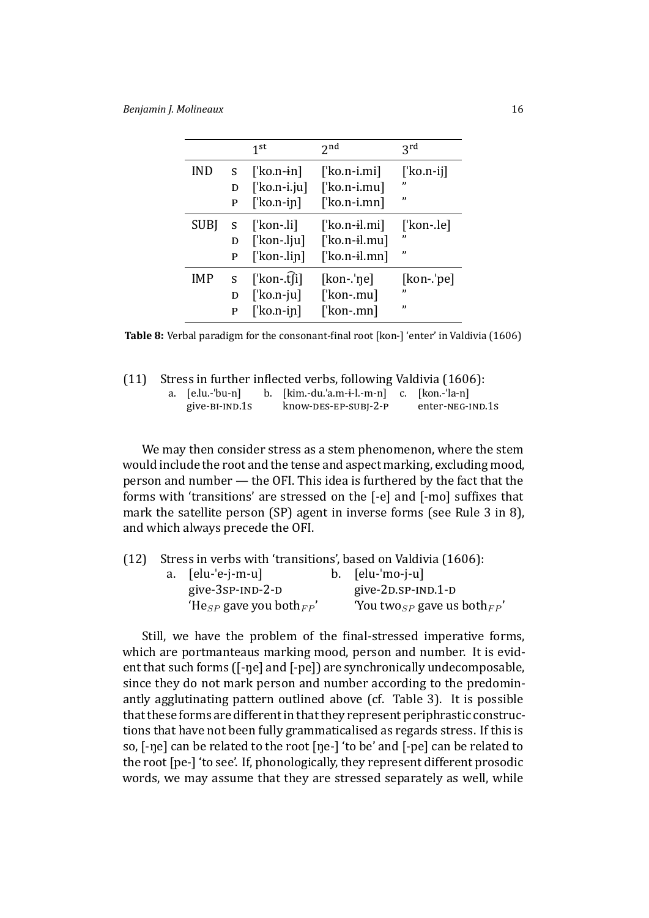| | | 1[st] | 2[nd] | 3[rd] |
|---|---|---|---|---|
| IND | S | [ˈko.n-ɨn] | [ˈko.n-i.mi] | [ˈko.n-ij] |
| | D | [ˈko.n-i.ju] | [ˈko.n-i.mu] | ” |
| | P | [ˈko.n-iɲ] | [ˈko.n-i.mn] | ” |
| SUBJ | S | [ˈkon-.li] | [ˈko.n-ɨl.mi] | [ˈkon-.le] |
| | D | [ˈkon-.lju] | [ˈko.n-ɨl.mu] | ” |
| | P | [ˈkon-.liɲ] | [ˈko.n-ɨl.mn] | ” |
| IMP | S | [ˈkon-.t͡ʃi] | [kon-.ˈŋe] | [kon-.ˈpe] |
| | D | [ˈko.n-ju] | [ˈkon-.mu] | ” |
| | P | [ˈko.n-iɲ] | [ˈkon-.mn] | ” |

**Table 8:** Verbal paradigm for the consonant-final root [kon-] ‘enter’ in Valdivia (1606)

(11) Stress in further inflected verbs, following Valdivia (1606):

a. [e.lu.-ˈbu-n]
give-BI-IND.1S

b. [kim.-du.ˈa.m-ɨ-l.-m-n]
know-DES-EP-SUBJ-2-P

c. [kon.-ˈla-n]
enter-NEG-IND.1S

We may then consider stress as a stem phenomenon, where the stem would include the root and the tense and aspect marking, excluding mood, person and number — the OFI. This idea is furthered by the fact that the forms with ‘transitions’ are stressed on the [-e] and [-mo] suffixes that mark the satellite person (SP) agent in inverse forms (see Rule 3 in 8), and which always precede the OFI.

(12) Stress in verbs with ‘transitions’, based on Valdivia (1606):

a. [elu-ˈe-j-m-u]
give-3SP-IND-2-D
‘He$_{SP}$ gave you both$_{FP}$’

b. [elu-ˈmo-j-u]
give-2D.SP-IND.1-D
‘You two$_{SP}$ gave us both$_{FP}$’

Still, we have the problem of the final-stressed imperative forms, which are portmanteaus marking mood, person and number. It is evident that such forms ([-ŋe] and [-pe]) are synchronically undecomposable, since they do not mark person and number according to the predominantly agglutinating pattern outlined above (cf. Table 3). It is possible that these forms are different in that they represent periphrastic constructions that have not been fully grammaticalised as regards stress. If this is so, [-ŋe] can be related to the root [ŋe-] ‘to be’ and [-pe] can be related to the root [pe-] ‘to see’. If, phonologically, they represent different prosodic words, we may assume that they are stressed separately as well, while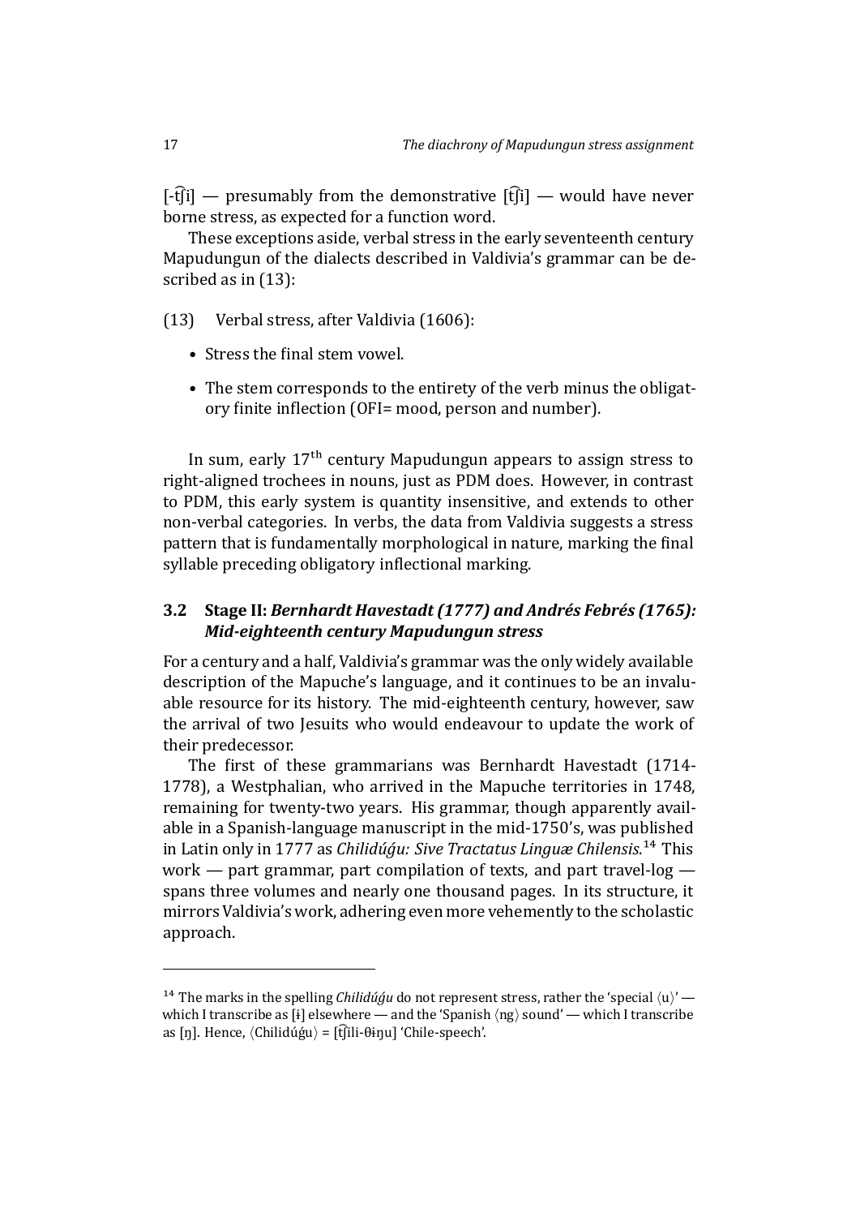[-t͡ʃi] — presumably from the demonstrative [t͡ʃi] — would have never borne stress, as expected for a function word.

These exceptions aside, verbal stress in the early seventeenth century Mapudungun of the dialects described in Valdivia's grammar can be described as in (13):

(13) Verbal stress, after Valdivia (1606):

- Stress the final stem vowel.
- The stem corresponds to the entirety of the verb minus the obligatory finite inflection (OFI= mood, person and number).

In sum, early 17th century Mapudungun appears to assign stress to right-aligned trochees in nouns, just as PDM does. However, in contrast to PDM, this early system is quantity insensitive, and extends to other non-verbal categories. In verbs, the data from Valdivia suggests a stress pattern that is fundamentally morphological in nature, marking the final syllable preceding obligatory inflectional marking.

### 3.2 Stage II: *Bernhardt Havestadt (1777) and Andrés Febrés (1765): Mid-eighteenth century Mapudungun stress*

For a century and a half, Valdivia's grammar was the only widely available description of the Mapuche's language, and it continues to be an invaluable resource for its history. The mid-eighteenth century, however, saw the arrival of two Jesuits who would endeavour to update the work of their predecessor.

The first of these grammarians was Bernhardt Havestadt (1714-1778), a Westphalian, who arrived in the Mapuche territories in 1748, remaining for twenty-two years. His grammar, though apparently available in a Spanish-language manuscript in the mid-1750's, was published in Latin only in 1777 as *Chilidúǵu: Sive Tractatus Linguæ Chilensis*.[14] This work — part grammar, part compilation of texts, and part travel-log — spans three volumes and nearly one thousand pages. In its structure, it mirrors Valdivia's work, adhering even more vehemently to the scholastic approach.

[14] The marks in the spelling *Chilidúǵu* do not represent stress, rather the 'special ⟨u⟩' — which I transcribe as [ɨ] elsewhere — and the 'Spanish ⟨ng⟩ sound' — which I transcribe as [ŋ]. Hence, ⟨Chilidúǵu⟩ = [t͡ʃili-θɨŋu] 'Chile-speech'.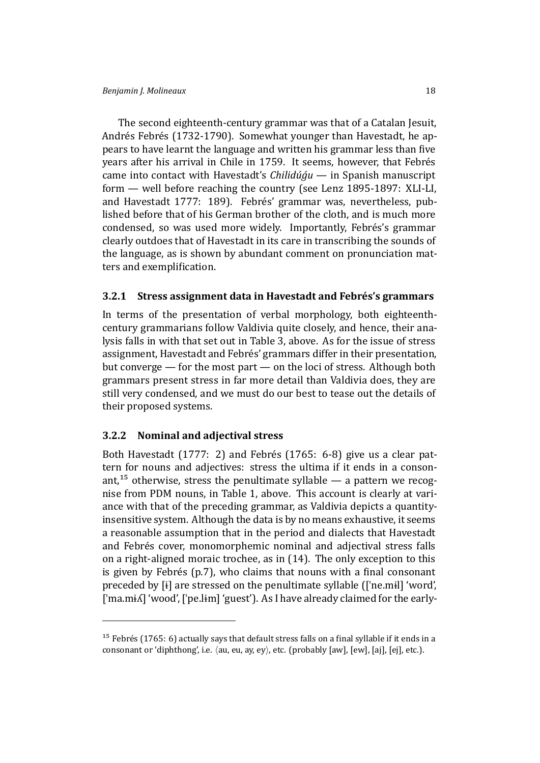The second eighteenth-century grammar was that of a Catalan Jesuit, Andrés Febrés (1732-1790). Somewhat younger than Havestadt, he appears to have learnt the language and written his grammar less than five years after his arrival in Chile in 1759. It seems, however, that Febrés came into contact with Havestadt's *Chilidúǵu* — in Spanish manuscript form — well before reaching the country (see Lenz 1895-1897: XLI-LI, and Havestadt 1777: 189). Febrés' grammar was, nevertheless, published before that of his German brother of the cloth, and is much more condensed, so was used more widely. Importantly, Febrés's grammar clearly outdoes that of Havestadt in its care in transcribing the sounds of the language, as is shown by abundant comment on pronunciation matters and exemplification.

### 3.2.1 Stress assignment data in Havestadt and Febrés's grammars

In terms of the presentation of verbal morphology, both eighteenth-century grammarians follow Valdivia quite closely, and hence, their analysis falls in with that set out in Table 3, above. As for the issue of stress assignment, Havestadt and Febrés' grammars differ in their presentation, but converge — for the most part — on the loci of stress. Although both grammars present stress in far more detail than Valdivia does, they are still very condensed, and we must do our best to tease out the details of their proposed systems.

### 3.2.2 Nominal and adjectival stress

Both Havestadt (1777: 2) and Febrés (1765: 6-8) give us a clear pattern for nouns and adjectives: stress the ultima if it ends in a consonant,[15] otherwise, stress the penultimate syllable — a pattern we recognise from PDM nouns, in Table 1, above. This account is clearly at variance with that of the preceding grammar, as Valdivia depicts a quantity-insensitive system. Although the data is by no means exhaustive, it seems a reasonable assumption that in the period and dialects that Havestadt and Febrés cover, monomorphemic nominal and adjectival stress falls on a right-aligned moraic trochee, as in (14). The only exception to this is given by Febrés (p.7), who claims that nouns with a final consonant preceded by [ɨ] are stressed on the penultimate syllable (['ne.mɨl] 'word', ['ma.mɨʎ] 'wood', ['pe.lɨm] 'guest'). As I have already claimed for the early-

---

[15] Febrés (1765: 6) actually says that default stress falls on a final syllable if it ends in a consonant or 'diphthong', i.e. ⟨au, eu, ay, ey⟩, etc. (probably [aw], [ew], [aj], [ej], etc.).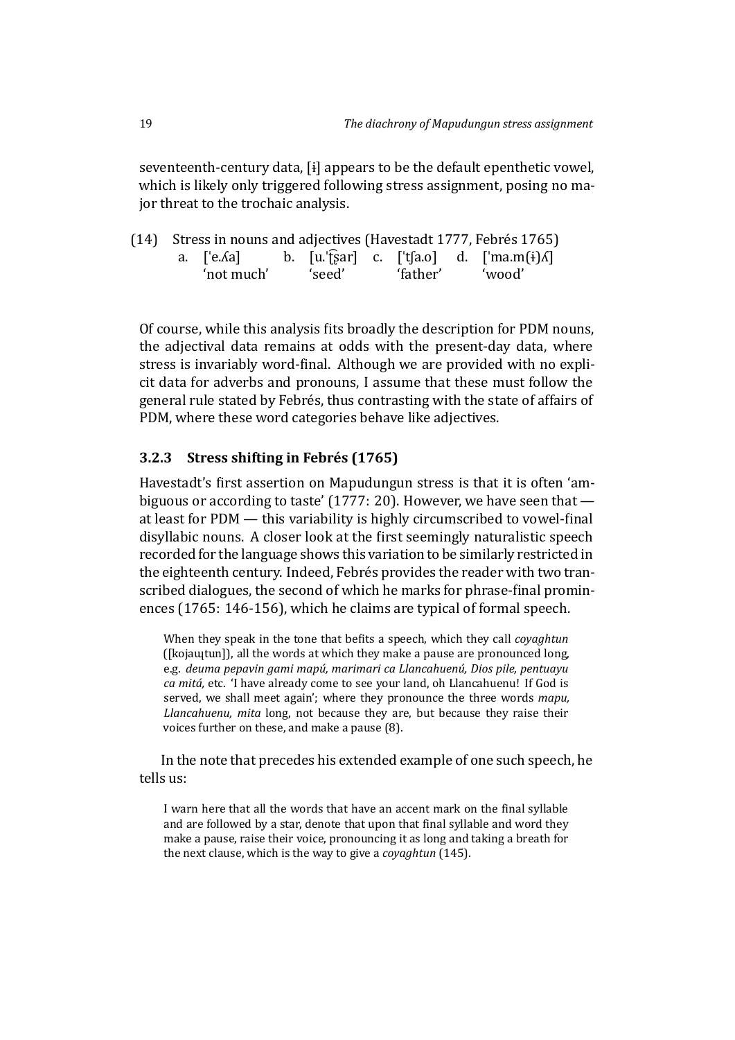seventeenth-century data, [ɨ] appears to be the default epenthetic vowel, which is likely only triggered following stress assignment, posing no major threat to the trochaic analysis.

(14) Stress in nouns and adjectives (Havestadt 1777, Febrés 1765)

| a. [ˈe.ʎa] | b. [u.ˈt͡ʂar] | c. [ˈtʃa.o] | d. [ˈma.m(ɨ)ʎ] |
|---|---|---|---|
| 'not much' | 'seed' | 'father' | 'wood' |

Of course, while this analysis fits broadly the description for PDM nouns, the adjectival data remains at odds with the present-day data, where stress is invariably word-final. Although we are provided with no explicit data for adverbs and pronouns, I assume that these must follow the general rule stated by Febrés, thus contrasting with the state of affairs of PDM, where these word categories behave like adjectives.

### 3.2.3 Stress shifting in Febrés (1765)

Havestadt's first assertion on Mapudungun stress is that it is often 'ambiguous or according to taste' (1777: 20). However, we have seen that — at least for PDM — this variability is highly circumscribed to vowel-final disyllabic nouns. A closer look at the first seemingly naturalistic speech recorded for the language shows this variation to be similarly restricted in the eighteenth century. Indeed, Febrés provides the reader with two transcribed dialogues, the second of which he marks for phrase-final prominences (1765: 146-156), which he claims are typical of formal speech.

> When they speak in the tone that befits a speech, which they call *coyaghtun* ([kojaɰtun]), all the words at which they make a pause are pronounced long, e.g. *deuma pepavin gami mapú, marimari ca Llancahuenú, Dios pile, pentuayu ca mitá,* etc. 'I have already come to see your land, oh Llancahuenu! If God is served, we shall meet again'; where they pronounce the three words *mapu, Llancahuenu, mita* long, not because they are, but because they raise their voices further on these, and make a pause (8).

In the note that precedes his extended example of one such speech, he tells us:

> I warn here that all the words that have an accent mark on the final syllable and are followed by a star, denote that upon that final syllable and word they make a pause, raise their voice, pronouncing it as long and taking a breath for the next clause, which is the way to give a *coyaghtun* (145).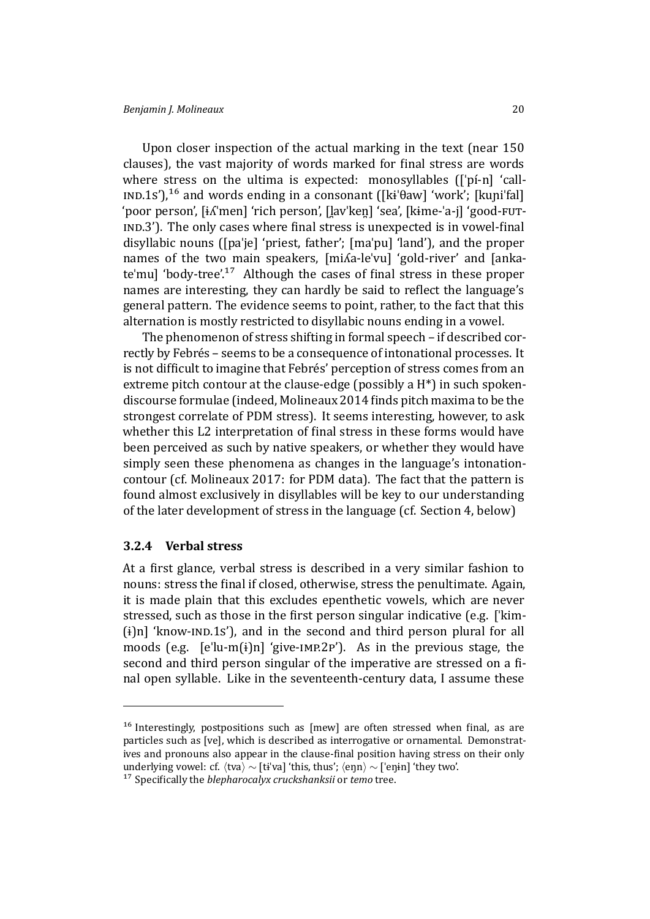Upon closer inspection of the actual marking in the text (near 150 clauses), the vast majority of words marked for final stress are words where stress on the ultima is expected: monosyllables ([ˈpɨ́-n] 'call-IND.1S'),[16] and words ending in a consonant ([kɨˈθaw] 'work'; [kuɲiˈfal] 'poor person', [ɨʎˈmen] 'rich person', [l̪avˈken̪] 'sea', [kɨme-ˈa-j] 'good-FUT-IND.3'). The only cases where final stress is unexpected is in vowel-final disyllabic nouns ([paˈje] 'priest, father'; [maˈpu] 'land'), and the proper names of the two main speakers, [miʎa-leˈvu] 'gold-river' and [anka-teˈmu] 'body-tree'.[17] Although the cases of final stress in these proper names are interesting, they can hardly be said to reflect the language's general pattern. The evidence seems to point, rather, to the fact that this alternation is mostly restricted to disyllabic nouns ending in a vowel.

The phenomenon of stress shifting in formal speech – if described correctly by Febrés – seems to be a consequence of intonational processes. It is not difficult to imagine that Febrés' perception of stress comes from an extreme pitch contour at the clause-edge (possibly a H*) in such spoken-discourse formulae (indeed, Molineaux 2014 finds pitch maxima to be the strongest correlate of PDM stress). It seems interesting, however, to ask whether this L2 interpretation of final stress in these forms would have been perceived as such by native speakers, or whether they would have simply seen these phenomena as changes in the language's intonation-contour (cf. Molineaux 2017: for PDM data). The fact that the pattern is found almost exclusively in disyllables will be key to our understanding of the later development of stress in the language (cf. Section 4, below)

### 3.2.4 Verbal stress

At a first glance, verbal stress is described in a very similar fashion to nouns: stress the final if closed, otherwise, stress the penultimate. Again, it is made plain that this excludes epenthetic vowels, which are never stressed, such as those in the first person singular indicative (e.g. [ˈkim-(ɨ)n] 'know-IND.1S'), and in the second and third person plural for all moods (e.g. [eˈlu-m(ɨ)n] 'give-IMP.2P'). As in the previous stage, the second and third person singular of the imperative are stressed on a final open syllable. Like in the seventeenth-century data, I assume these

---

[16] Interestingly, postpositions such as [mew] are often stressed when final, as are particles such as [ve], which is described as interrogative or ornamental. Demonstratives and pronouns also appear in the clause-final position having stress on their only underlying vowel: cf. ⟨tva⟩ ∼ [tɨˈva] 'this, thus'; ⟨en̪n⟩ ∼ [ˈen̪ɨn] 'they two'.

[17] Specifically the *blepharocalyx cruckshanksii* or *temo* tree.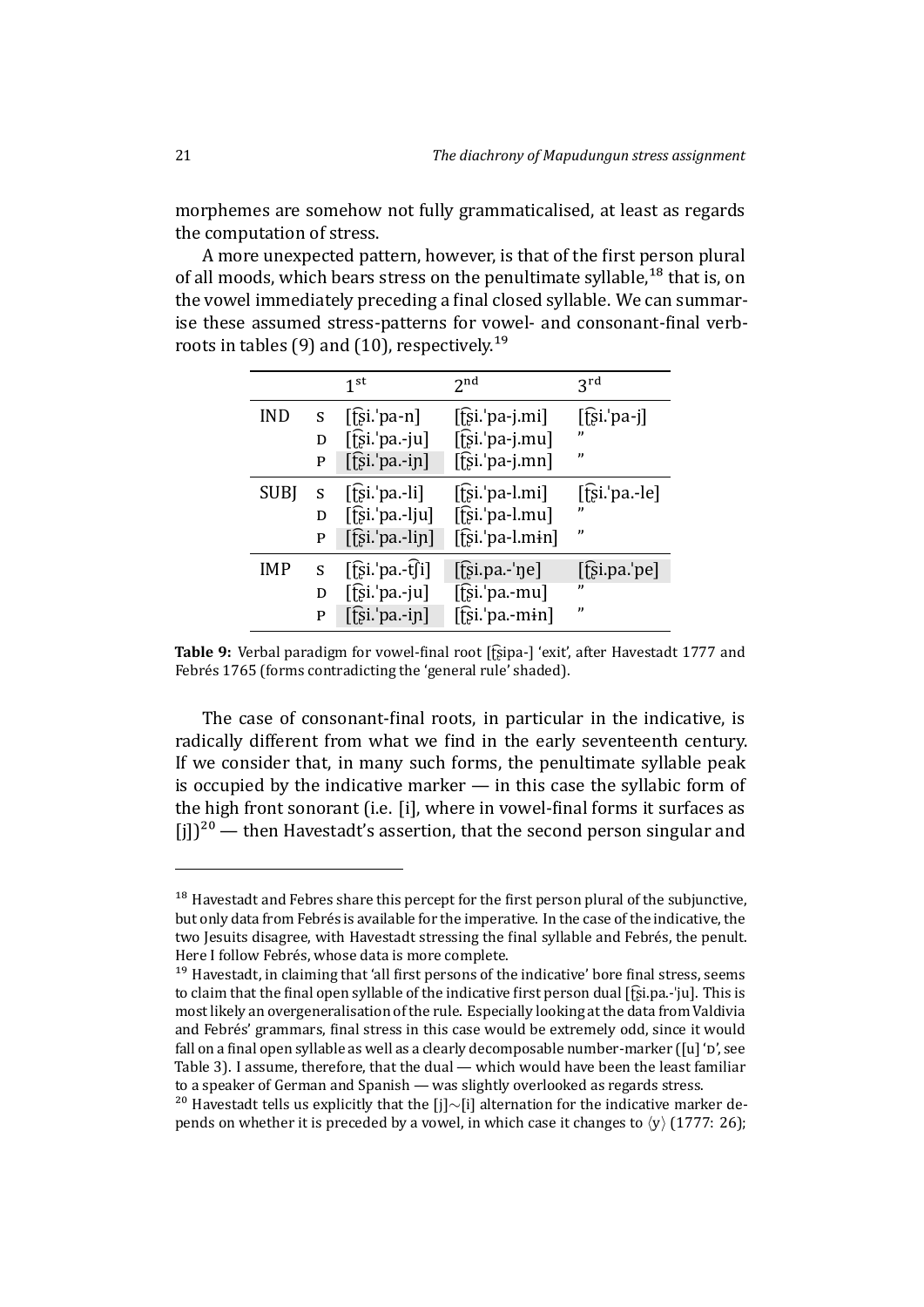morphemes are somehow not fully grammaticalised, at least as regards the computation of stress.

A more unexpected pattern, however, is that of the first person plural of all moods, which bears stress on the penultimate syllable,[18] that is, on the vowel immediately preceding a final closed syllable. We can summarise these assumed stress-patterns for vowel- and consonant-final verb-roots in tables (9) and (10), respectively.[19]

| | | 1st | 2nd | 3rd |
|---|---|---|---|---|
| IND | S | [t͡ʂi.ˈpa-n] | [t͡ʂi.ˈpa-j.mi] | [t͡ʂi.ˈpa-j] |
| | D | [t͡ʂi.ˈpa.-ju] | [t͡ʂi.ˈpa-j.mu] | ” |
| | P | [t͡ʂi.ˈpa.-iɲ] | [t͡ʂi.ˈpa-j.mn] | ” |
| SUBJ | S | [t͡ʂi.ˈpa.-li] | [t͡ʂi.ˈpa-l.mi] | [t͡ʂi.ˈpa.-le] |
| | D | [t͡ʂi.ˈpa.-lju] | [t͡ʂi.ˈpa-l.mu] | ” |
| | P | [t͡ʂi.ˈpa.-liɲ] | [t͡ʂi.ˈpa-l.mɨn] | ” |
| IMP | S | [t͡ʂi.ˈpa.-t͡ʃi] | [t͡ʂi.pa.-ˈŋe] | [t͡ʂi.pa.ˈpe] |
| | D | [t͡ʂi.ˈpa.-ju] | [t͡ʂi.ˈpa.-mu] | ” |
| | P | [t͡ʂi.ˈpa.-iɲ] | [t͡ʂi.ˈpa.-mɨn] | ” |

**Table 9:** Verbal paradigm for vowel-final root [t͡ʂipa-] 'exit', after Havestadt 1777 and Febrés 1765 (forms contradicting the 'general rule' shaded).

The case of consonant-final roots, in particular in the indicative, is radically different from what we find in the early seventeenth century. If we consider that, in many such forms, the penultimate syllable peak is occupied by the indicative marker — in this case the syllabic form of the high front sonorant (i.e. [i], where in vowel-final forms it surfaces as [j])[20] — then Havestadt's assertion, that the second person singular and

---

[18] Havestadt and Febres share this percept for the first person plural of the subjunctive, but only data from Febrés is available for the imperative. In the case of the indicative, the two Jesuits disagree, with Havestadt stressing the final syllable and Febrés, the penult. Here I follow Febrés, whose data is more complete.

[19] Havestadt, in claiming that 'all first persons of the indicative' bore final stress, seems to claim that the final open syllable of the indicative first person dual [t͡ʂi.pa.-ˈju]. This is most likely an overgeneralisation of the rule. Especially looking at the data from Valdivia and Febrés' grammars, final stress in this case would be extremely odd, since it would fall on a final open syllable as well as a clearly decomposable number-marker ([u] 'D', see Table 3). I assume, therefore, that the dual — which would have been the least familiar to a speaker of German and Spanish — was slightly overlooked as regards stress.

[20] Havestadt tells us explicitly that the [j]∼[i] alternation for the indicative marker depends on whether it is preceded by a vowel, in which case it changes to ⟨y⟩ (1777: 26);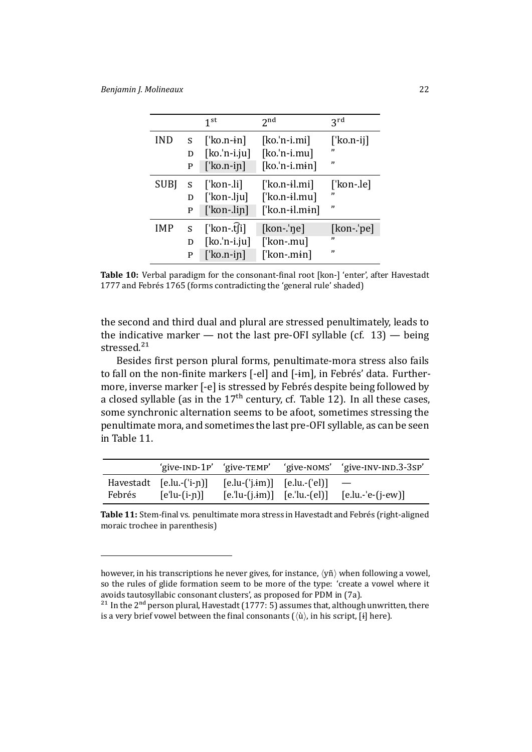| | | 1st | 2nd | 3rd |
|---|---|---|---|---|
| IND | S | [ˈko.n-ɨn] | [ko.ˈn-i.mi] | [ˈko.n-ij] |
| | D | [ko.ˈn-i.ju] | [ko.ˈn-i.mu] | " |
| | P | [ˈko.n-iɲ] | [ko.ˈn-i.mɨn] | " |
| SUBJ | S | [ˈkon-.li] | [ˈko.n-ɨl.mi] | [ˈkon-.le] |
| | D | [ˈkon-.lju] | [ˈko.n-ɨl.mu] | " |
| | P | [ˈkon-.liɲ] | [ˈko.n-ɨl.mɨn] | " |
| IMP | S | [ˈkon-.t͡ʃi] | [kon-.ˈŋe] | [kon-.ˈpe] |
| | D | [ko.ˈn-i.ju] | [ˈkon-.mu] | " |
| | P | [ˈko.n-iɲ] | [ˈkon-.mɨn] | " |

**Table 10:** Verbal paradigm for the consonant-final root [kon-] 'enter', after Havestadt 1777 and Febrés 1765 (forms contradicting the 'general rule' shaded)

the second and third dual and plural are stressed penultimately, leads to the indicative marker — not the last pre-OFI syllable (cf. 13) — being stressed.[21]

Besides first person plural forms, penultimate-mora stress also fails to fall on the non-finite markers [-el] and [-ɨm], in Febrés' data. Furthermore, inverse marker [-e] is stressed by Febrés despite being followed by a closed syllable (as in the 17th century, cf. Table 12). In all these cases, some synchronic alternation seems to be afoot, sometimes stressing the penultimate mora, and sometimes the last pre-OFI syllable, as can be seen in Table 11.

| | 'give-IND-1P' | 'give-TEMP' | 'give-NOMS' | 'give-INV-IND.3-3SP' |
|---|---|---|---|---|
| Havestadt | [e.lu.-(ˈi-ɲ)] | [e.lu-(ˈj.ɨm)] | [e.lu.-(ˈel)] | — |
| Febrés | [eˈlu-(i-ɲ)] | [e.ˈlu-(j.ɨm)] | [e.ˈlu.-(el)] | [e.lu.-ˈe-(j-ew)] |

**Table 11:** Stem-final vs. penultimate mora stress in Havestadt and Febrés (right-aligned moraic trochee in parenthesis)

however, in his transcriptions he never gives, for instance, ⟨yñ⟩ when following a vowel, so the rules of glide formation seem to be more of the type: 'create a vowel where it avoids tautosyllabic consonant clusters', as proposed for PDM in (7a).

[21] In the 2nd person plural, Havestadt (1777: 5) assumes that, although unwritten, there is a very brief vowel between the final consonants (⟨ù⟩, in his script, [ɨ] here).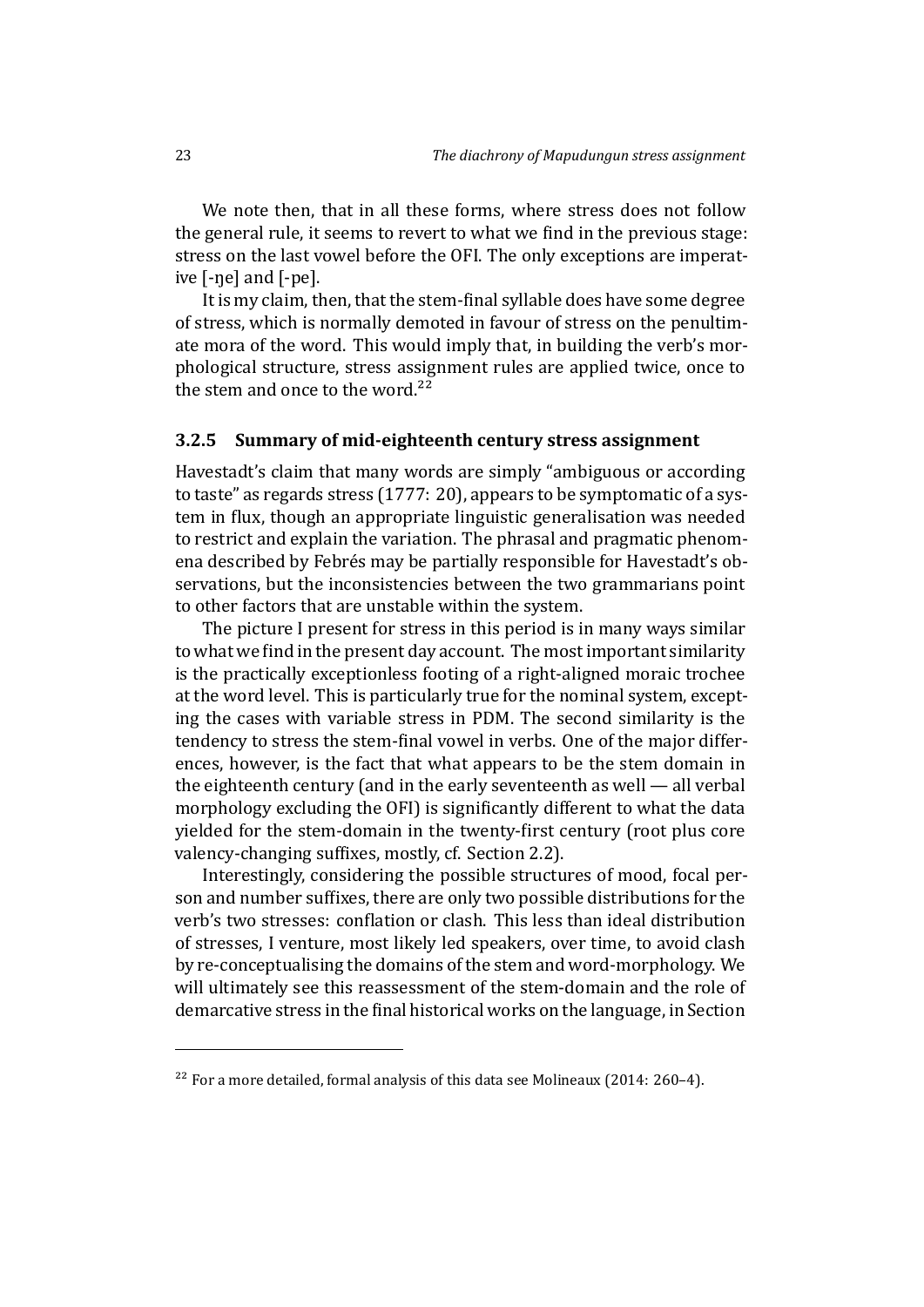We note then, that in all these forms, where stress does not follow the general rule, it seems to revert to what we find in the previous stage: stress on the last vowel before the OFI. The only exceptions are imperative [-ŋe] and [-pe].

It is my claim, then, that the stem-final syllable does have some degree of stress, which is normally demoted in favour of stress on the penultimate mora of the word. This would imply that, in building the verb's morphological structure, stress assignment rules are applied twice, once to the stem and once to the word.[22]

### 3.2.5 Summary of mid-eighteenth century stress assignment

Havestadt's claim that many words are simply "ambiguous or according to taste" as regards stress (1777: 20), appears to be symptomatic of a system in flux, though an appropriate linguistic generalisation was needed to restrict and explain the variation. The phrasal and pragmatic phenomena described by Febrés may be partially responsible for Havestadt's observations, but the inconsistencies between the two grammarians point to other factors that are unstable within the system.

The picture I present for stress in this period is in many ways similar to what we find in the present day account. The most important similarity is the practically exceptionless footing of a right-aligned moraic trochee at the word level. This is particularly true for the nominal system, excepting the cases with variable stress in PDM. The second similarity is the tendency to stress the stem-final vowel in verbs. One of the major differences, however, is the fact that what appears to be the stem domain in the eighteenth century (and in the early seventeenth as well — all verbal morphology excluding the OFI) is significantly different to what the data yielded for the stem-domain in the twenty-first century (root plus core valency-changing suffixes, mostly, cf. Section 2.2).

Interestingly, considering the possible structures of mood, focal person and number suffixes, there are only two possible distributions for the verb's two stresses: conflation or clash. This less than ideal distribution of stresses, I venture, most likely led speakers, over time, to avoid clash by re-conceptualising the domains of the stem and word-morphology. We will ultimately see this reassessment of the stem-domain and the role of demarcative stress in the final historical works on the language, in Section

[22] For a more detailed, formal analysis of this data see Molineaux (2014: 260–4).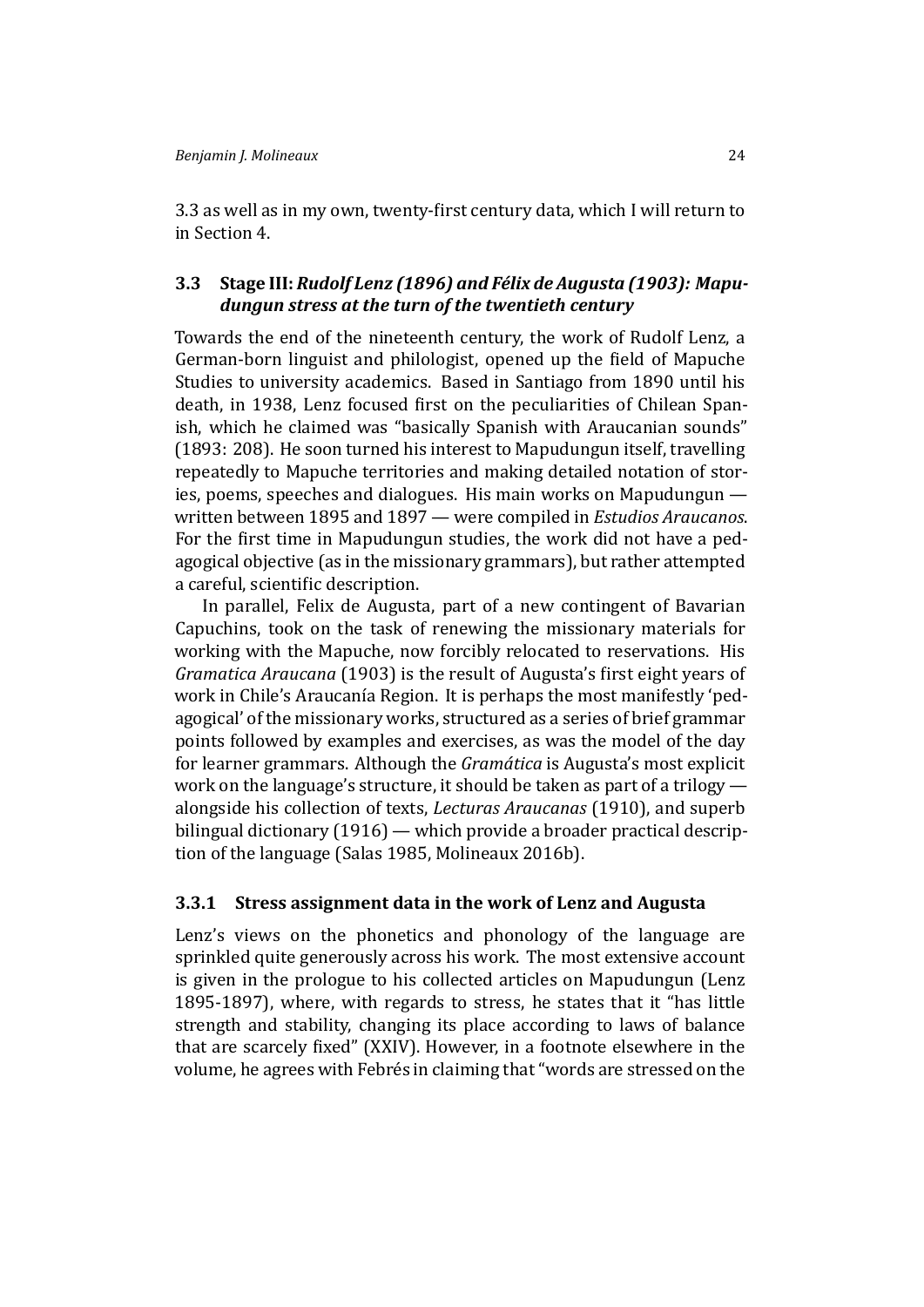3.3 as well as in my own, twenty-first century data, which I will return to in Section 4.

### 3.3 Stage III: *Rudolf Lenz (1896) and Félix de Augusta (1903): Mapudungun stress at the turn of the twentieth century*

Towards the end of the nineteenth century, the work of Rudolf Lenz, a German-born linguist and philologist, opened up the field of Mapuche Studies to university academics. Based in Santiago from 1890 until his death, in 1938, Lenz focused first on the peculiarities of Chilean Spanish, which he claimed was "basically Spanish with Araucanian sounds" (1893: 208). He soon turned his interest to Mapudungun itself, travelling repeatedly to Mapuche territories and making detailed notation of stories, poems, speeches and dialogues. His main works on Mapudungun — written between 1895 and 1897 — were compiled in *Estudios Araucanos*. For the first time in Mapudungun studies, the work did not have a pedagogical objective (as in the missionary grammars), but rather attempted a careful, scientific description.

In parallel, Felix de Augusta, part of a new contingent of Bavarian Capuchins, took on the task of renewing the missionary materials for working with the Mapuche, now forcibly relocated to reservations. His *Gramatica Araucana* (1903) is the result of Augusta's first eight years of work in Chile's Araucanía Region. It is perhaps the most manifestly 'pedagogical' of the missionary works, structured as a series of brief grammar points followed by examples and exercises, as was the model of the day for learner grammars. Although the *Gramática* is Augusta's most explicit work on the language's structure, it should be taken as part of a trilogy — alongside his collection of texts, *Lecturas Araucanas* (1910), and superb bilingual dictionary (1916) — which provide a broader practical description of the language (Salas 1985, Molineaux 2016b).

#### 3.3.1 Stress assignment data in the work of Lenz and Augusta

Lenz's views on the phonetics and phonology of the language are sprinkled quite generously across his work. The most extensive account is given in the prologue to his collected articles on Mapudungun (Lenz 1895-1897), where, with regards to stress, he states that it "has little strength and stability, changing its place according to laws of balance that are scarcely fixed" (XXIV). However, in a footnote elsewhere in the volume, he agrees with Febrés in claiming that "words are stressed on the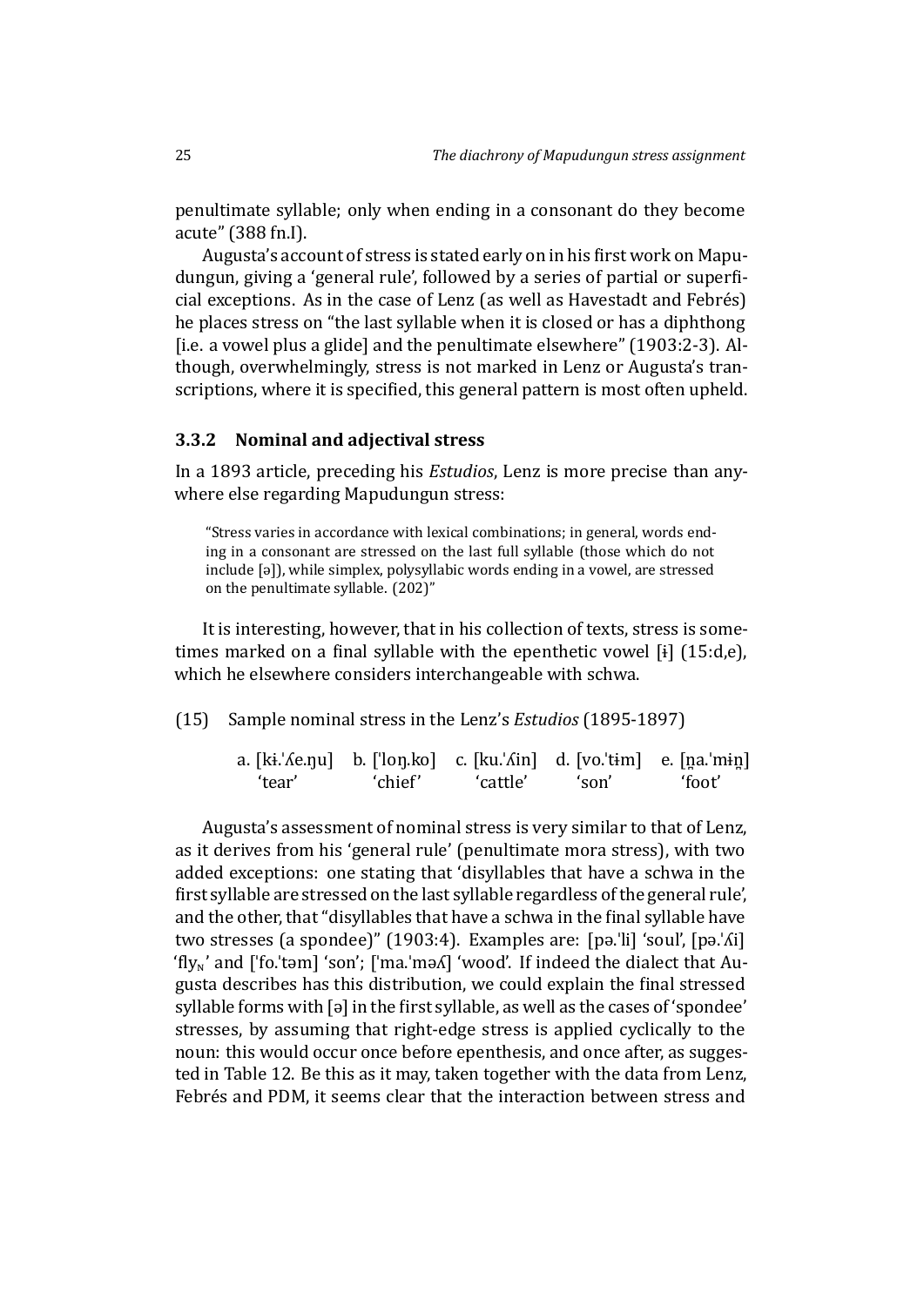penultimate syllable; only when ending in a consonant do they become acute" (388 fn.I).

Augusta's account of stress is stated early on in his first work on Mapudungun, giving a 'general rule', followed by a series of partial or superficial exceptions. As in the case of Lenz (as well as Havestadt and Febrés) he places stress on "the last syllable when it is closed or has a diphthong [i.e. a vowel plus a glide] and the penultimate elsewhere" (1903:2-3). Although, overwhelmingly, stress is not marked in Lenz or Augusta's transcriptions, where it is specified, this general pattern is most often upheld.

### 3.3.2 Nominal and adjectival stress

In a 1893 article, preceding his *Estudios*, Lenz is more precise than anywhere else regarding Mapudungun stress:

> "Stress varies in accordance with lexical combinations; in general, words ending in a consonant are stressed on the last full syllable (those which do not include [ə]), while simplex, polysyllabic words ending in a vowel, are stressed on the penultimate syllable. (202)"

It is interesting, however, that in his collection of texts, stress is sometimes marked on a final syllable with the epenthetic vowel [ɨ] (15:d,e), which he elsewhere considers interchangeable with schwa.

(15) Sample nominal stress in the Lenz's *Estudios* (1895-1897)

| a. [kɨ.ˈʎe.ŋu] | b. [ˈloŋ.ko] | c. [ku.ˈʎin] | d. [vo.ˈtɨm] | e. [n̪a.ˈmɨn̪] |
|---|---|---|---|---|
| 'tear' | 'chief' | 'cattle' | 'son' | 'foot' |

Augusta's assessment of nominal stress is very similar to that of Lenz, as it derives from his 'general rule' (penultimate mora stress), with two added exceptions: one stating that 'disyllables that have a schwa in the first syllable are stressed on the last syllable regardless of the general rule', and the other, that "disyllables that have a schwa in the final syllable have two stresses (a spondee)" (1903:4). Examples are: [pə.ˈli] 'soul', [pə.ˈʎi] 'fly$_N$' and [ˈfo.ˈtəm] 'son'; [ˈma.ˈməʎ] 'wood'. If indeed the dialect that Augusta describes has this distribution, we could explain the final stressed syllable forms with [ə] in the first syllable, as well as the cases of 'spondee' stresses, by assuming that right-edge stress is applied cyclically to the noun: this would occur once before epenthesis, and once after, as suggested in Table 12. Be this as it may, taken together with the data from Lenz, Febrés and PDM, it seems clear that the interaction between stress and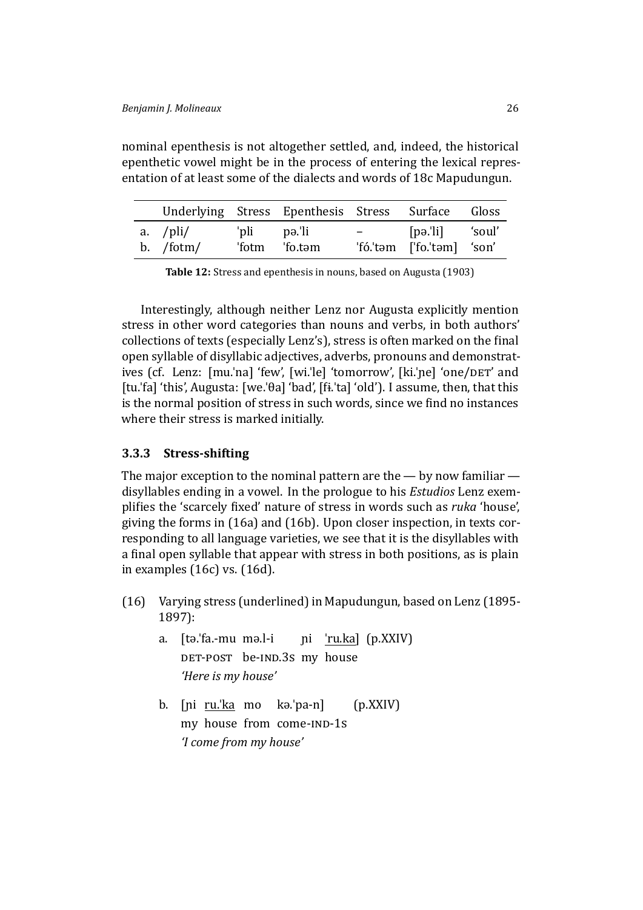nominal epenthesis is not altogether settled, and, indeed, the historical epenthetic vowel might be in the process of entering the lexical representation of at least some of the dialects and words of 18c Mapudungun.

| | Underlying | Stress | Epenthesis | Stress | Surface | Gloss |
|---|---|---|---|---|---|---|
| a. | /pli/ | ˈpli | pə.ˈli | – | [pə.ˈli] | 'soul' |
| b. | /fotm/ | ˈfotm | ˈfo.təm | ˈfó.ˈtəm | [ˈfo.ˈtəm] | 'son' |

**Table 12:** Stress and epenthesis in nouns, based on Augusta (1903)

Interestingly, although neither Lenz nor Augusta explicitly mention stress in other word categories than nouns and verbs, in both authors' collections of texts (especially Lenz's), stress is often marked on the final open syllable of disyllabic adjectives, adverbs, pronouns and demonstratives (cf. Lenz: [mu.ˈna] 'few', [wi.ˈle] 'tomorrow', [ki.ˈɲe] 'one/DET' and [tu.ˈfa] 'this', Augusta: [we.ˈθa] 'bad', [fɨ.ˈta] 'old'). I assume, then, that this is the normal position of stress in such words, since we find no instances where their stress is marked initially.

### 3.3.3 Stress-shifting

The major exception to the nominal pattern are the — by now familiar — disyllables ending in a vowel. In the prologue to his *Estudios* Lenz exemplifies the 'scarcely fixed' nature of stress in words such as *ruka* 'house', giving the forms in (16a) and (16b). Upon closer inspection, in texts corresponding to all language varieties, we see that it is the disyllables with a final open syllable that appear with stress in both positions, as is plain in examples (16c) vs. (16d).

(16) Varying stress (underlined) in Mapudungun, based on Lenz (1895-1897):

a. [tə.ˈfa.-mu mə.l-i ɲi <u>ˈru.ka</u>] (p.XXIV)
DET-POST be-IND.3S my house
*'Here is my house'*

b. [ɲi <u>ru.ˈka</u> mo kə.ˈpa-n] (p.XXIV)
my house from come-IND-1S
*'I come from my house'*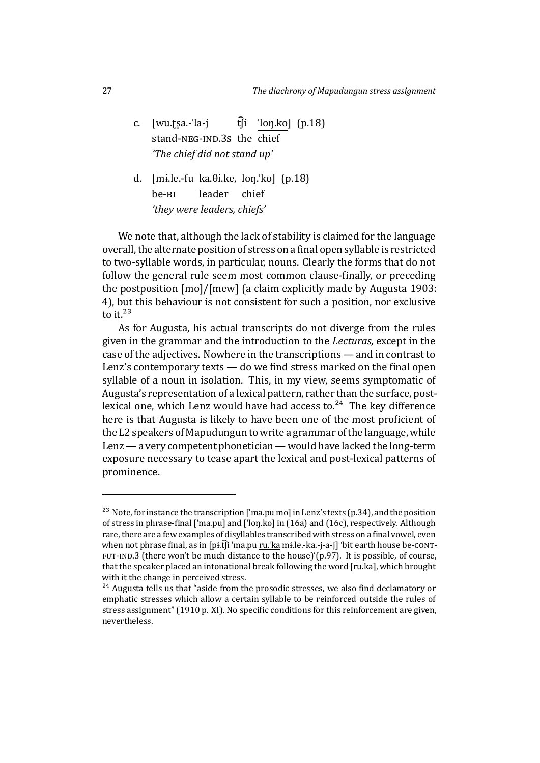c. [wu.ʈʂa.-ˈla-j t͡ʃi <u>ˈloŋ.ko</u>] (p.18)
   stand-NEG-IND.3S the chief
   *'The chief did not stand up'*

d. [mɨ.le.-fu ka.θi.ke, <u>loŋ.ˈko</u>] (p.18)
   be-BI leader chief
   *'they were leaders, chiefs'*

We note that, although the lack of stability is claimed for the language overall, the alternate position of stress on a final open syllable is restricted to two-syllable words, in particular, nouns. Clearly the forms that do not follow the general rule seem most common clause-finally, or preceding the postposition [mo]/[mew] (a claim explicitly made by Augusta 1903: 4), but this behaviour is not consistent for such a position, nor exclusive to it.[23]

As for Augusta, his actual transcripts do not diverge from the rules given in the grammar and the introduction to the *Lecturas*, except in the case of the adjectives. Nowhere in the transcriptions — and in contrast to Lenz's contemporary texts — do we find stress marked on the final open syllable of a noun in isolation. This, in my view, seems symptomatic of Augusta's representation of a lexical pattern, rather than the surface, post-lexical one, which Lenz would have had access to.[24] The key difference here is that Augusta is likely to have been one of the most proficient of the L2 speakers of Mapudungun to write a grammar of the language, while Lenz — a very competent phonetician — would have lacked the long-term exposure necessary to tease apart the lexical and post-lexical patterns of prominence.

---

[23] Note, for instance the transcription [ˈma.pu mo] in Lenz's texts (p.34), and the position of stress in phrase-final [ˈma.pu] and [ˈloŋ.ko] in (16a) and (16c), respectively. Although rare, there are a few examples of disyllables transcribed with stress on a final vowel, even when not phrase final, as in [pɨ.t͡ʃi ˈma.pu <u>ru.ˈka</u> mɨ.le.-ka.-j-a-j] 'bit earth house be-CONT-FUT-IND.3 (there won't be much distance to the house)'(p.97). It is possible, of course, that the speaker placed an intonational break following the word [ru.ka], which brought with it the change in perceived stress.

[24] Augusta tells us that "aside from the prosodic stresses, we also find declamatory or emphatic stresses which allow a certain syllable to be reinforced outside the rules of stress assignment" (1910 p. XI). No specific conditions for this reinforcement are given, nevertheless.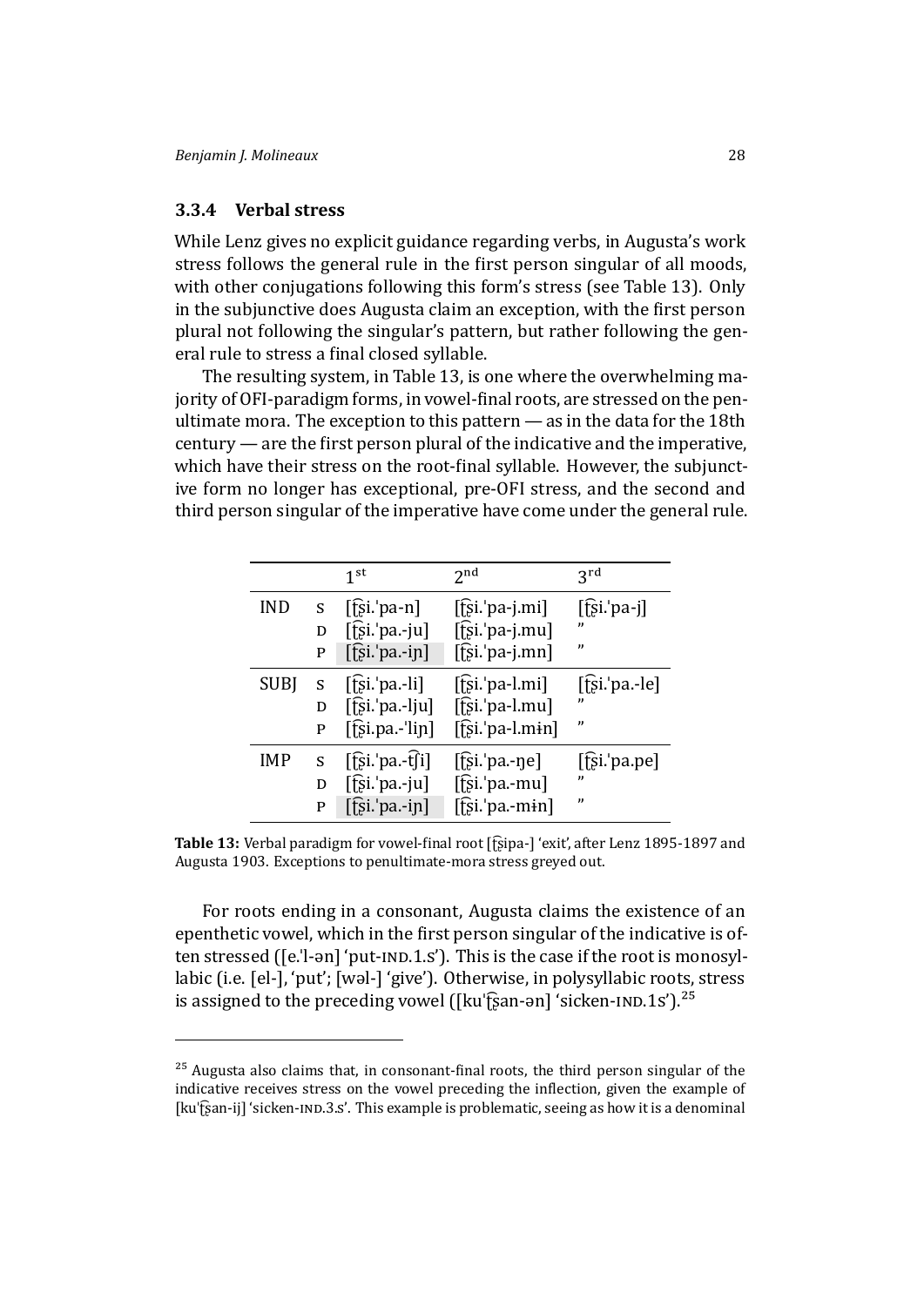### 3.3.4 Verbal stress

While Lenz gives no explicit guidance regarding verbs, in Augusta's work stress follows the general rule in the first person singular of all moods, with other conjugations following this form's stress (see Table 13). Only in the subjunctive does Augusta claim an exception, with the first person plural not following the singular's pattern, but rather following the general rule to stress a final closed syllable.

The resulting system, in Table 13, is one where the overwhelming majority of OFI-paradigm forms, in vowel-final roots, are stressed on the penultimate mora. The exception to this pattern — as in the data for the 18th century — are the first person plural of the indicative and the imperative, which have their stress on the root-final syllable. However, the subjunctive form no longer has exceptional, pre-OFI stress, and the second and third person singular of the imperative have come under the general rule.

| | | 1st | 2nd | 3rd |
|---|---|---|---|---|
| IND | S | [t͡ʂi.ˈpa-n] | [t͡ʂi.ˈpa-j.mi] | [t͡ʂi.ˈpa-j] |
| | D | [t͡ʂi.ˈpa.-ju] | [t͡ʂi.ˈpa-j.mu] | " |
| | P | [t͡ʂi.ˈpa.-iɲ] | [t͡ʂi.ˈpa-j.mn] | " |
| SUBJ | S | [t͡ʂi.ˈpa.-li] | [t͡ʂi.ˈpa-l.mi] | [t͡ʂi.ˈpa.-le] |
| | D | [t͡ʂi.ˈpa.-lju] | [t͡ʂi.ˈpa-l.mu] | " |
| | P | [t͡ʂi.pa.-ˈliɲ] | [t͡ʂi.ˈpa-l.mɨn] | " |
| IMP | S | [t͡ʂi.ˈpa.-t͡ʃi] | [t͡ʂi.ˈpa.-ŋe] | [t͡ʂi.ˈpa.pe] |
| | D | [t͡ʂi.ˈpa.-ju] | [t͡ʂi.ˈpa.-mu] | " |
| | P | [t͡ʂi.ˈpa.-iɲ] | [t͡ʂi.ˈpa.-mɨn] | " |

**Table 13:** Verbal paradigm for vowel-final root [t͡ʂipa-] 'exit', after Lenz 1895-1897 and Augusta 1903. Exceptions to penultimate-mora stress greyed out.

For roots ending in a consonant, Augusta claims the existence of an epenthetic vowel, which in the first person singular of the indicative is often stressed ([e.ˈl-ən] 'put-IND.1.S'). This is the case if the root is monosyllabic (i.e. [el-], 'put'; [wəl-] 'give'). Otherwise, in polysyllabic roots, stress is assigned to the preceding vowel ([kuˈt͡ʂan-ən] 'sicken-IND.1S').[25]

[25] Augusta also claims that, in consonant-final roots, the third person singular of the indicative receives stress on the vowel preceding the inflection, given the example of [kuˈt͡ʂan-ij] 'sicken-IND.3.S'. This example is problematic, seeing as how it is a denominal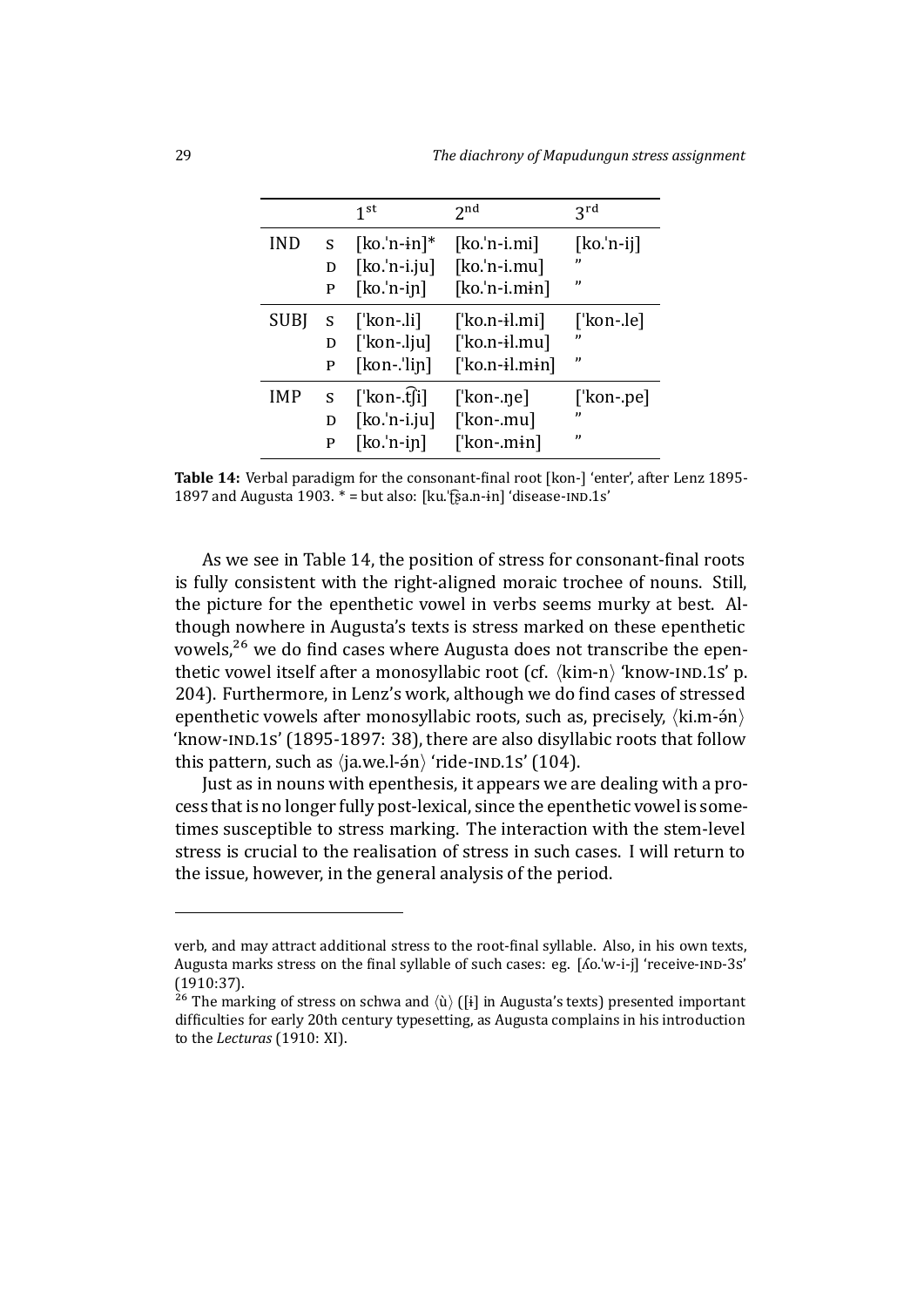| | | 1st | 2nd | 3rd |
|---|---|---|---|---|
| IND | S | [ko.ˈn-ɨn]* | [ko.ˈn-i.mi] | [ko.ˈn-ij] |
| | D | [ko.ˈn-i.ju] | [ko.ˈn-i.mu] | ” |
| | P | [ko.ˈn-iɲ] | [ko.ˈn-i.mɨn] | ” |
| SUBJ | S | [ˈkon-.li] | [ˈko.n-ɨl.mi] | [ˈkon-.le] |
| | D | [ˈkon-.lju] | [ˈko.n-ɨl.mu] | ” |
| | P | [kon-.ˈliɲ] | [ˈko.n-ɨl.mɨn] | ” |
| IMP | S | [ˈkon-.t͡ʃi] | [ˈkon-.ŋe] | [ˈkon-.pe] |
| | D | [ko.ˈn-i.ju] | [ˈkon-.mu] | ” |
| | P | [ko.ˈn-iɲ] | [ˈkon-.mɨn] | ” |

**Table 14:** Verbal paradigm for the consonant-final root [kon-] 'enter', after Lenz 1895-1897 and Augusta 1903. * = but also: [ku.ˈt͡ʂa.n-ɨn] 'disease-IND.1S'

As we see in Table 14, the position of stress for consonant-final roots is fully consistent with the right-aligned moraic trochee of nouns. Still, the picture for the epenthetic vowel in verbs seems murky at best. Although nowhere in Augusta's texts is stress marked on these epenthetic vowels,[26] we do find cases where Augusta does not transcribe the epenthetic vowel itself after a monosyllabic root (cf. ⟨kim-n⟩ 'know-IND.1S' p. 204). Furthermore, in Lenz's work, although we do find cases of stressed epenthetic vowels after monosyllabic roots, such as, precisely, ⟨ki.m-ə́n⟩ 'know-IND.1S' (1895-1897: 38), there are also disyllabic roots that follow this pattern, such as ⟨ja.we.l-ə́n⟩ 'ride-IND.1S' (104).

Just as in nouns with epenthesis, it appears we are dealing with a process that is no longer fully post-lexical, since the epenthetic vowel is sometimes susceptible to stress marking. The interaction with the stem-level stress is crucial to the realisation of stress in such cases. I will return to the issue, however, in the general analysis of the period.

---

verb, and may attract additional stress to the root-final syllable. Also, in his own texts, Augusta marks stress on the final syllable of such cases: eg. [ʎo.ˈw-i-j] 'receive-IND-3S' (1910:37).

[26] The marking of stress on schwa and ⟨ù⟩ ([ɨ] in Augusta's texts) presented important difficulties for early 20th century typesetting, as Augusta complains in his introduction to the *Lecturas* (1910: XI).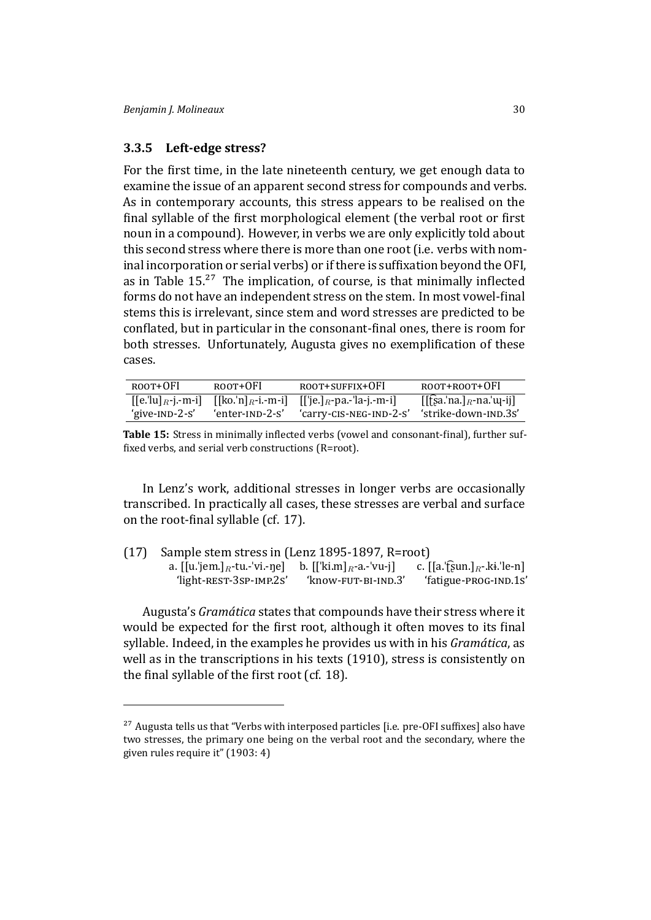### 3.3.5 Left-edge stress?

For the first time, in the late nineteenth century, we get enough data to examine the issue of an apparent second stress for compounds and verbs. As in contemporary accounts, this stress appears to be realised on the final syllable of the first morphological element (the verbal root or first noun in a compound). However, in verbs we are only explicitly told about this second stress where there is more than one root (i.e. verbs with nominal incorporation or serial verbs) or if there is suffixation beyond the OFI, as in Table 15.[27] The implication, of course, is that minimally inflected forms do not have an independent stress on the stem. In most vowel-final stems this is irrelevant, since stem and word stresses are predicted to be conflated, but in particular in the consonant-final ones, there is room for both stresses. Unfortunately, Augusta gives no exemplification of these cases.

| ROOT+OFI | ROOT+OFI | ROOT+SUFFIX+OFI | ROOT+ROOT+OFI |
|---|---|---|---|
| [[e.ˈlu]$_R$-j.-m-i] | [[ko.ˈn]$_R$-i.-m-i] | [[ˈje.]$_R$-pa.-ˈla-j.-m-i] | [[t͡ʂa.ˈna.]$_R$-na.ˈɻ-ij] |
| ‘give-IND-2-S’ | ‘enter-IND-2-S’ | ‘carry-CIS-NEG-IND-2-S’ | ‘strike-down-IND.3S’ |

**Table 15:** Stress in minimally inflected verbs (vowel and consonant-final), further suffixed verbs, and serial verb constructions (R=root).

In Lenz’s work, additional stresses in longer verbs are occasionally transcribed. In practically all cases, these stresses are verbal and surface on the root-final syllable (cf. 17).

(17) Sample stem stress in (Lenz 1895-1897, R=root)

a. [[u.ˈjem.]$_R$-tu.-ˈvi.-ŋe] ‘light-REST-3SP-IMP.2S’

b. [[ˈki.m]$_R$-a.-ˈvu-j] ‘know-FUT-BI-IND.3’

c. [[a.ˈt͡ʂun.]$_R$-.kɨ.ˈle-n] ‘fatigue-PROG-IND.1S’

Augusta’s *Gramática* states that compounds have their stress where it would be expected for the first root, although it often moves to its final syllable. Indeed, in the examples he provides us with in his *Gramática*, as well as in the transcriptions in his texts (1910), stress is consistently on the final syllable of the first root (cf. 18).

[27] Augusta tells us that “Verbs with interposed particles [i.e. pre-OFI suffixes] also have two stresses, the primary one being on the verbal root and the secondary, where the given rules require it” (1903: 4)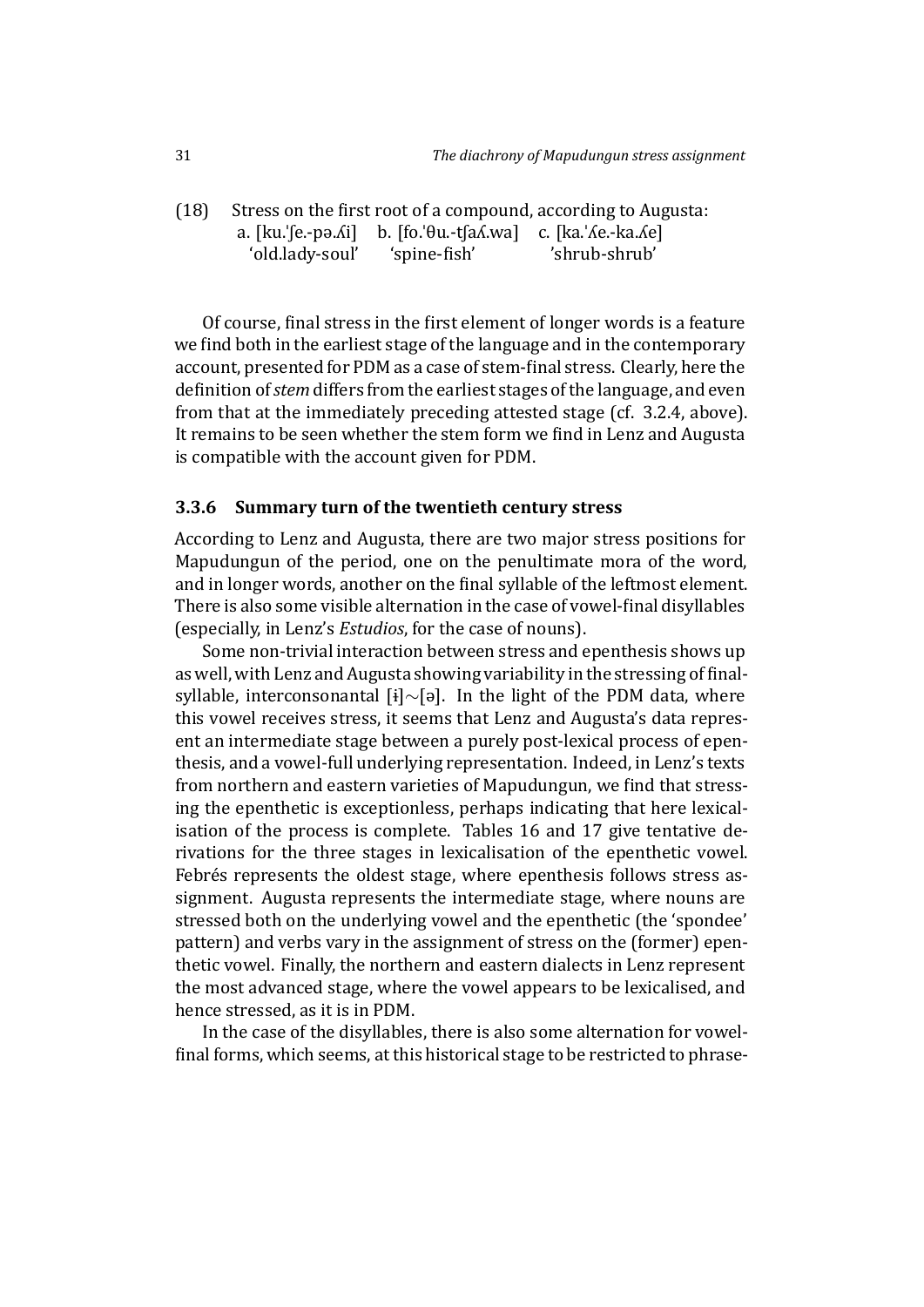(18) Stress on the first root of a compound, according to Augusta:

| a. [ku.ˈʃe.-pə.ʎi] | b. [fo.ˈθu.-tʃaʎ.wa] | c. [ka.ˈʎe.-ka.ʎe] |
|---|---|---|
| ‘old.lady-soul’ | ‘spine-fish’ | ’shrub-shrub’ |

Of course, final stress in the first element of longer words is a feature we find both in the earliest stage of the language and in the contemporary account, presented for PDM as a case of stem-final stress. Clearly, here the definition of *stem* differs from the earliest stages of the language, and even from that at the immediately preceding attested stage (cf. 3.2.4, above). It remains to be seen whether the stem form we find in Lenz and Augusta is compatible with the account given for PDM.

### 3.3.6 Summary turn of the twentieth century stress

According to Lenz and Augusta, there are two major stress positions for Mapudungun of the period, one on the penultimate mora of the word, and in longer words, another on the final syllable of the leftmost element. There is also some visible alternation in the case of vowel-final disyllables (especially, in Lenz’s *Estudios*, for the case of nouns).

Some non-trivial interaction between stress and epenthesis shows up as well, with Lenz and Augusta showing variability in the stressing of final-syllable, interconsonantal [ɨ]∼[ə]. In the light of the PDM data, where this vowel receives stress, it seems that Lenz and Augusta’s data represent an intermediate stage between a purely post-lexical process of epenthesis, and a vowel-full underlying representation. Indeed, in Lenz’s texts from northern and eastern varieties of Mapudungun, we find that stressing the epenthetic is exceptionless, perhaps indicating that here lexicalisation of the process is complete. Tables 16 and 17 give tentative derivations for the three stages in lexicalisation of the epenthetic vowel. Febrés represents the oldest stage, where epenthesis follows stress assignment. Augusta represents the intermediate stage, where nouns are stressed both on the underlying vowel and the epenthetic (the ‘spondee’ pattern) and verbs vary in the assignment of stress on the (former) epenthetic vowel. Finally, the northern and eastern dialects in Lenz represent the most advanced stage, where the vowel appears to be lexicalised, and hence stressed, as it is in PDM.

In the case of the disyllables, there is also some alternation for vowel-final forms, which seems, at this historical stage to be restricted to phrase-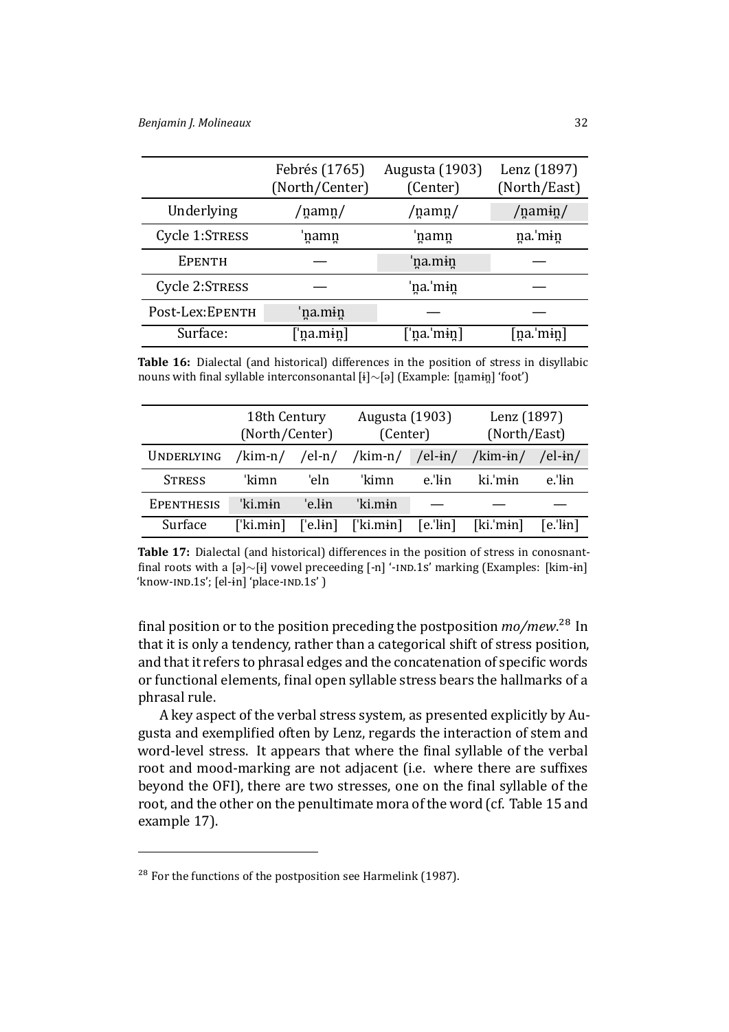| | Febrés (1765) (North/Center) | Augusta (1903) (Center) | Lenz (1897) (North/East) |
|---|---|---|---|
| Underlying | /n̪amn̪/ | /n̪amn̪/ | /n̪amɨn̪/ |
| Cycle 1:STRESS | ˈn̪amn̪ | ˈn̪amn̪ | n̪a.ˈmɨn̪ |
| EPENTH | — | ˈn̪a.mɨn̪ | — |
| Cycle 2:STRESS | — | ˈn̪a.ˈmɨn̪ | — |
| Post-Lex:EPENTH | ˈn̪a.mɨn̪ | — | — |
| Surface: | [ˈn̪a.mɨn̪] | [ˈn̪a.ˈmɨn̪] | [n̪a.ˈmɨn̪] |

**Table 16:** Dialectal (and historical) differences in the position of stress in disyllabic nouns with final syllable interconsonantal [ɨ]∼[ə] (Example: [n̪amɨn̪] 'foot')

| | 18th Century (North/Center) | | Augusta (1903) (Center) | | Lenz (1897) (North/East) | |
|---|---|---|---|---|---|---|
| UNDERLYING | /kim-n/ | /el-n/ | /kim-n/ | /el-ɨn/ | /kim-ɨn/ | /el-ɨn/ |
| STRESS | ˈkimn | ˈeln | ˈkimn | e.ˈlɨn | ki.ˈmɨn | e.ˈlɨn |
| EPENTHESIS | ˈki.mɨn | ˈe.lɨn | ˈki.mɨn | — | — | — |
| Surface | [ˈki.mɨn] | [ˈe.lɨn] | [ˈki.mɨn] | [e.ˈlɨn] | [ki.ˈmɨn] | [e.ˈlɨn] |

**Table 17:** Dialectal (and historical) differences in the position of stress in conosnant-final roots with a [ə]∼[ɨ] vowel preceeding [-n] '-IND.1S' marking (Examples: [kim-ɨn] 'know-IND.1S'; [el-ɨn] 'place-IND.1S' )

final position or to the position preceding the postposition *mo/mew*.[28] In that it is only a tendency, rather than a categorical shift of stress position, and that it refers to phrasal edges and the concatenation of specific words or functional elements, final open syllable stress bears the hallmarks of a phrasal rule.

A key aspect of the verbal stress system, as presented explicitly by Augusta and exemplified often by Lenz, regards the interaction of stem and word-level stress. It appears that where the final syllable of the verbal root and mood-marking are not adjacent (i.e. where there are suffixes beyond the OFI), there are two stresses, one on the final syllable of the root, and the other on the penultimate mora of the word (cf. Table 15 and example 17).

[28] For the functions of the postposition see Harmelink (1987).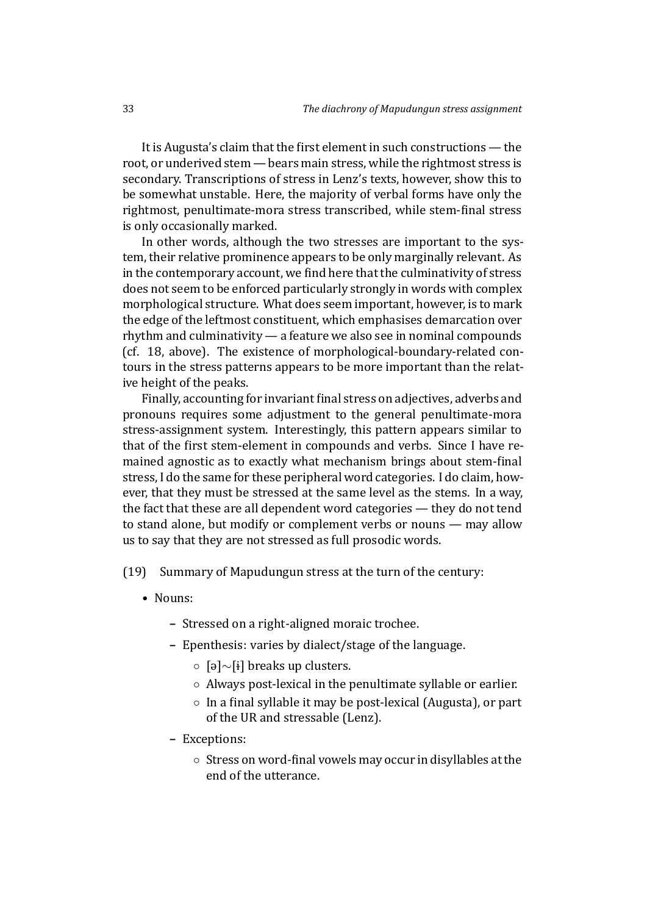It is Augusta's claim that the first element in such constructions — the root, or underived stem — bears main stress, while the rightmost stress is secondary. Transcriptions of stress in Lenz's texts, however, show this to be somewhat unstable. Here, the majority of verbal forms have only the rightmost, penultimate-mora stress transcribed, while stem-final stress is only occasionally marked.

In other words, although the two stresses are important to the system, their relative prominence appears to be only marginally relevant. As in the contemporary account, we find here that the culminativity of stress does not seem to be enforced particularly strongly in words with complex morphological structure. What does seem important, however, is to mark the edge of the leftmost constituent, which emphasises demarcation over rhythm and culminativity — a feature we also see in nominal compounds (cf. 18, above). The existence of morphological-boundary-related contours in the stress patterns appears to be more important than the relative height of the peaks.

Finally, accounting for invariant final stress on adjectives, adverbs and pronouns requires some adjustment to the general penultimate-mora stress-assignment system. Interestingly, this pattern appears similar to that of the first stem-element in compounds and verbs. Since I have remained agnostic as to exactly what mechanism brings about stem-final stress, I do the same for these peripheral word categories. I do claim, however, that they must be stressed at the same level as the stems. In a way, the fact that these are all dependent word categories — they do not tend to stand alone, but modify or complement verbs or nouns — may allow us to say that they are not stressed as full prosodic words.

(19) Summary of Mapudungun stress at the turn of the century:

- Nouns:
  - Stressed on a right-aligned moraic trochee.
  - Epenthesis: varies by dialect/stage of the language.
    - [ə]∼[ɨ] breaks up clusters.
    - Always post-lexical in the penultimate syllable or earlier.
    - In a final syllable it may be post-lexical (Augusta), or part of the UR and stressable (Lenz).
  - Exceptions:
    - Stress on word-final vowels may occur in disyllables at the end of the utterance.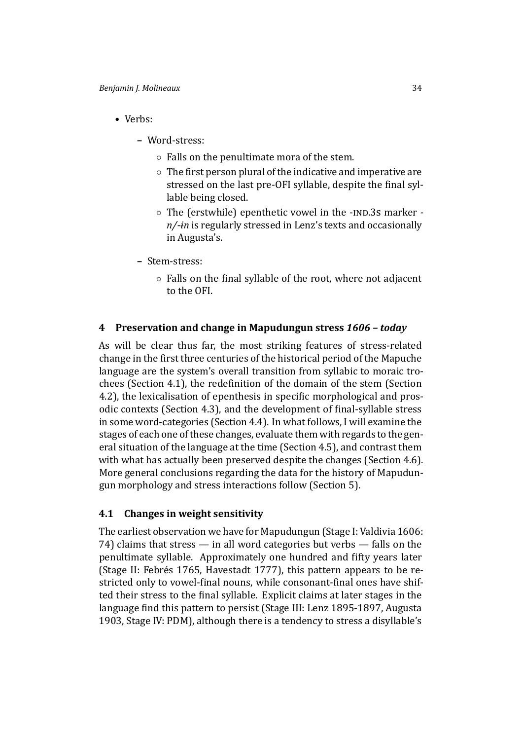- Verbs:
  - Word-stress:
    - Falls on the penultimate mora of the stem.
    - The first person plural of the indicative and imperative are stressed on the last pre-OFI syllable, despite the final syllable being closed.
    - The (erstwhile) epenthetic vowel in the -IND.3S marker -*n/-ɨn* is regularly stressed in Lenz's texts and occasionally in Augusta's.
  - Stem-stress:
    - Falls on the final syllable of the root, where not adjacent to the OFI.

## 4 Preservation and change in Mapudungun stress *1606 – today*

As will be clear thus far, the most striking features of stress-related change in the first three centuries of the historical period of the Mapuche language are the system's overall transition from syllabic to moraic trochees (Section 4.1), the redefinition of the domain of the stem (Section 4.2), the lexicalisation of epenthesis in specific morphological and prosodic contexts (Section 4.3), and the development of final-syllable stress in some word-categories (Section 4.4). In what follows, I will examine the stages of each one of these changes, evaluate them with regards to the general situation of the language at the time (Section 4.5), and contrast them with what has actually been preserved despite the changes (Section 4.6). More general conclusions regarding the data for the history of Mapudungun morphology and stress interactions follow (Section 5).

### 4.1 Changes in weight sensitivity

The earliest observation we have for Mapudungun (Stage I: Valdivia 1606: 74) claims that stress — in all word categories but verbs — falls on the penultimate syllable. Approximately one hundred and fifty years later (Stage II: Febrés 1765, Havestadt 1777), this pattern appears to be restricted only to vowel-final nouns, while consonant-final ones have shifted their stress to the final syllable. Explicit claims at later stages in the language find this pattern to persist (Stage III: Lenz 1895-1897, Augusta 1903, Stage IV: PDM), although there is a tendency to stress a disyllable's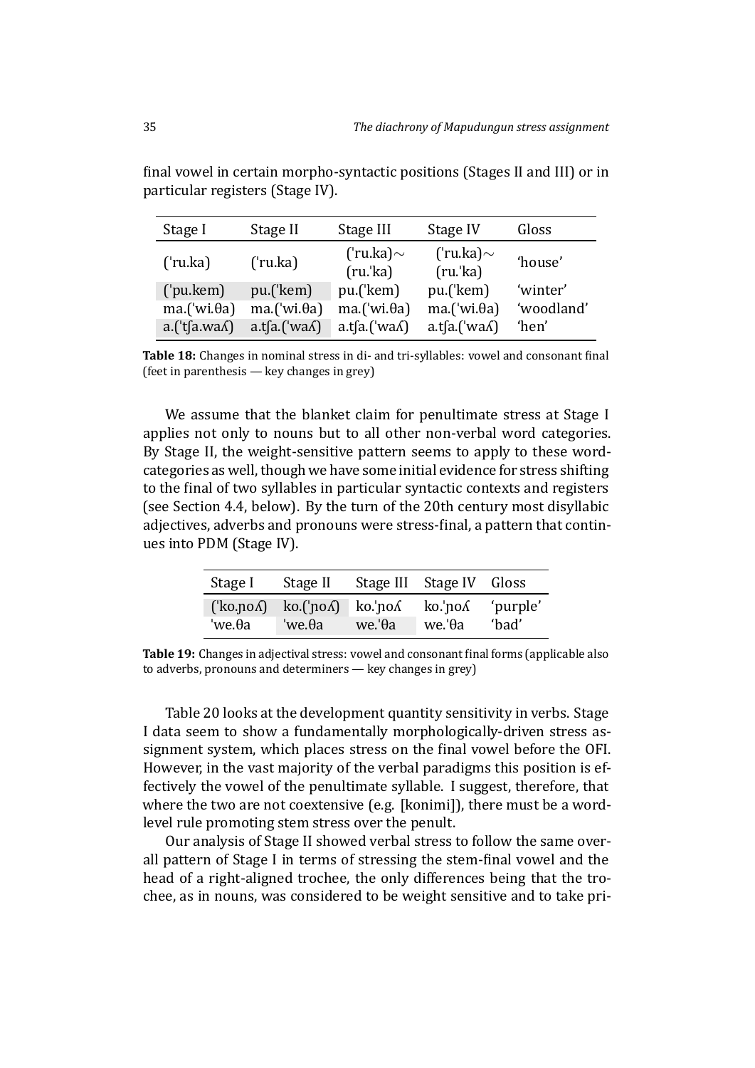final vowel in certain morpho-syntactic positions (Stages II and III) or in particular registers (Stage IV).

| Stage I | Stage II | Stage III | Stage IV | Gloss |
|---|---|---|---|---|
| (ˈru.ka) | (ˈru.ka) | (ˈru.ka)∼ (ru.ˈka) | (ˈru.ka)∼ (ru.ˈka) | ‘house’ |
| (ˈpu.kem) | pu.(ˈkem) | pu.(ˈkem) | pu.(ˈkem) | ‘winter’ |
| ma.(ˈwi.θa) | ma.(ˈwi.θa) | ma.(ˈwi.θa) | ma.(ˈwi.θa) | ‘woodland’ |
| a.(ˈtʃa.waʎ) | a.tʃa.(ˈwaʎ) | a.tʃa.(ˈwaʎ) | a.tʃa.(ˈwaʎ) | ‘hen’ |

**Table 18:** Changes in nominal stress in di- and tri-syllables: vowel and consonant final (feet in parenthesis — key changes in grey)

We assume that the blanket claim for penultimate stress at Stage I applies not only to nouns but to all other non-verbal word categories. By Stage II, the weight-sensitive pattern seems to apply to these word-categories as well, though we have some initial evidence for stress shifting to the final of two syllables in particular syntactic contexts and registers (see Section 4.4, below). By the turn of the 20th century most disyllabic adjectives, adverbs and pronouns were stress-final, a pattern that continues into PDM (Stage IV).

| Stage I | Stage II | Stage III | Stage IV | Gloss |
|---|---|---|---|---|
| (ˈko.ɲoʎ) | ko.(ˈɲoʎ) | ko.ˈɲoʎ | ko.ˈɲoʎ | ‘purple’ |
| ˈwe.θa | ˈwe.θa | we.ˈθa | we.ˈθa | ‘bad’ |

**Table 19:** Changes in adjectival stress: vowel and consonant final forms (applicable also to adverbs, pronouns and determiners — key changes in grey)

Table 20 looks at the development quantity sensitivity in verbs. Stage I data seem to show a fundamentally morphologically-driven stress assignment system, which places stress on the final vowel before the OFI. However, in the vast majority of the verbal paradigms this position is effectively the vowel of the penultimate syllable. I suggest, therefore, that where the two are not coextensive (e.g. [konimi]), there must be a word-level rule promoting stem stress over the penult.

Our analysis of Stage II showed verbal stress to follow the same overall pattern of Stage I in terms of stressing the stem-final vowel and the head of a right-aligned trochee, the only differences being that the trochee, as in nouns, was considered to be weight sensitive and to take pri-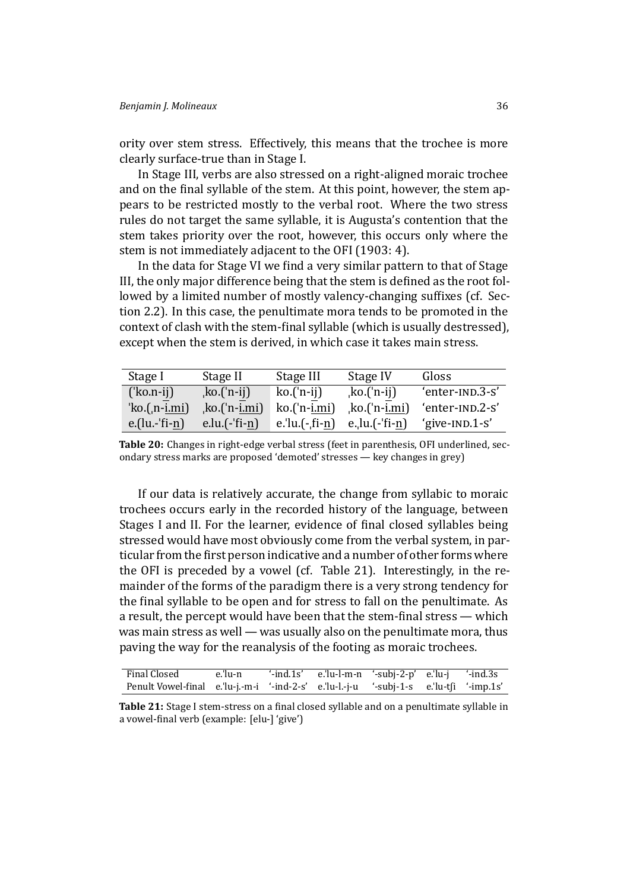ority over stem stress. Effectively, this means that the trochee is more clearly surface-true than in Stage I.

In Stage III, verbs are also stressed on a right-aligned moraic trochee and on the final syllable of the stem. At this point, however, the stem appears to be restricted mostly to the verbal root. Where the two stress rules do not target the same syllable, it is Augusta's contention that the stem takes priority over the root, however, this occurs only where the stem is not immediately adjacent to the OFI (1903: 4).

In the data for Stage VI we find a very similar pattern to that of Stage III, the only major difference being that the stem is defined as the root followed by a limited number of mostly valency-changing suffixes (cf. Section 2.2). In this case, the penultimate mora tends to be promoted in the context of clash with the stem-final syllable (which is usually destressed), except when the stem is derived, in which case it takes main stress.

| Stage I | Stage II | Stage III | Stage IV | Gloss |
|---|---|---|---|---|
| ('ko.n-ij) | ˌko.('n-ij) | ko.('n-ij) | ˌko.('n-ij) | 'enter-IND.3-S' |
| 'ko.(ˌn-i.mi) | ˌko.('n-i.mi) | ko.('n-i.mi) | ˌko.('n-i.mi) | 'enter-IND.2-S' |
| e.(lu.-'fi-n) | e.lu.(-'fi-n) | e.'lu.(-ˌfi-n) | e.ˌlu.(-'fi-n) | 'give-IND.1-S' |

**Table 20:** Changes in right-edge verbal stress (feet in parenthesis, OFI underlined, secondary stress marks are proposed 'demoted' stresses — key changes in grey)

If our data is relatively accurate, the change from syllabic to moraic trochees occurs early in the recorded history of the language, between Stages I and II. For the learner, evidence of final closed syllables being stressed would have most obviously come from the verbal system, in particular from the first person indicative and a number of other forms where the OFI is preceded by a vowel (cf. Table 21). Interestingly, in the remainder of the forms of the paradigm there is a very strong tendency for the final syllable to be open and for stress to fall on the penultimate. As a result, the percept would have been that the stem-final stress — which was main stress as well — was usually also on the penultimate mora, thus paving the way for the reanalysis of the footing as moraic trochees.

| | | | | | | |
|---|---|---|---|---|---|---|
| Final Closed | e.'lu-n | '-ind.1s' | e.'lu-l-m-n | '-subj-2-p' | e.'lu-j | '-ind.3s |
| Penult Vowel-final | e.'lu-j.-m-i | '-ind-2-s' | e.'lu-l.-j-u | '-subj-1-s | e.'lu-tʃi | '-imp.1s' |

**Table 21:** Stage I stem-stress on a final closed syllable and on a penultimate syllable in a vowel-final verb (example: [elu-] 'give')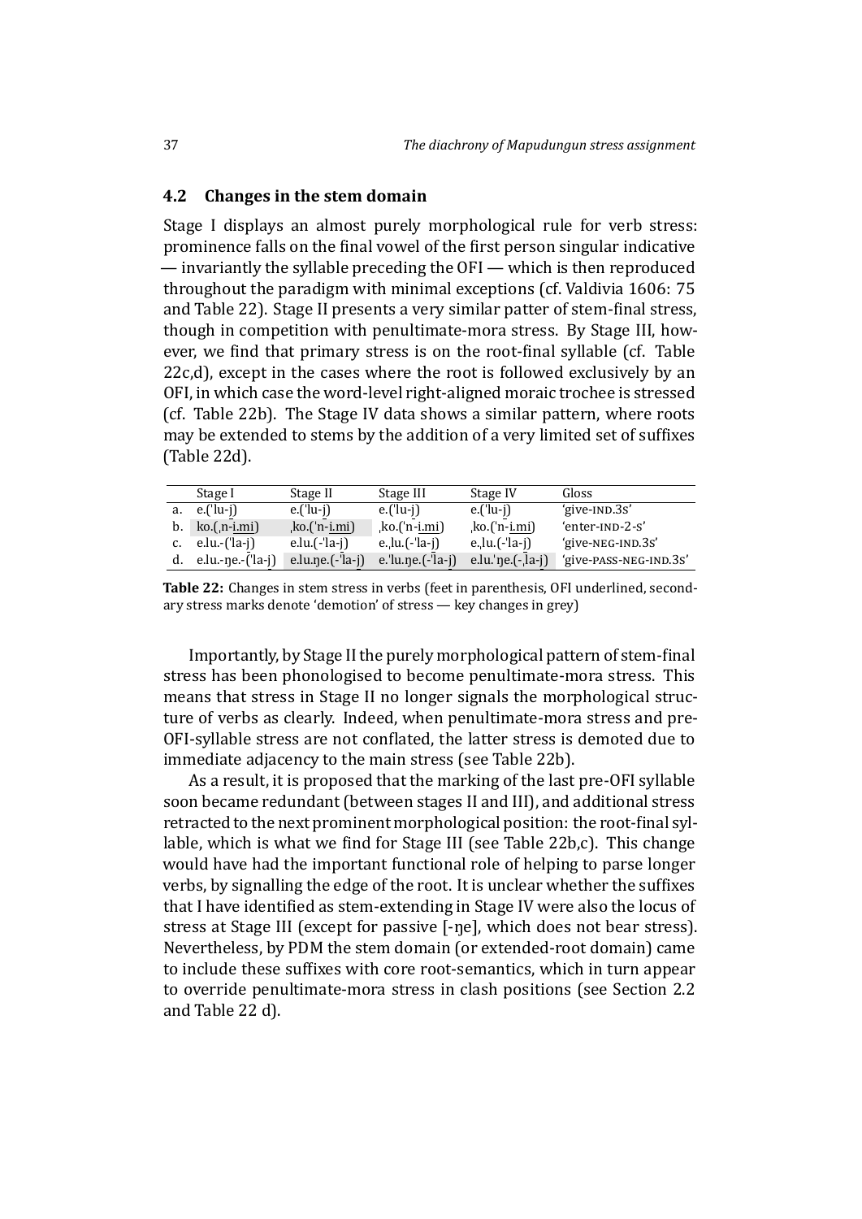## 4.2 Changes in the stem domain

Stage I displays an almost purely morphological rule for verb stress: prominence falls on the final vowel of the first person singular indicative — invariantly the syllable preceding the OFI — which is then reproduced throughout the paradigm with minimal exceptions (cf. Valdivia 1606: 75 and Table 22). Stage II presents a very similar patter of stem-final stress, though in competition with penultimate-mora stress. By Stage III, however, we find that primary stress is on the root-final syllable (cf. Table 22c,d), except in the cases where the root is followed exclusively by an OFI, in which case the word-level right-aligned moraic trochee is stressed (cf. Table 22b). The Stage IV data shows a similar pattern, where roots may be extended to stems by the addition of a very limited set of suffixes (Table 22d).

| | Stage I | Stage II | Stage III | Stage IV | Gloss |
|---|---|---|---|---|---|
| a. | e.(ˈlu-j) | e.(ˈlu-j) | e.(ˈlu-j) | e.(ˈlu-j) | ‘give-IND.3S’ |
| b. | ko.(ˌn-i̲.m̲i̲) | ˌko.(ˈn-i̲.m̲i̲) | ˌko.(ˈn-i̲.m̲i̲) | ˌko.(ˈn-i̲.m̲i̲) | ‘enter-IND-2-S’ |
| c. | e.lu.-(ˈla-j) | e.lu.(-ˈla-j) | e.ˌlu.(-ˈla-j) | e.ˌlu.(-ˈla-j) | ‘give-NEG-IND.3S’ |
| d. | e.lu.-ŋe.-(ˈla-j) | e.lu.ŋe.(-ˈla-j) | e.ˈlu.ŋe.(-ˈla-j) | e.lu.ˈŋe.(-ˌla-j) | ‘give-PASS-NEG-IND.3S’ |

**Table 22:** Changes in stem stress in verbs (feet in parenthesis, OFI underlined, secondary stress marks denote ‘demotion’ of stress — key changes in grey)

Importantly, by Stage II the purely morphological pattern of stem-final stress has been phonologised to become penultimate-mora stress. This means that stress in Stage II no longer signals the morphological structure of verbs as clearly. Indeed, when penultimate-mora stress and pre-OFI-syllable stress are not conflated, the latter stress is demoted due to immediate adjacency to the main stress (see Table 22b).

As a result, it is proposed that the marking of the last pre-OFI syllable soon became redundant (between stages II and III), and additional stress retracted to the next prominent morphological position: the root-final syllable, which is what we find for Stage III (see Table 22b,c). This change would have had the important functional role of helping to parse longer verbs, by signalling the edge of the root. It is unclear whether the suffixes that I have identified as stem-extending in Stage IV were also the locus of stress at Stage III (except for passive [-ŋe], which does not bear stress). Nevertheless, by PDM the stem domain (or extended-root domain) came to include these suffixes with core root-semantics, which in turn appear to override penultimate-mora stress in clash positions (see Section 2.2 and Table 22 d).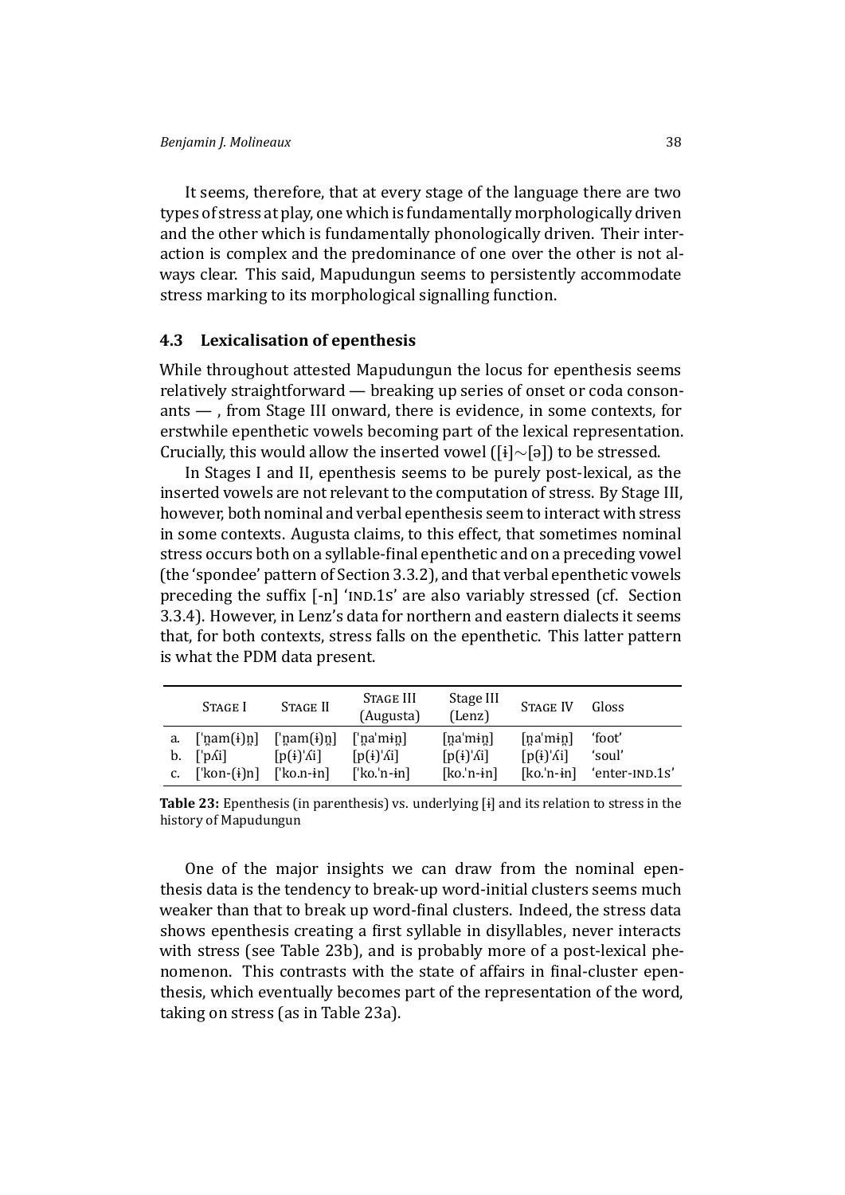It seems, therefore, that at every stage of the language there are two types of stress at play, one which is fundamentally morphologically driven and the other which is fundamentally phonologically driven. Their interaction is complex and the predominance of one over the other is not always clear. This said, Mapudungun seems to persistently accommodate stress marking to its morphological signalling function.

### 4.3 Lexicalisation of epenthesis

While throughout attested Mapudungun the locus for epenthesis seems relatively straightforward — breaking up series of onset or coda consonants — , from Stage III onward, there is evidence, in some contexts, for erstwhile epenthetic vowels becoming part of the lexical representation. Crucially, this would allow the inserted vowel ([ɨ]∼[ə]) to be stressed.

In Stages I and II, epenthesis seems to be purely post-lexical, as the inserted vowels are not relevant to the computation of stress. By Stage III, however, both nominal and verbal epenthesis seem to interact with stress in some contexts. Augusta claims, to this effect, that sometimes nominal stress occurs both on a syllable-final epenthetic and on a preceding vowel (the 'spondee' pattern of Section 3.3.2), and that verbal epenthetic vowels preceding the suffix [-n] 'IND.1S' are also variably stressed (cf. Section 3.3.4). However, in Lenz's data for northern and eastern dialects it seems that, for both contexts, stress falls on the epenthetic. This latter pattern is what the PDM data present.

| | Stage I | Stage II | Stage III (Augusta) | Stage III (Lenz) | Stage IV | Gloss |
|---|---|---|---|---|---|---|
| a. | [ˈn̪am(ɨ)n̪] | [ˈn̪am(ɨ)n̪] | [ˈn̪aˈmɨn̪] | [n̪aˈmɨn̪] | [n̪aˈmɨn̪] | 'foot' |
| b. | [ˈpʎi] | [p(ɨ)ˈʎi] | [p(ɨ)ˈʎi] | [p(ɨ)ˈʎi] | [p(ɨ)ˈʎi] | 'soul' |
| c. | [ˈkon-(ɨ)n] | [ˈko.n-ɨn] | [ˈko.ˈn-ɨn] | [ko.ˈn-ɨn] | [ko.ˈn-ɨn] | 'enter-IND.1S' |

**Table 23:** Epenthesis (in parenthesis) vs. underlying [ɨ] and its relation to stress in the history of Mapudungun

One of the major insights we can draw from the nominal epenthesis data is the tendency to break-up word-initial clusters seems much weaker than that to break up word-final clusters. Indeed, the stress data shows epenthesis creating a first syllable in disyllables, never interacts with stress (see Table 23b), and is probably more of a post-lexical phenomenon. This contrasts with the state of affairs in final-cluster epenthesis, which eventually becomes part of the representation of the word, taking on stress (as in Table 23a).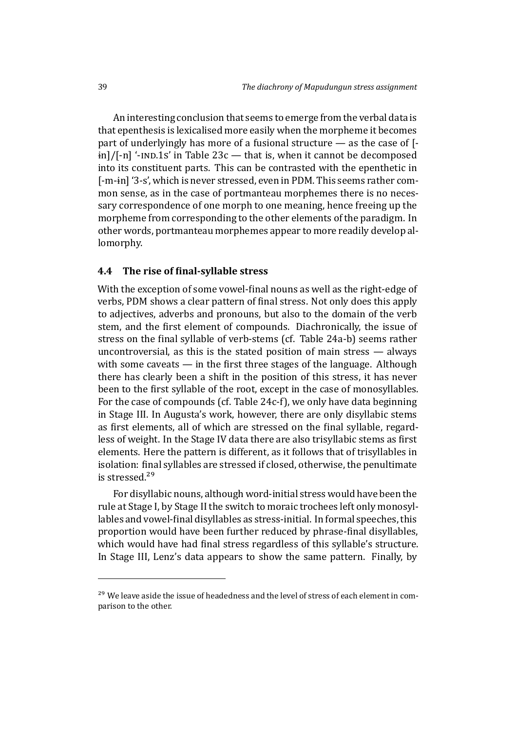An interesting conclusion that seems to emerge from the verbal data is that epenthesis is lexicalised more easily when the morpheme it becomes part of underlyingly has more of a fusional structure — as the case of [-ɨn]/[-n] '-IND.1S' in Table 23c — that is, when it cannot be decomposed into its constituent parts. This can be contrasted with the epenthetic in [-m-ɨn] '3-s', which is never stressed, even in PDM. This seems rather common sense, as in the case of portmanteau morphemes there is no necessary correspondence of one morph to one meaning, hence freeing up the morpheme from corresponding to the other elements of the paradigm. In other words, portmanteau morphemes appear to more readily develop allomorphy.

### 4.4 The rise of final-syllable stress

With the exception of some vowel-final nouns as well as the right-edge of verbs, PDM shows a clear pattern of final stress. Not only does this apply to adjectives, adverbs and pronouns, but also to the domain of the verb stem, and the first element of compounds. Diachronically, the issue of stress on the final syllable of verb-stems (cf. Table 24a-b) seems rather uncontroversial, as this is the stated position of main stress — always with some caveats — in the first three stages of the language. Although there has clearly been a shift in the position of this stress, it has never been to the first syllable of the root, except in the case of monosyllables. For the case of compounds (cf. Table 24c-f), we only have data beginning in Stage III. In Augusta's work, however, there are only disyllabic stems as first elements, all of which are stressed on the final syllable, regardless of weight. In the Stage IV data there are also trisyllabic stems as first elements. Here the pattern is different, as it follows that of trisyllables in isolation: final syllables are stressed if closed, otherwise, the penultimate is stressed.[29]

For disyllabic nouns, although word-initial stress would have been the rule at Stage I, by Stage II the switch to moraic trochees left only monosyllables and vowel-final disyllables as stress-initial. In formal speeches, this proportion would have been further reduced by phrase-final disyllables, which would have had final stress regardless of this syllable's structure. In Stage III, Lenz's data appears to show the same pattern. Finally, by

[29] We leave aside the issue of headedness and the level of stress of each element in comparison to the other.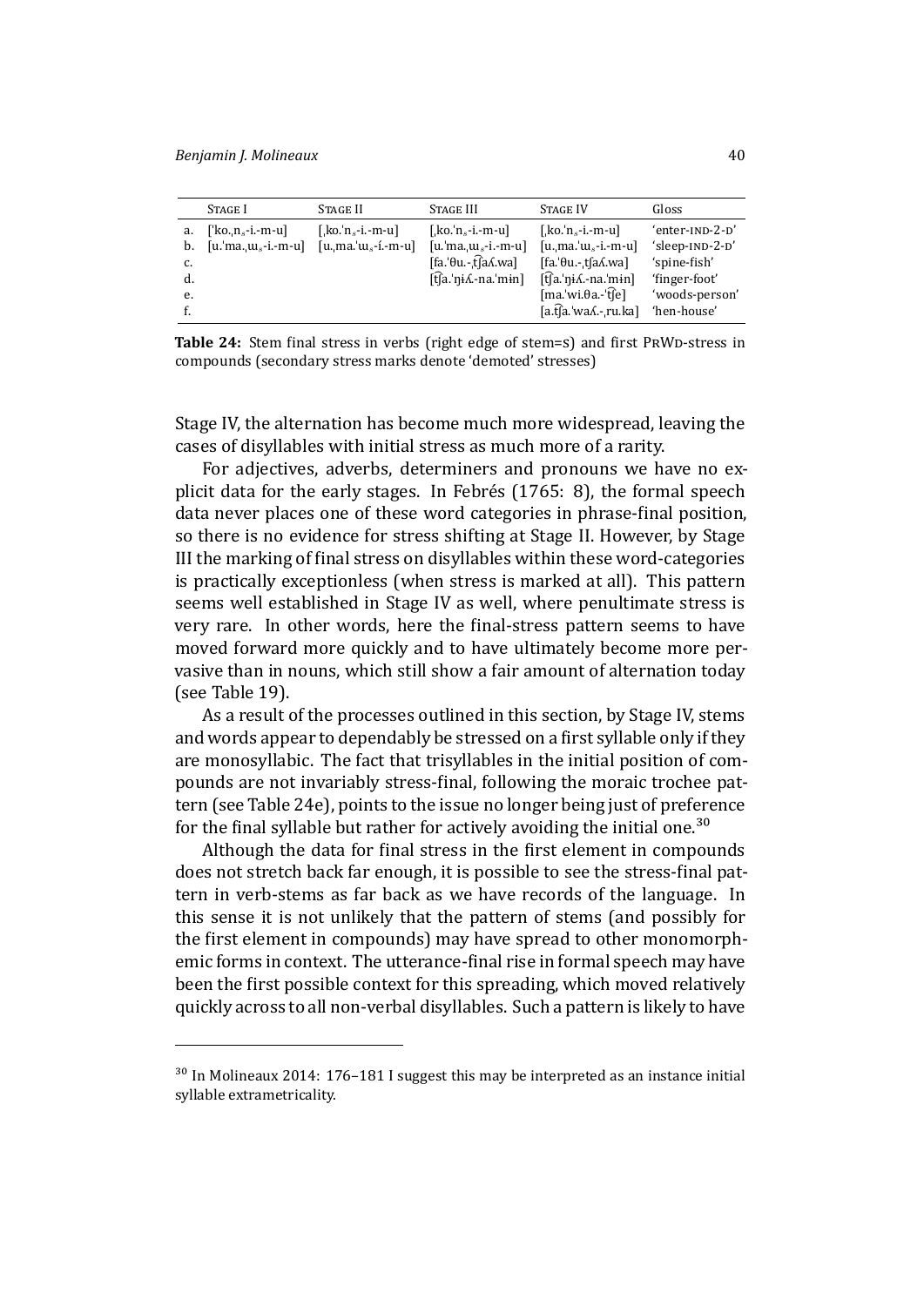|  | Stage I | Stage II | Stage III | Stage IV | Gloss |
|---|---|---|---|---|---|
| a. | [ˈko.ˌnₛ-i.-m-u] | [ˌko.ˈnₛ-i.-m-u] | [ˌko.ˈnₛ-i.-m-u] | [ˌko.ˈnₛ-i.-m-u] | 'enter-IND-2-D' |
| b. | [u.ˈma.ˌɯₛ-i.-m-u] | [u.ˌma.ˈɯₛ-í.-m-u] | [u.ˈma.ˌɯₛ-i.-m-u] | [u.ˌma.ˈɯₛ-i.-m-u] | 'sleep-IND-2-D' |
| c. |  |  | [fa.ˈθu.-ˌt͡ʃaʎ.wa] | [fa.ˈθu.-ˌt͡ʃaʎ.wa] | 'spine-fish' |
| d. |  |  | [t͡ʃa.ˈŋɨʎ.-na.ˈmɨn] | [t͡ʃa.ˈŋɨʎ.-na.ˈmɨn] | 'finger-foot' |
| e. |  |  |  | [ma.ˈwi.θa.-ˈt͡ʃe] | 'woods-person' |
| f. |  |  |  | [a.t͡ʃa.ˈwaʎ.-ˌru.ka] | 'hen-house' |

**Table 24:** Stem final stress in verbs (right edge of stem=s) and first PrWd-stress in compounds (secondary stress marks denote 'demoted' stresses)

Stage IV, the alternation has become much more widespread, leaving the cases of disyllables with initial stress as much more of a rarity.

For adjectives, adverbs, determiners and pronouns we have no explicit data for the early stages. In Febrés (1765: 8), the formal speech data never places one of these word categories in phrase-final position, so there is no evidence for stress shifting at Stage II. However, by Stage III the marking of final stress on disyllables within these word-categories is practically exceptionless (when stress is marked at all). This pattern seems well established in Stage IV as well, where penultimate stress is very rare. In other words, here the final-stress pattern seems to have moved forward more quickly and to have ultimately become more pervasive than in nouns, which still show a fair amount of alternation today (see Table 19).

As a result of the processes outlined in this section, by Stage IV, stems and words appear to dependably be stressed on a first syllable only if they are monosyllabic. The fact that trisyllables in the initial position of compounds are not invariably stress-final, following the moraic trochee pattern (see Table 24e), points to the issue no longer being just of preference for the final syllable but rather for actively avoiding the initial one.[30]

Although the data for final stress in the first element in compounds does not stretch back far enough, it is possible to see the stress-final pattern in verb-stems as far back as we have records of the language. In this sense it is not unlikely that the pattern of stems (and possibly for the first element in compounds) may have spread to other monomorphemic forms in context. The utterance-final rise in formal speech may have been the first possible context for this spreading, which moved relatively quickly across to all non-verbal disyllables. Such a pattern is likely to have

[30] In Molineaux 2014: 176–181 I suggest this may be interpreted as an instance initial syllable extrametricality.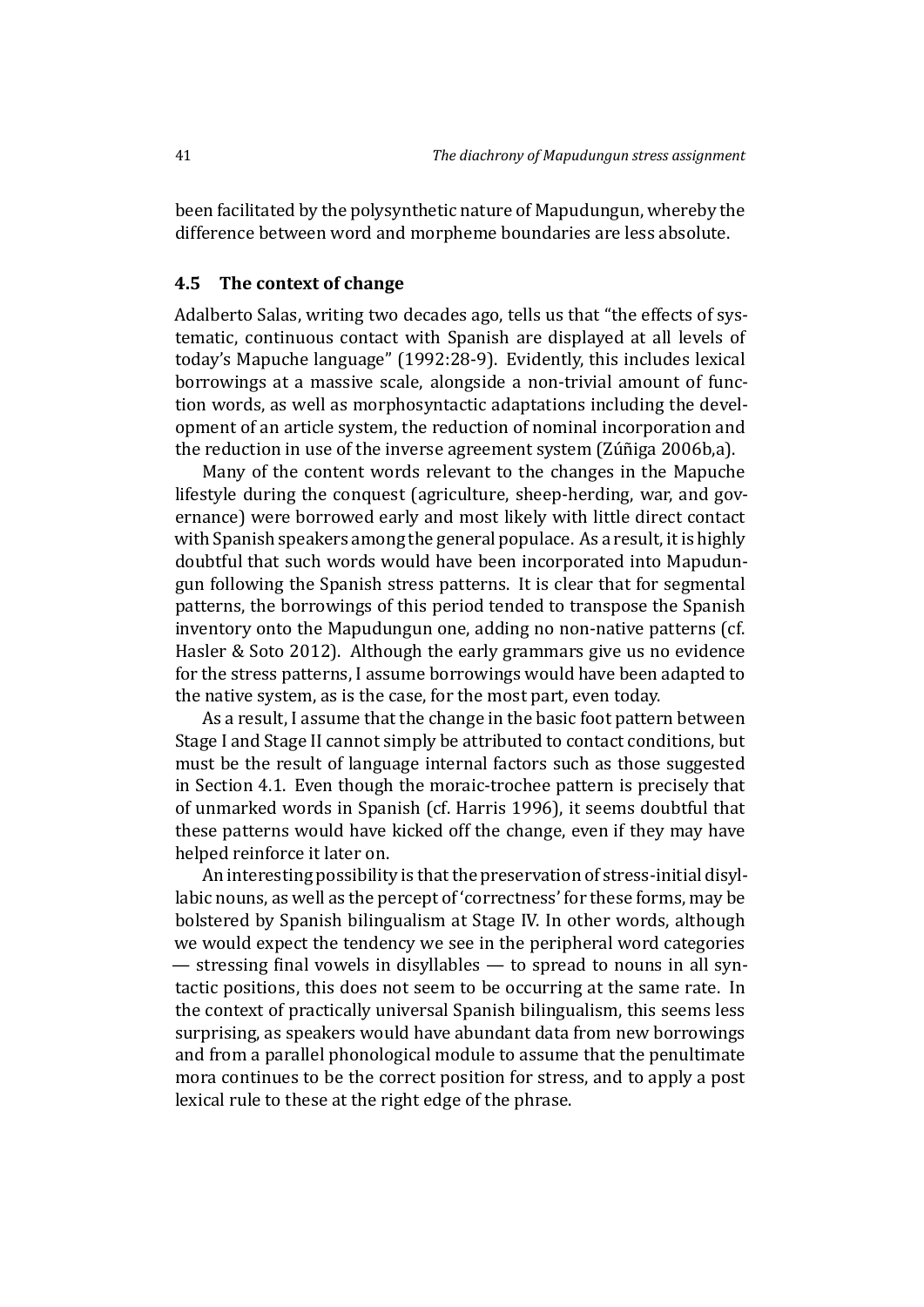been facilitated by the polysynthetic nature of Mapudungun, whereby the difference between word and morpheme boundaries are less absolute.

### 4.5 The context of change

Adalberto Salas, writing two decades ago, tells us that "the effects of systematic, continuous contact with Spanish are displayed at all levels of today's Mapuche language" (1992:28-9). Evidently, this includes lexical borrowings at a massive scale, alongside a non-trivial amount of function words, as well as morphosyntactic adaptations including the development of an article system, the reduction of nominal incorporation and the reduction in use of the inverse agreement system (Zúñiga 2006b,a).

Many of the content words relevant to the changes in the Mapuche lifestyle during the conquest (agriculture, sheep-herding, war, and governance) were borrowed early and most likely with little direct contact with Spanish speakers among the general populace. As a result, it is highly doubtful that such words would have been incorporated into Mapudungun following the Spanish stress patterns. It is clear that for segmental patterns, the borrowings of this period tended to transpose the Spanish inventory onto the Mapudungun one, adding no non-native patterns (cf. Hasler & Soto 2012). Although the early grammars give us no evidence for the stress patterns, I assume borrowings would have been adapted to the native system, as is the case, for the most part, even today.

As a result, I assume that the change in the basic foot pattern between Stage I and Stage II cannot simply be attributed to contact conditions, but must be the result of language internal factors such as those suggested in Section 4.1. Even though the moraic-trochee pattern is precisely that of unmarked words in Spanish (cf. Harris 1996), it seems doubtful that these patterns would have kicked off the change, even if they may have helped reinforce it later on.

An interesting possibility is that the preservation of stress-initial disyllabic nouns, as well as the percept of 'correctness' for these forms, may be bolstered by Spanish bilingualism at Stage IV. In other words, although we would expect the tendency we see in the peripheral word categories — stressing final vowels in disyllables — to spread to nouns in all syntactic positions, this does not seem to be occurring at the same rate. In the context of practically universal Spanish bilingualism, this seems less surprising, as speakers would have abundant data from new borrowings and from a parallel phonological module to assume that the penultimate mora continues to be the correct position for stress, and to apply a post lexical rule to these at the right edge of the phrase.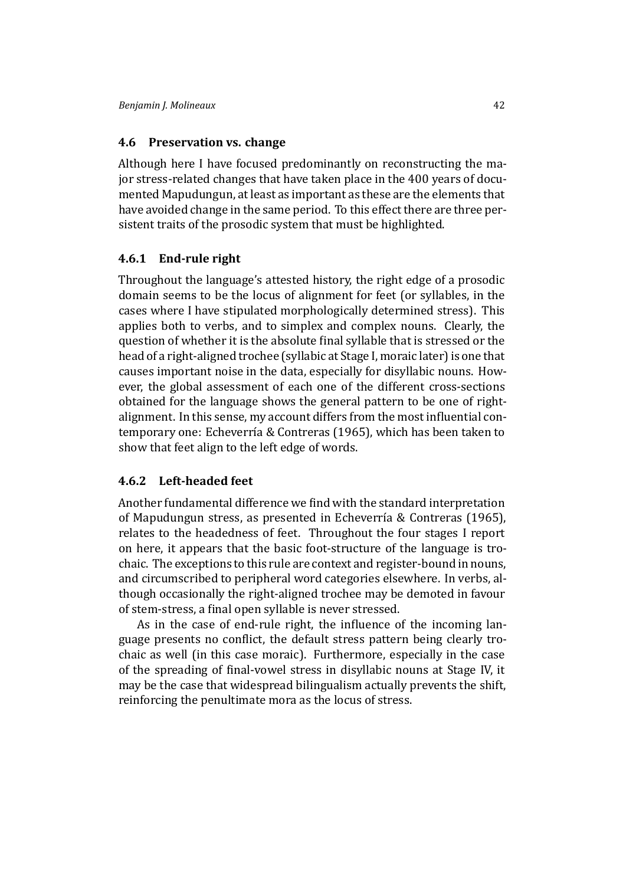### 4.6 Preservation vs. change

Although here I have focused predominantly on reconstructing the major stress-related changes that have taken place in the 400 years of documented Mapudungun, at least as important as these are the elements that have avoided change in the same period. To this effect there are three persistent traits of the prosodic system that must be highlighted.

#### 4.6.1 End-rule right

Throughout the language's attested history, the right edge of a prosodic domain seems to be the locus of alignment for feet (or syllables, in the cases where I have stipulated morphologically determined stress). This applies both to verbs, and to simplex and complex nouns. Clearly, the question of whether it is the absolute final syllable that is stressed or the head of a right-aligned trochee (syllabic at Stage I, moraic later) is one that causes important noise in the data, especially for disyllabic nouns. However, the global assessment of each one of the different cross-sections obtained for the language shows the general pattern to be one of right-alignment. In this sense, my account differs from the most influential contemporary one: Echeverría & Contreras (1965), which has been taken to show that feet align to the left edge of words.

#### 4.6.2 Left-headed feet

Another fundamental difference we find with the standard interpretation of Mapudungun stress, as presented in Echeverría & Contreras (1965), relates to the headedness of feet. Throughout the four stages I report on here, it appears that the basic foot-structure of the language is trochaic. The exceptions to this rule are context and register-bound in nouns, and circumscribed to peripheral word categories elsewhere. In verbs, although occasionally the right-aligned trochee may be demoted in favour of stem-stress, a final open syllable is never stressed.

As in the case of end-rule right, the influence of the incoming language presents no conflict, the default stress pattern being clearly trochaic as well (in this case moraic). Furthermore, especially in the case of the spreading of final-vowel stress in disyllabic nouns at Stage IV, it may be the case that widespread bilingualism actually prevents the shift, reinforcing the penultimate mora as the locus of stress.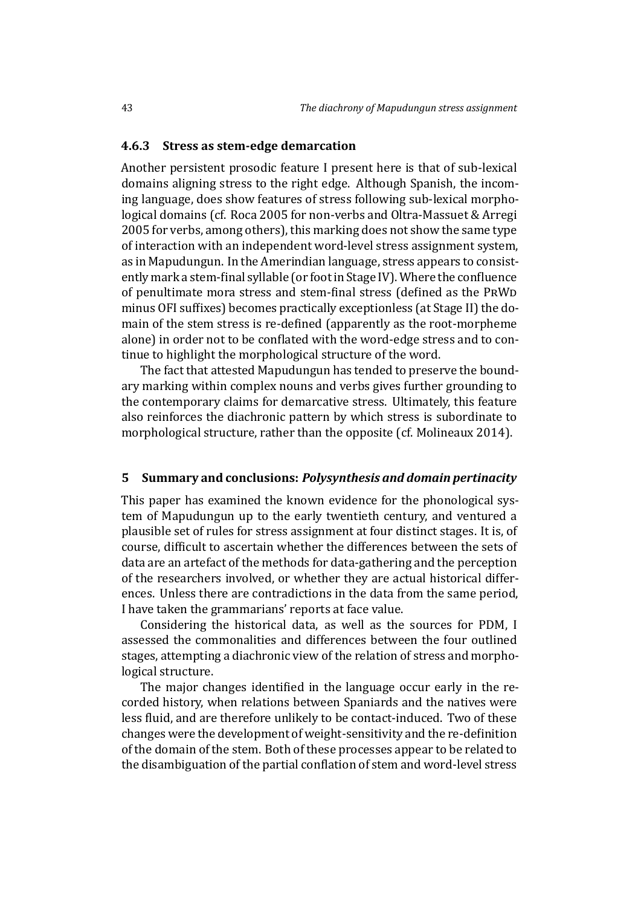### 4.6.3 Stress as stem-edge demarcation

Another persistent prosodic feature I present here is that of sub-lexical domains aligning stress to the right edge. Although Spanish, the incoming language, does show features of stress following sub-lexical morphological domains (cf. Roca 2005 for non-verbs and Oltra-Massuet & Arregi 2005 for verbs, among others), this marking does not show the same type of interaction with an independent word-level stress assignment system, as in Mapudungun. In the Amerindian language, stress appears to consistently mark a stem-final syllable (or foot in Stage IV). Where the confluence of penultimate mora stress and stem-final stress (defined as the PrWd minus OFI suffixes) becomes practically exceptionless (at Stage II) the domain of the stem stress is re-defined (apparently as the root-morpheme alone) in order not to be conflated with the word-edge stress and to continue to highlight the morphological structure of the word.

The fact that attested Mapudungun has tended to preserve the boundary marking within complex nouns and verbs gives further grounding to the contemporary claims for demarcative stress. Ultimately, this feature also reinforces the diachronic pattern by which stress is subordinate to morphological structure, rather than the opposite (cf. Molineaux 2014).

## 5 Summary and conclusions: *Polysynthesis and domain pertinacity*

This paper has examined the known evidence for the phonological system of Mapudungun up to the early twentieth century, and ventured a plausible set of rules for stress assignment at four distinct stages. It is, of course, difficult to ascertain whether the differences between the sets of data are an artefact of the methods for data-gathering and the perception of the researchers involved, or whether they are actual historical differences. Unless there are contradictions in the data from the same period, I have taken the grammarians' reports at face value.

Considering the historical data, as well as the sources for PDM, I assessed the commonalities and differences between the four outlined stages, attempting a diachronic view of the relation of stress and morphological structure.

The major changes identified in the language occur early in the recorded history, when relations between Spaniards and the natives were less fluid, and are therefore unlikely to be contact-induced. Two of these changes were the development of weight-sensitivity and the re-definition of the domain of the stem. Both of these processes appear to be related to the disambiguation of the partial conflation of stem and word-level stress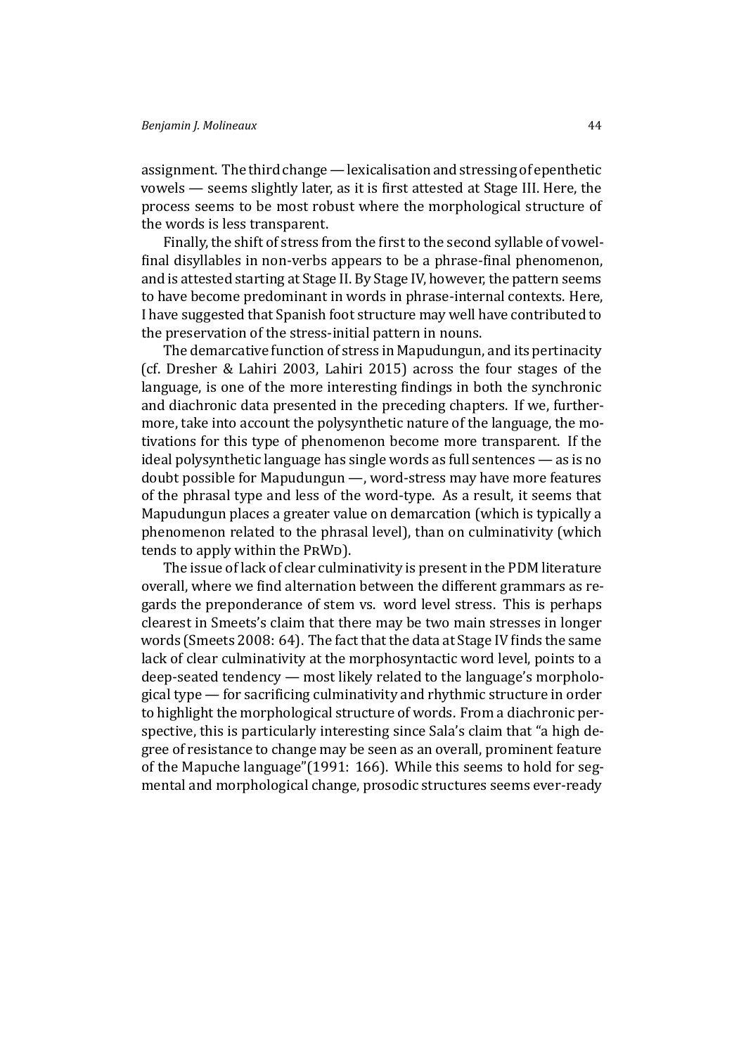assignment. The third change — lexicalisation and stressing of epenthetic vowels — seems slightly later, as it is first attested at Stage III. Here, the process seems to be most robust where the morphological structure of the words is less transparent.

Finally, the shift of stress from the first to the second syllable of vowel-final disyllables in non-verbs appears to be a phrase-final phenomenon, and is attested starting at Stage II. By Stage IV, however, the pattern seems to have become predominant in words in phrase-internal contexts. Here, I have suggested that Spanish foot structure may well have contributed to the preservation of the stress-initial pattern in nouns.

The demarcative function of stress in Mapudungun, and its pertinacity (cf. Dresher & Lahiri 2003, Lahiri 2015) across the four stages of the language, is one of the more interesting findings in both the synchronic and diachronic data presented in the preceding chapters. If we, furthermore, take into account the polysynthetic nature of the language, the motivations for this type of phenomenon become more transparent. If the ideal polysynthetic language has single words as full sentences — as is no doubt possible for Mapudungun —, word-stress may have more features of the phrasal type and less of the word-type. As a result, it seems that Mapudungun places a greater value on demarcation (which is typically a phenomenon related to the phrasal level), than on culminativity (which tends to apply within the PrWd).

The issue of lack of clear culminativity is present in the PDM literature overall, where we find alternation between the different grammars as regards the preponderance of stem vs. word level stress. This is perhaps clearest in Smeets's claim that there may be two main stresses in longer words (Smeets 2008: 64). The fact that the data at Stage IV finds the same lack of clear culminativity at the morphosyntactic word level, points to a deep-seated tendency — most likely related to the language's morphological type — for sacrificing culminativity and rhythmic structure in order to highlight the morphological structure of words. From a diachronic perspective, this is particularly interesting since Sala's claim that "a high degree of resistance to change may be seen as an overall, prominent feature of the Mapuche language"(1991: 166). While this seems to hold for segmental and morphological change, prosodic structures seems ever-ready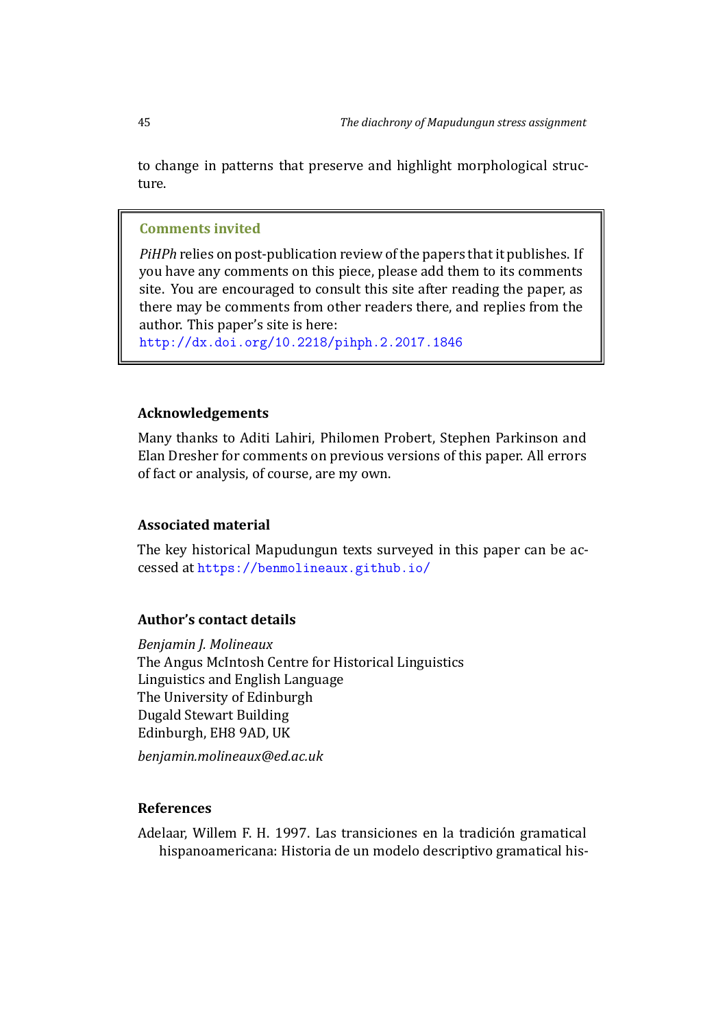to change in patterns that preserve and highlight morphological structure.

> **Comments invited**
>
> *PiHPh* relies on post-publication review of the papers that it publishes. If you have any comments on this piece, please add them to its comments site. You are encouraged to consult this site after reading the paper, as there may be comments from other readers there, and replies from the author. This paper's site is here:
> http://dx.doi.org/10.2218/pihph.2.2017.1846

### Acknowledgements

Many thanks to Aditi Lahiri, Philomen Probert, Stephen Parkinson and Elan Dresher for comments on previous versions of this paper. All errors of fact or analysis, of course, are my own.

### Associated material

The key historical Mapudungun texts surveyed in this paper can be accessed at https://benmolineaux.github.io/

### Author's contact details

*Benjamin J. Molineaux*
The Angus McIntosh Centre for Historical Linguistics
Linguistics and English Language
The University of Edinburgh
Dugald Stewart Building
Edinburgh, EH8 9AD, UK

*benjamin.molineaux@ed.ac.uk*

### References

Adelaar, Willem F. H. 1997. Las transiciones en la tradición gramatical hispanoamericana: Historia de un modelo descriptivo gramatical his-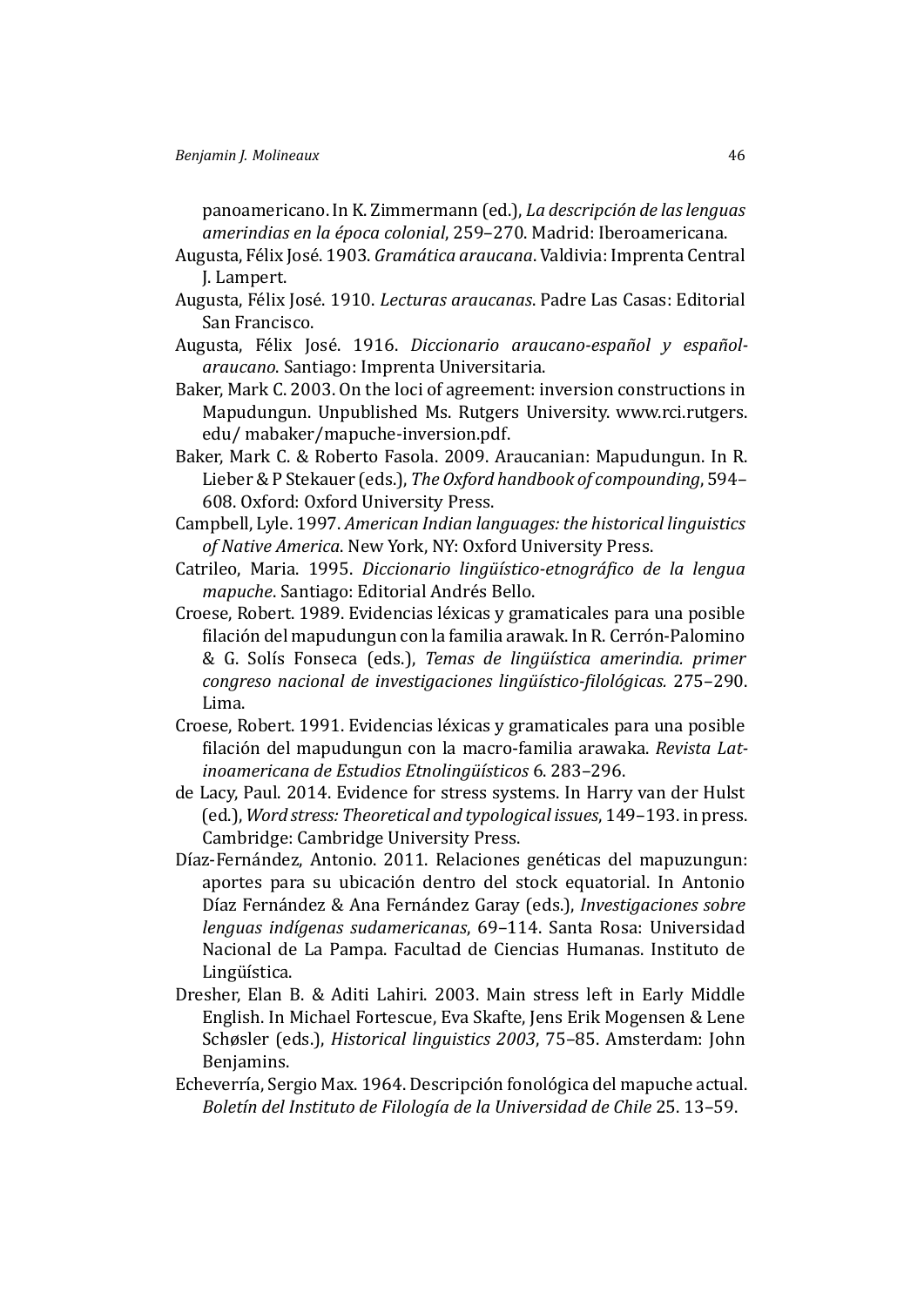panoamericano. In K. Zimmermann (ed.), *La descripción de las lenguas amerindias en la época colonial*, 259–270. Madrid: Iberoamericana.

Augusta, Félix José. 1903. *Gramática araucana*. Valdivia: Imprenta Central J. Lampert.

Augusta, Félix José. 1910. *Lecturas araucanas*. Padre Las Casas: Editorial San Francisco.

Augusta, Félix José. 1916. *Diccionario araucano-español y español-araucano*. Santiago: Imprenta Universitaria.

Baker, Mark C. 2003. On the loci of agreement: inversion constructions in Mapudungun. Unpublished Ms. Rutgers University. www.rci.rutgers.edu/ mabaker/mapuche-inversion.pdf.

Baker, Mark C. & Roberto Fasola. 2009. Araucanian: Mapudungun. In R. Lieber & P Stekauer (eds.), *The Oxford handbook of compounding*, 594–608. Oxford: Oxford University Press.

Campbell, Lyle. 1997. *American Indian languages: the historical linguistics of Native America*. New York, NY: Oxford University Press.

Catrileo, Maria. 1995. *Diccionario lingüístico-etnográfico de la lengua mapuche*. Santiago: Editorial Andrés Bello.

Croese, Robert. 1989. Evidencias léxicas y gramaticales para una posible filación del mapudungun con la familia arawak. In R. Cerrón-Palomino & G. Solís Fonseca (eds.), *Temas de lingüística amerindia. primer congreso nacional de investigaciones lingüístico-filológicas.* 275–290. Lima.

Croese, Robert. 1991. Evidencias léxicas y gramaticales para una posible filación del mapudungun con la macro-familia arawaka. *Revista Latinoamericana de Estudios Etnolingüísticos* 6. 283–296.

de Lacy, Paul. 2014. Evidence for stress systems. In Harry van der Hulst (ed.), *Word stress: Theoretical and typological issues*, 149–193. in press. Cambridge: Cambridge University Press.

Díaz-Fernández, Antonio. 2011. Relaciones genéticas del mapuzungun: aportes para su ubicación dentro del stock equatorial. In Antonio Díaz Fernández & Ana Fernández Garay (eds.), *Investigaciones sobre lenguas indígenas sudamericanas*, 69–114. Santa Rosa: Universidad Nacional de La Pampa. Facultad de Ciencias Humanas. Instituto de Lingüística.

Dresher, Elan B. & Aditi Lahiri. 2003. Main stress left in Early Middle English. In Michael Fortescue, Eva Skafte, Jens Erik Mogensen & Lene Schøsler (eds.), *Historical linguistics 2003*, 75–85. Amsterdam: John Benjamins.

Echeverría, Sergio Max. 1964. Descripción fonológica del mapuche actual. *Boletín del Instituto de Filología de la Universidad de Chile* 25. 13–59.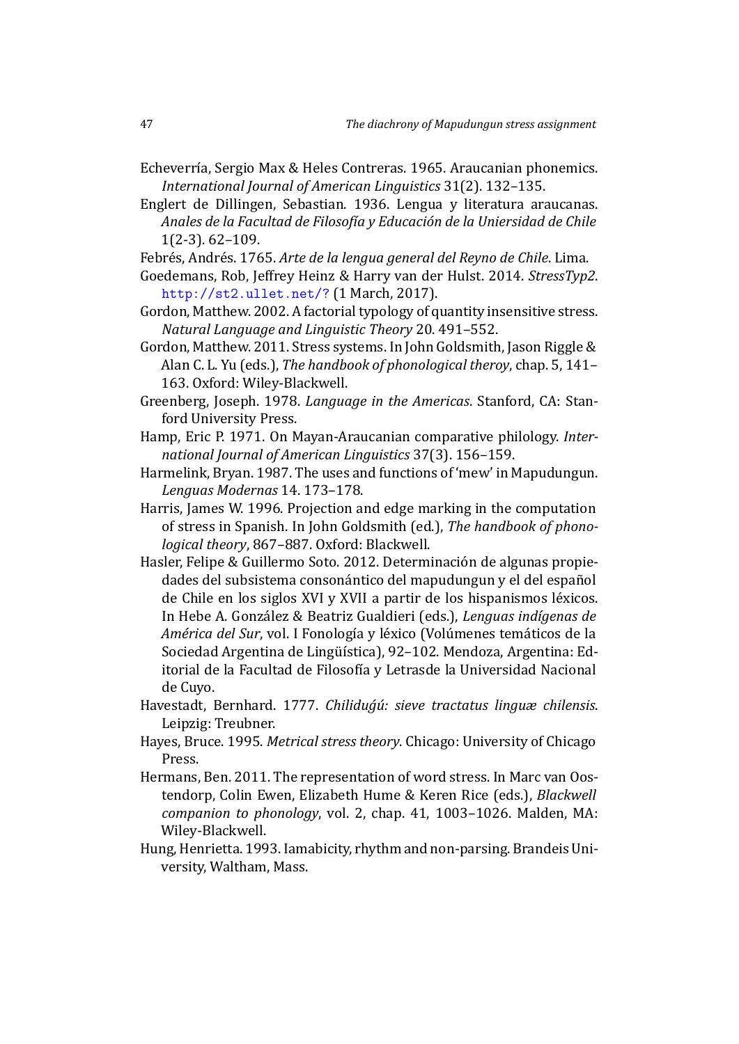Echeverría, Sergio Max & Heles Contreras. 1965. Araucanian phonemics. *International Journal of American Linguistics* 31(2). 132–135.

Englert de Dillingen, Sebastian. 1936. Lengua y literatura araucanas. *Anales de la Facultad de Filosofía y Educación de la Uniersidad de Chile* 1(2-3). 62–109.

Febrés, Andrés. 1765. *Arte de la lengua general del Reyno de Chile*. Lima.

Goedemans, Rob, Jeffrey Heinz & Harry van der Hulst. 2014. *StressTyp2*. http://st2.ullet.net/? (1 March, 2017).

Gordon, Matthew. 2002. A factorial typology of quantity insensitive stress. *Natural Language and Linguistic Theory* 20. 491–552.

Gordon, Matthew. 2011. Stress systems. In John Goldsmith, Jason Riggle & Alan C. L. Yu (eds.), *The handbook of phonological theroy*, chap. 5, 141–163. Oxford: Wiley-Blackwell.

Greenberg, Joseph. 1978. *Language in the Americas*. Stanford, CA: Stanford University Press.

Hamp, Eric P. 1971. On Mayan-Araucanian comparative philology. *International Journal of American Linguistics* 37(3). 156–159.

Harmelink, Bryan. 1987. The uses and functions of 'mew' in Mapudungun. *Lenguas Modernas* 14. 173–178.

Harris, James W. 1996. Projection and edge marking in the computation of stress in Spanish. In John Goldsmith (ed.), *The handbook of phonological theory*, 867–887. Oxford: Blackwell.

Hasler, Felipe & Guillermo Soto. 2012. Determinación de algunas propiedades del subsistema consonántico del mapudungun y el del español de Chile en los siglos XVI y XVII a partir de los hispanismos léxicos. In Hebe A. González & Beatriz Gualdieri (eds.), *Lenguas indígenas de América del Sur*, vol. I Fonología y léxico (Volúmenes temáticos de la Sociedad Argentina de Lingüística), 92–102. Mendoza, Argentina: Editorial de la Facultad de Filosofía y Letrasde la Universidad Nacional de Cuyo.

Havestadt, Bernhard. 1777. *Chilidugú: sieve tractatus linguæ chilensis*. Leipzig: Treubner.

Hayes, Bruce. 1995. *Metrical stress theory*. Chicago: University of Chicago Press.

Hermans, Ben. 2011. The representation of word stress. In Marc van Oostendorp, Colin Ewen, Elizabeth Hume & Keren Rice (eds.), *Blackwell companion to phonology*, vol. 2, chap. 41, 1003–1026. Malden, MA: Wiley-Blackwell.

Hung, Henrietta. 1993. Iamabicity, rhythm and non-parsing. Brandeis University, Waltham, Mass.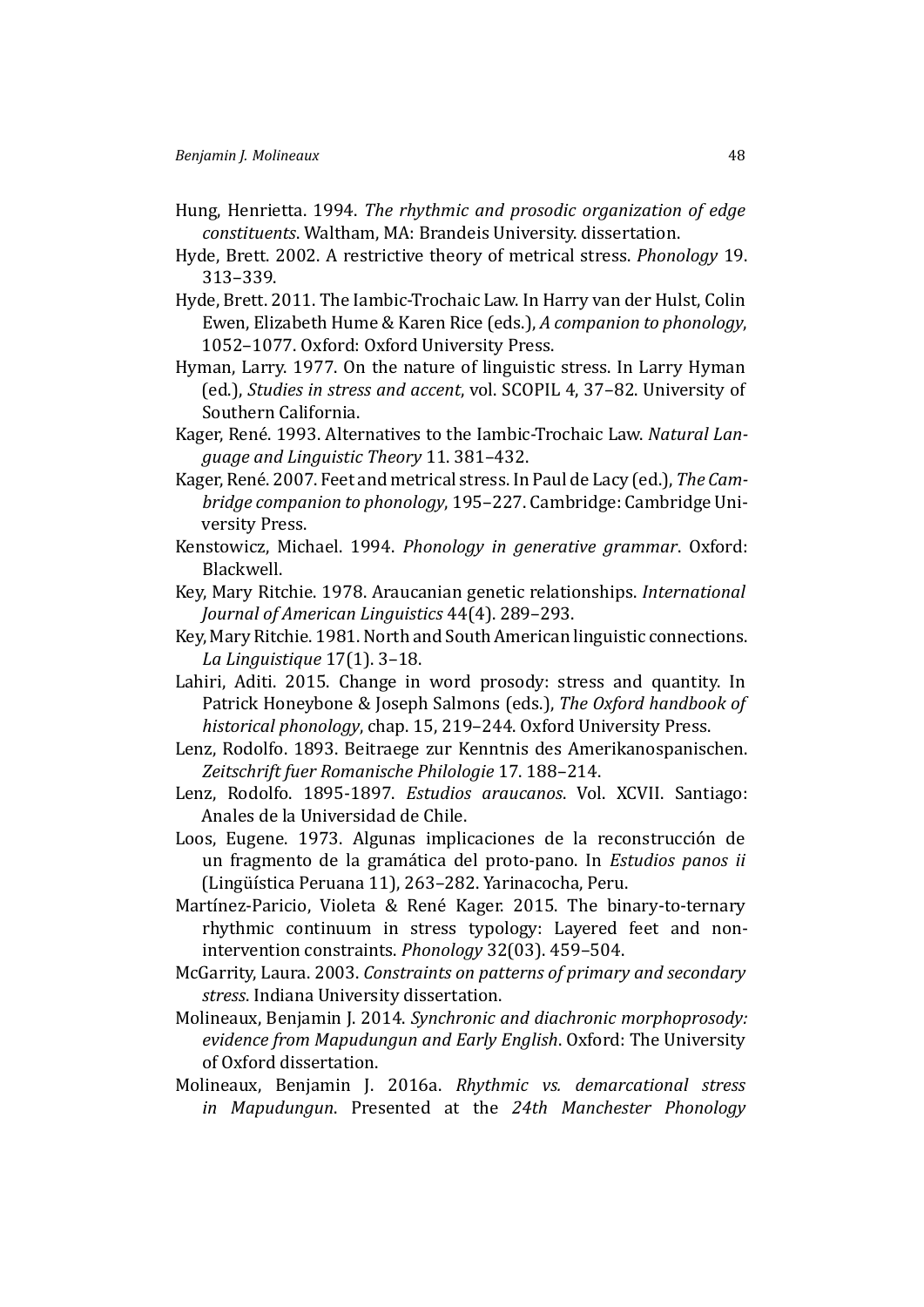Hung, Henrietta. 1994. *The rhythmic and prosodic organization of edge constituents*. Waltham, MA: Brandeis University. dissertation.

Hyde, Brett. 2002. A restrictive theory of metrical stress. *Phonology* 19. 313–339.

Hyde, Brett. 2011. The Iambic-Trochaic Law. In Harry van der Hulst, Colin Ewen, Elizabeth Hume & Karen Rice (eds.), *A companion to phonology*, 1052–1077. Oxford: Oxford University Press.

Hyman, Larry. 1977. On the nature of linguistic stress. In Larry Hyman (ed.), *Studies in stress and accent*, vol. SCOPIL 4, 37–82. University of Southern California.

Kager, René. 1993. Alternatives to the Iambic-Trochaic Law. *Natural Language and Linguistic Theory* 11. 381–432.

Kager, René. 2007. Feet and metrical stress. In Paul de Lacy (ed.), *The Cambridge companion to phonology*, 195–227. Cambridge: Cambridge University Press.

Kenstowicz, Michael. 1994. *Phonology in generative grammar*. Oxford: Blackwell.

Key, Mary Ritchie. 1978. Araucanian genetic relationships. *International Journal of American Linguistics* 44(4). 289–293.

Key, Mary Ritchie. 1981. North and South American linguistic connections. *La Linguistique* 17(1). 3–18.

Lahiri, Aditi. 2015. Change in word prosody: stress and quantity. In Patrick Honeybone & Joseph Salmons (eds.), *The Oxford handbook of historical phonology*, chap. 15, 219–244. Oxford University Press.

Lenz, Rodolfo. 1893. Beitraege zur Kenntnis des Amerikanospanischen. *Zeitschrift fuer Romanische Philologie* 17. 188–214.

Lenz, Rodolfo. 1895-1897. *Estudios araucanos*. Vol. XCVII. Santiago: Anales de la Universidad de Chile.

Loos, Eugene. 1973. Algunas implicaciones de la reconstrucción de un fragmento de la gramática del proto-pano. In *Estudios panos ii* (Lingüística Peruana 11), 263–282. Yarinacocha, Peru.

Martínez-Paricio, Violeta & René Kager. 2015. The binary-to-ternary rhythmic continuum in stress typology: Layered feet and non-intervention constraints. *Phonology* 32(03). 459–504.

McGarrity, Laura. 2003. *Constraints on patterns of primary and secondary stress*. Indiana University dissertation.

Molineaux, Benjamin J. 2014. *Synchronic and diachronic morphoprosody: evidence from Mapudungun and Early English*. Oxford: The University of Oxford dissertation.

Molineaux, Benjamin J. 2016a. *Rhythmic vs. demarcational stress in Mapudungun*. Presented at the *24th Manchester Phonology*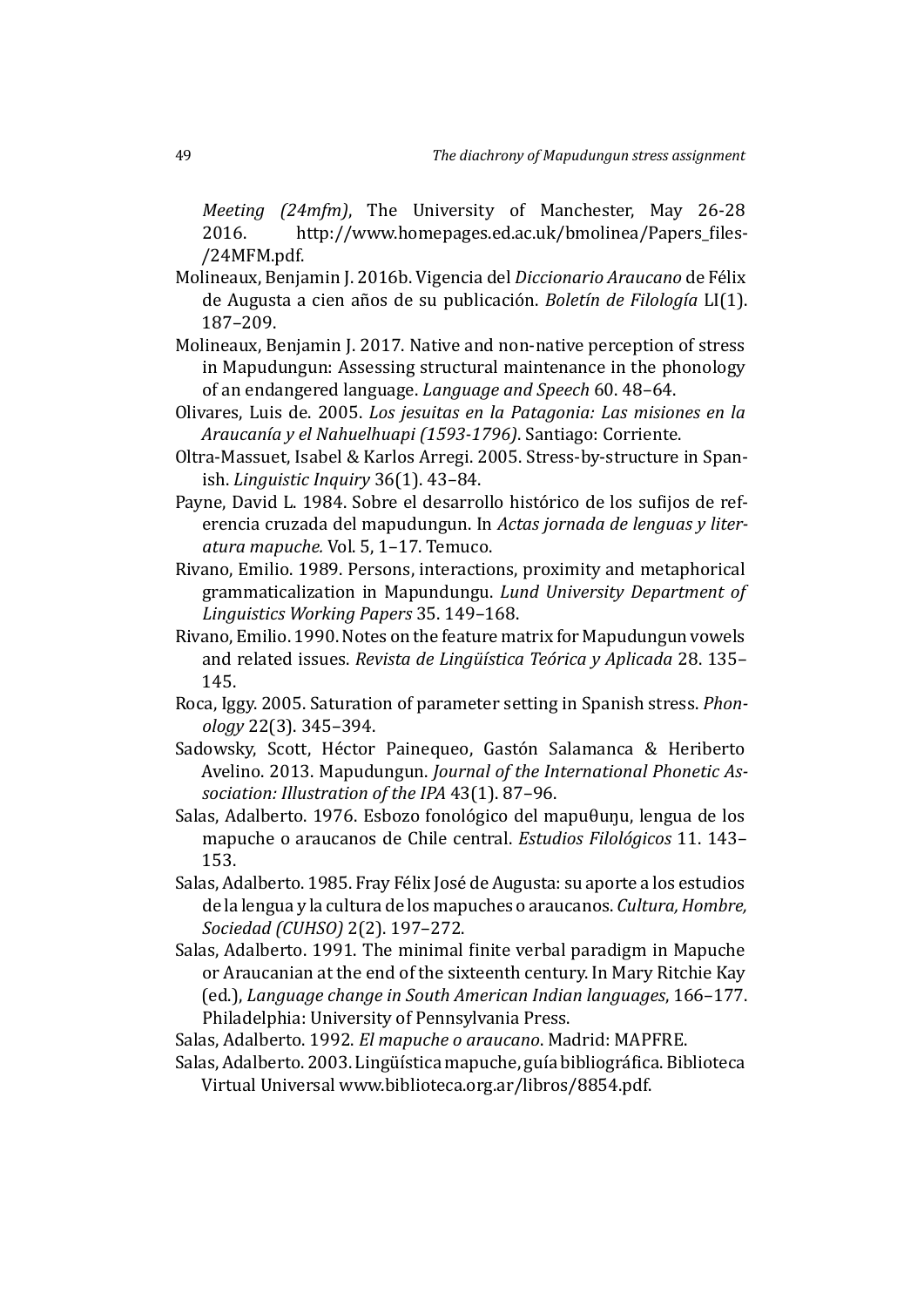*Meeting (24mfm)*, The University of Manchester, May 26-28 2016. http://www.homepages.ed.ac.uk/bmolinea/Papers_files-/24MFM.pdf.

Molineaux, Benjamin J. 2016b. Vigencia del *Diccionario Araucano* de Félix de Augusta a cien años de su publicación. *Boletín de Filología* LI(1). 187–209.

Molineaux, Benjamin J. 2017. Native and non-native perception of stress in Mapudungun: Assessing structural maintenance in the phonology of an endangered language. *Language and Speech* 60. 48–64.

Olivares, Luis de. 2005. *Los jesuitas en la Patagonia: Las misiones en la Araucanía y el Nahuelhuapi (1593-1796)*. Santiago: Corriente.

Oltra-Massuet, Isabel & Karlos Arregi. 2005. Stress-by-structure in Spanish. *Linguistic Inquiry* 36(1). 43–84.

Payne, David L. 1984. Sobre el desarrollo histórico de los sufijos de referencia cruzada del mapudungun. In *Actas jornada de lenguas y literatura mapuche.* Vol. 5, 1–17. Temuco.

Rivano, Emilio. 1989. Persons, interactions, proximity and metaphorical grammaticalization in Mapundungu. *Lund University Department of Linguistics Working Papers* 35. 149–168.

Rivano, Emilio. 1990. Notes on the feature matrix for Mapudungun vowels and related issues. *Revista de Lingüística Teórica y Aplicada* 28. 135–145.

Roca, Iggy. 2005. Saturation of parameter setting in Spanish stress. *Phonology* 22(3). 345–394.

Sadowsky, Scott, Héctor Painequeo, Gastón Salamanca & Heriberto Avelino. 2013. Mapudungun. *Journal of the International Phonetic Association: Illustration of the IPA* 43(1). 87–96.

Salas, Adalberto. 1976. Esbozo fonológico del mapuθuŋu, lengua de los mapuche o araucanos de Chile central. *Estudios Filológicos* 11. 143–153.

Salas, Adalberto. 1985. Fray Félix José de Augusta: su aporte a los estudios de la lengua y la cultura de los mapuches o araucanos. *Cultura, Hombre, Sociedad (CUHSO)* 2(2). 197–272.

Salas, Adalberto. 1991. The minimal finite verbal paradigm in Mapuche or Araucanian at the end of the sixteenth century. In Mary Ritchie Kay (ed.), *Language change in South American Indian languages*, 166–177. Philadelphia: University of Pennsylvania Press.

Salas, Adalberto. 1992. *El mapuche o araucano*. Madrid: MAPFRE.

Salas, Adalberto. 2003. Lingüística mapuche, guía bibliográfica. Biblioteca Virtual Universal www.biblioteca.org.ar/libros/8854.pdf.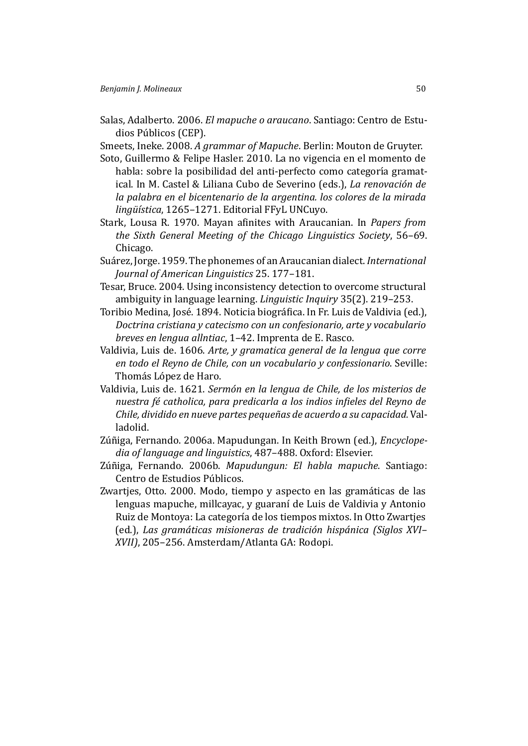Salas, Adalberto. 2006. *El mapuche o araucano*. Santiago: Centro de Estudios Públicos (CEP).

Smeets, Ineke. 2008. *A grammar of Mapuche*. Berlin: Mouton de Gruyter.

Soto, Guillermo & Felipe Hasler. 2010. La no vigencia en el momento de habla: sobre la posibilidad del anti-perfecto como categoría gramatical. In M. Castel & Liliana Cubo de Severino (eds.), *La renovación de la palabra en el bicentenario de la argentina. los colores de la mirada lingüística*, 1265–1271. Editorial FFyL UNCuyo.

Stark, Lousa R. 1970. Mayan afinites with Araucanian. In *Papers from the Sixth General Meeting of the Chicago Linguistics Society*, 56–69. Chicago.

Suárez, Jorge. 1959. The phonemes of an Araucanian dialect. *International Journal of American Linguistics* 25. 177–181.

Tesar, Bruce. 2004. Using inconsistency detection to overcome structural ambiguity in language learning. *Linguistic Inquiry* 35(2). 219–253.

Toribio Medina, José. 1894. Noticia biográfica. In Fr. Luis de Valdivia (ed.), *Doctrina cristiana y catecismo con un confesionario, arte y vocabulario breves en lengua allntiac*, 1–42. Imprenta de E. Rasco.

Valdivia, Luis de. 1606. *Arte, y gramatica general de la lengua que corre en todo el Reyno de Chile, con un vocabulario y confessionario*. Seville: Thomás López de Haro.

Valdivia, Luis de. 1621. *Sermón en la lengua de Chile, de los misterios de nuestra fé catholica, para predicarla a los indios infieles del Reyno de Chile, dividido en nueve partes pequeñas de acuerdo a su capacidad.* Valladolid.

Zúñiga, Fernando. 2006a. Mapudungan. In Keith Brown (ed.), *Encyclopedia of language and linguistics*, 487–488. Oxford: Elsevier.

Zúñiga, Fernando. 2006b. *Mapudungun: El habla mapuche*. Santiago: Centro de Estudios Públicos.

Zwartjes, Otto. 2000. Modo, tiempo y aspecto en las gramáticas de las lenguas mapuche, millcayac, y guaraní de Luis de Valdivia y Antonio Ruiz de Montoya: La categoría de los tiempos mixtos. In Otto Zwartjes (ed.), *Las gramáticas misioneras de tradición hispánica (Siglos XVI–XVII)*, 205–256. Amsterdam/Atlanta GA: Rodopi.